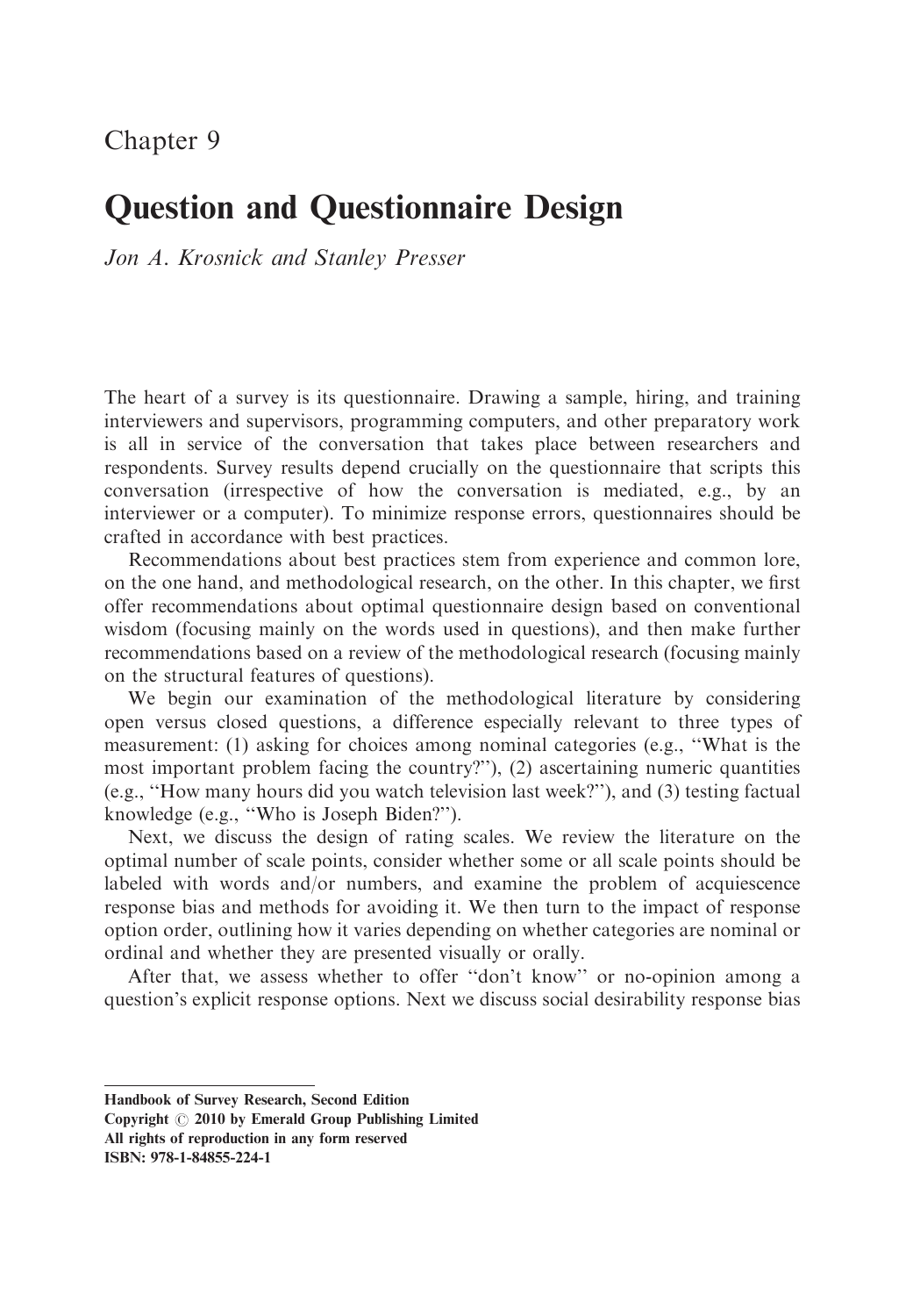Chapter 9

# Question and Questionnaire Design

*Jon A. Krosnick and Stanley Presser*

The heart of a survey is its questionnaire. Drawing a sample, hiring, and training interviewers and supervisors, programming computers, and other preparatory work is all in service of the conversation that takes place between researchers and respondents. Survey results depend crucially on the questionnaire that scripts this conversation (irrespective of how the conversation is mediated, e.g., by an interviewer or a computer). To minimize response errors, questionnaires should be crafted in accordance with best practices.

Recommendations about best practices stem from experience and common lore, on the one hand, and methodological research, on the other. In this chapter, we first offer recommendations about optimal questionnaire design based on conventional wisdom (focusing mainly on the words used in questions), and then make further recommendations based on a review of the methodological research (focusing mainly on the structural features of questions).

We begin our examination of the methodological literature by considering open versus closed questions, a difference especially relevant to three types of measurement: (1) asking for choices among nominal categories (e.g., ''What is the most important problem facing the country?''), (2) ascertaining numeric quantities (e.g., ''How many hours did you watch television last week?''), and (3) testing factual knowledge (e.g., ''Who is Joseph Biden?'').

Next, we discuss the design of rating scales. We review the literature on the optimal number of scale points, consider whether some or all scale points should be labeled with words and/or numbers, and examine the problem of acquiescence response bias and methods for avoiding it. We then turn to the impact of response option order, outlining how it varies depending on whether categories are nominal or ordinal and whether they are presented visually or orally.

After that, we assess whether to offer ''don't know'' or no-opinion among a question's explicit response options. Next we discuss social desirability response bias

**Handbook of Survey Research, Second Edition**
**Copyright © 2010 by Emerald Group Publishing Limited**
**All rights of reproduction in any form reserved**
**ISBN: 978-1-84855-224-1**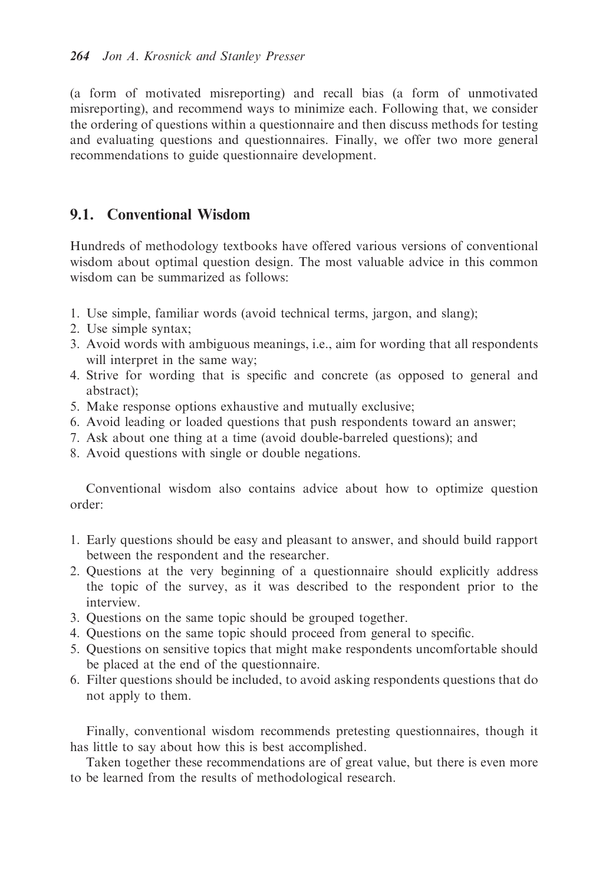(a form of motivated misreporting) and recall bias (a form of unmotivated misreporting), and recommend ways to minimize each. Following that, we consider the ordering of questions within a questionnaire and then discuss methods for testing and evaluating questions and questionnaires. Finally, we offer two more general recommendations to guide questionnaire development.

## 9.1. Conventional Wisdom

Hundreds of methodology textbooks have offered various versions of conventional wisdom about optimal question design. The most valuable advice in this common wisdom can be summarized as follows:

1. Use simple, familiar words (avoid technical terms, jargon, and slang);
2. Use simple syntax;
3. Avoid words with ambiguous meanings, i.e., aim for wording that all respondents will interpret in the same way;
4. Strive for wording that is specific and concrete (as opposed to general and abstract);
5. Make response options exhaustive and mutually exclusive;
6. Avoid leading or loaded questions that push respondents toward an answer;
7. Ask about one thing at a time (avoid double-barreled questions); and
8. Avoid questions with single or double negations.

Conventional wisdom also contains advice about how to optimize question order:

1. Early questions should be easy and pleasant to answer, and should build rapport between the respondent and the researcher.
2. Questions at the very beginning of a questionnaire should explicitly address the topic of the survey, as it was described to the respondent prior to the interview.
3. Questions on the same topic should be grouped together.
4. Questions on the same topic should proceed from general to specific.
5. Questions on sensitive topics that might make respondents uncomfortable should be placed at the end of the questionnaire.
6. Filter questions should be included, to avoid asking respondents questions that do not apply to them.

Finally, conventional wisdom recommends pretesting questionnaires, though it has little to say about how this is best accomplished.

Taken together these recommendations are of great value, but there is even more to be learned from the results of methodological research.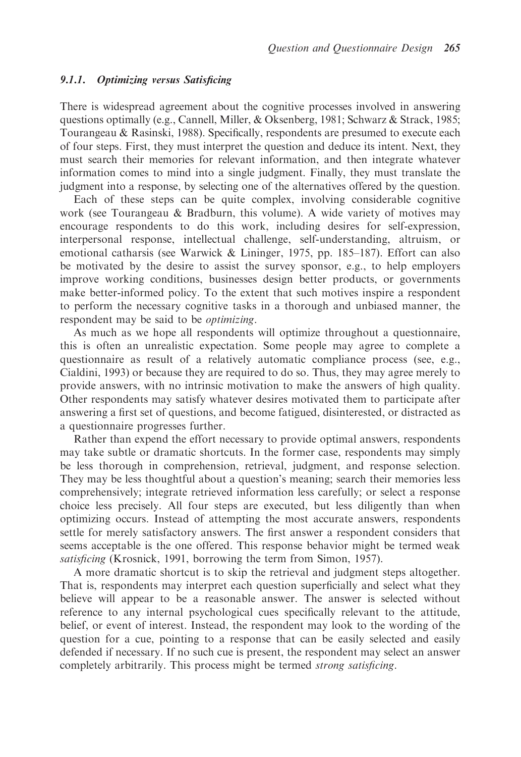### 9.1.1. *Optimizing versus Satisficing*

There is widespread agreement about the cognitive processes involved in answering questions optimally (e.g., Cannell, Miller, & Oksenberg, 1981; Schwarz & Strack, 1985; Tourangeau & Rasinski, 1988). Specifically, respondents are presumed to execute each of four steps. First, they must interpret the question and deduce its intent. Next, they must search their memories for relevant information, and then integrate whatever information comes to mind into a single judgment. Finally, they must translate the judgment into a response, by selecting one of the alternatives offered by the question.

Each of these steps can be quite complex, involving considerable cognitive work (see Tourangeau & Bradburn, this volume). A wide variety of motives may encourage respondents to do this work, including desires for self-expression, interpersonal response, intellectual challenge, self-understanding, altruism, or emotional catharsis (see Warwick & Lininger, 1975, pp. 185–187). Effort can also be motivated by the desire to assist the survey sponsor, e.g., to help employers improve working conditions, businesses design better products, or governments make better-informed policy. To the extent that such motives inspire a respondent to perform the necessary cognitive tasks in a thorough and unbiased manner, the respondent may be said to be *optimizing*.

As much as we hope all respondents will optimize throughout a questionnaire, this is often an unrealistic expectation. Some people may agree to complete a questionnaire as result of a relatively automatic compliance process (see, e.g., Cialdini, 1993) or because they are required to do so. Thus, they may agree merely to provide answers, with no intrinsic motivation to make the answers of high quality. Other respondents may satisfy whatever desires motivated them to participate after answering a first set of questions, and become fatigued, disinterested, or distracted as a questionnaire progresses further.

Rather than expend the effort necessary to provide optimal answers, respondents may take subtle or dramatic shortcuts. In the former case, respondents may simply be less thorough in comprehension, retrieval, judgment, and response selection. They may be less thoughtful about a question's meaning; search their memories less comprehensively; integrate retrieved information less carefully; or select a response choice less precisely. All four steps are executed, but less diligently than when optimizing occurs. Instead of attempting the most accurate answers, respondents settle for merely satisfactory answers. The first answer a respondent considers that seems acceptable is the one offered. This response behavior might be termed weak *satisficing* (Krosnick, 1991, borrowing the term from Simon, 1957).

A more dramatic shortcut is to skip the retrieval and judgment steps altogether. That is, respondents may interpret each question superficially and select what they believe will appear to be a reasonable answer. The answer is selected without reference to any internal psychological cues specifically relevant to the attitude, belief, or event of interest. Instead, the respondent may look to the wording of the question for a cue, pointing to a response that can be easily selected and easily defended if necessary. If no such cue is present, the respondent may select an answer completely arbitrarily. This process might be termed *strong satisficing*.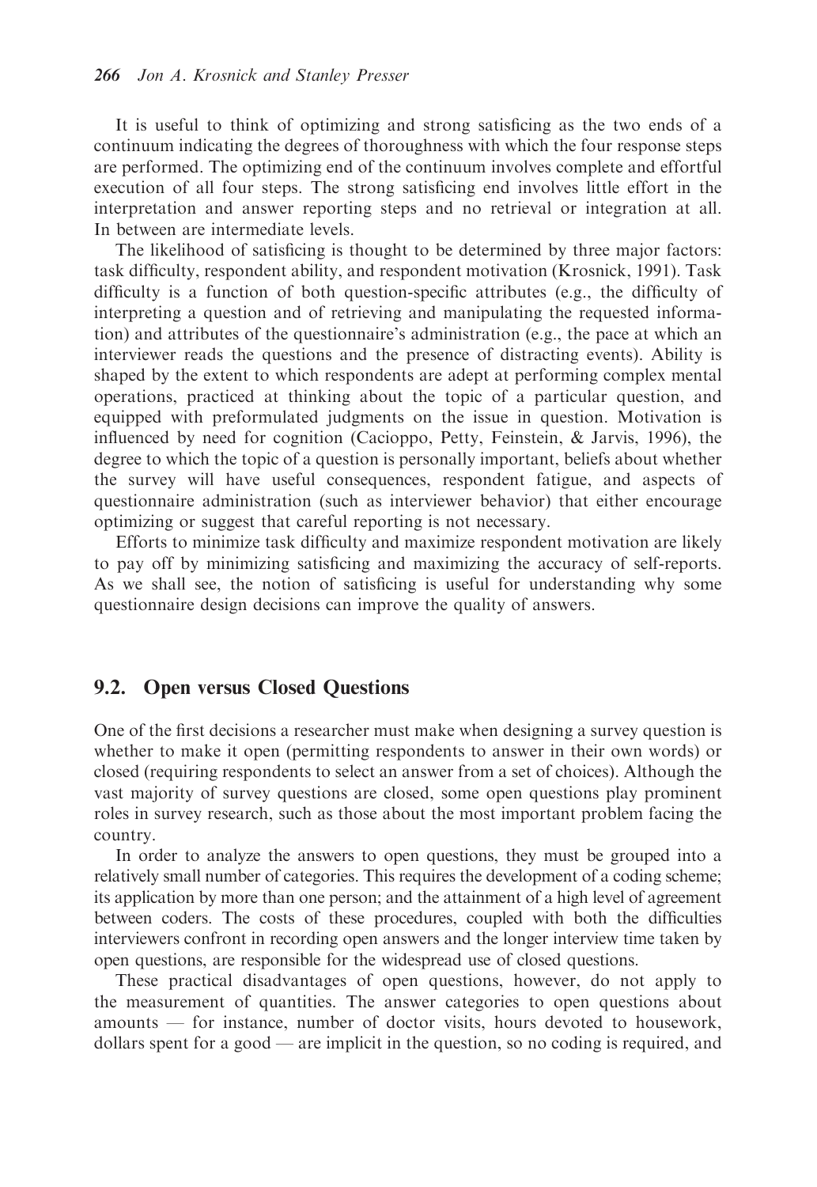It is useful to think of optimizing and strong satisficing as the two ends of a continuum indicating the degrees of thoroughness with which the four response steps are performed. The optimizing end of the continuum involves complete and effortful execution of all four steps. The strong satisficing end involves little effort in the interpretation and answer reporting steps and no retrieval or integration at all. In between are intermediate levels.

The likelihood of satisficing is thought to be determined by three major factors: task difficulty, respondent ability, and respondent motivation (Krosnick, 1991). Task difficulty is a function of both question-specific attributes (e.g., the difficulty of interpreting a question and of retrieving and manipulating the requested information) and attributes of the questionnaire's administration (e.g., the pace at which an interviewer reads the questions and the presence of distracting events). Ability is shaped by the extent to which respondents are adept at performing complex mental operations, practiced at thinking about the topic of a particular question, and equipped with preformulated judgments on the issue in question. Motivation is influenced by need for cognition (Cacioppo, Petty, Feinstein, & Jarvis, 1996), the degree to which the topic of a question is personally important, beliefs about whether the survey will have useful consequences, respondent fatigue, and aspects of questionnaire administration (such as interviewer behavior) that either encourage optimizing or suggest that careful reporting is not necessary.

Efforts to minimize task difficulty and maximize respondent motivation are likely to pay off by minimizing satisficing and maximizing the accuracy of self-reports. As we shall see, the notion of satisficing is useful for understanding why some questionnaire design decisions can improve the quality of answers.

## 9.2. Open versus Closed Questions

One of the first decisions a researcher must make when designing a survey question is whether to make it open (permitting respondents to answer in their own words) or closed (requiring respondents to select an answer from a set of choices). Although the vast majority of survey questions are closed, some open questions play prominent roles in survey research, such as those about the most important problem facing the country.

In order to analyze the answers to open questions, they must be grouped into a relatively small number of categories. This requires the development of a coding scheme; its application by more than one person; and the attainment of a high level of agreement between coders. The costs of these procedures, coupled with both the difficulties interviewers confront in recording open answers and the longer interview time taken by open questions, are responsible for the widespread use of closed questions.

These practical disadvantages of open questions, however, do not apply to the measurement of quantities. The answer categories to open questions about amounts — for instance, number of doctor visits, hours devoted to housework, dollars spent for a good — are implicit in the question, so no coding is required, and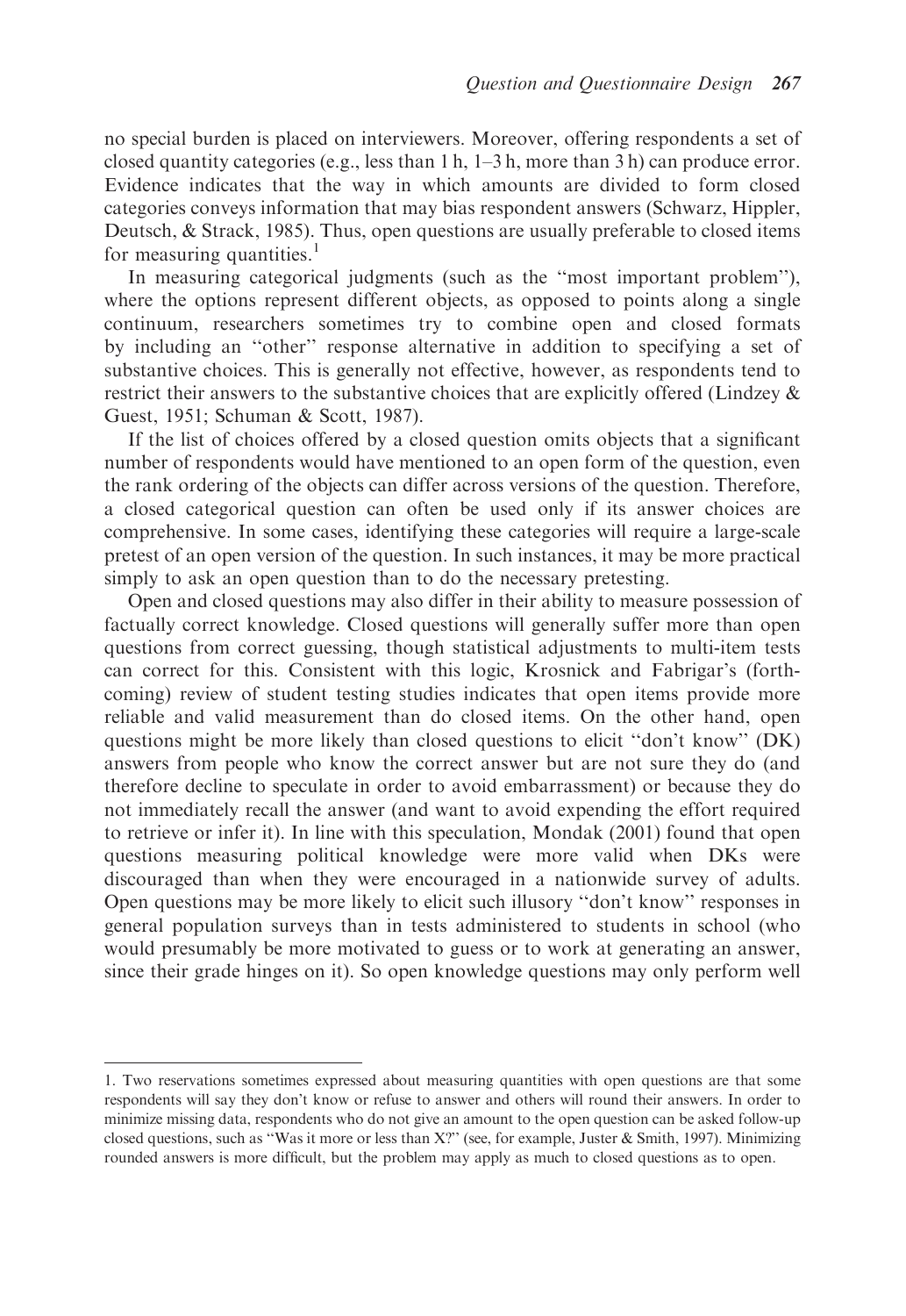no special burden is placed on interviewers. Moreover, offering respondents a set of closed quantity categories (e.g., less than 1 h, 1–3 h, more than 3 h) can produce error. Evidence indicates that the way in which amounts are divided to form closed categories conveys information that may bias respondent answers (Schwarz, Hippler, Deutsch, & Strack, 1985). Thus, open questions are usually preferable to closed items for measuring quantities.[1]

In measuring categorical judgments (such as the "most important problem"), where the options represent different objects, as opposed to points along a single continuum, researchers sometimes try to combine open and closed formats by including an "other" response alternative in addition to specifying a set of substantive choices. This is generally not effective, however, as respondents tend to restrict their answers to the substantive choices that are explicitly offered (Lindzey & Guest, 1951; Schuman & Scott, 1987).

If the list of choices offered by a closed question omits objects that a significant number of respondents would have mentioned to an open form of the question, even the rank ordering of the objects can differ across versions of the question. Therefore, a closed categorical question can often be used only if its answer choices are comprehensive. In some cases, identifying these categories will require a large-scale pretest of an open version of the question. In such instances, it may be more practical simply to ask an open question than to do the necessary pretesting.

Open and closed questions may also differ in their ability to measure possession of factually correct knowledge. Closed questions will generally suffer more than open questions from correct guessing, though statistical adjustments to multi-item tests can correct for this. Consistent with this logic, Krosnick and Fabrigar's (forthcoming) review of student testing studies indicates that open items provide more reliable and valid measurement than do closed items. On the other hand, open questions might be more likely than closed questions to elicit "don't know" (DK) answers from people who know the correct answer but are not sure they do (and therefore decline to speculate in order to avoid embarrassment) or because they do not immediately recall the answer (and want to avoid expending the effort required to retrieve or infer it). In line with this speculation, Mondak (2001) found that open questions measuring political knowledge were more valid when DKs were discouraged than when they were encouraged in a nationwide survey of adults. Open questions may be more likely to elicit such illusory "don't know" responses in general population surveys than in tests administered to students in school (who would presumably be more motivated to guess or to work at generating an answer, since their grade hinges on it). So open knowledge questions may only perform well

---

1. Two reservations sometimes expressed about measuring quantities with open questions are that some respondents will say they don't know or refuse to answer and others will round their answers. In order to minimize missing data, respondents who do not give an amount to the open question can be asked follow-up closed questions, such as "Was it more or less than X?" (see, for example, Juster & Smith, 1997). Minimizing rounded answers is more difficult, but the problem may apply as much to closed questions as to open.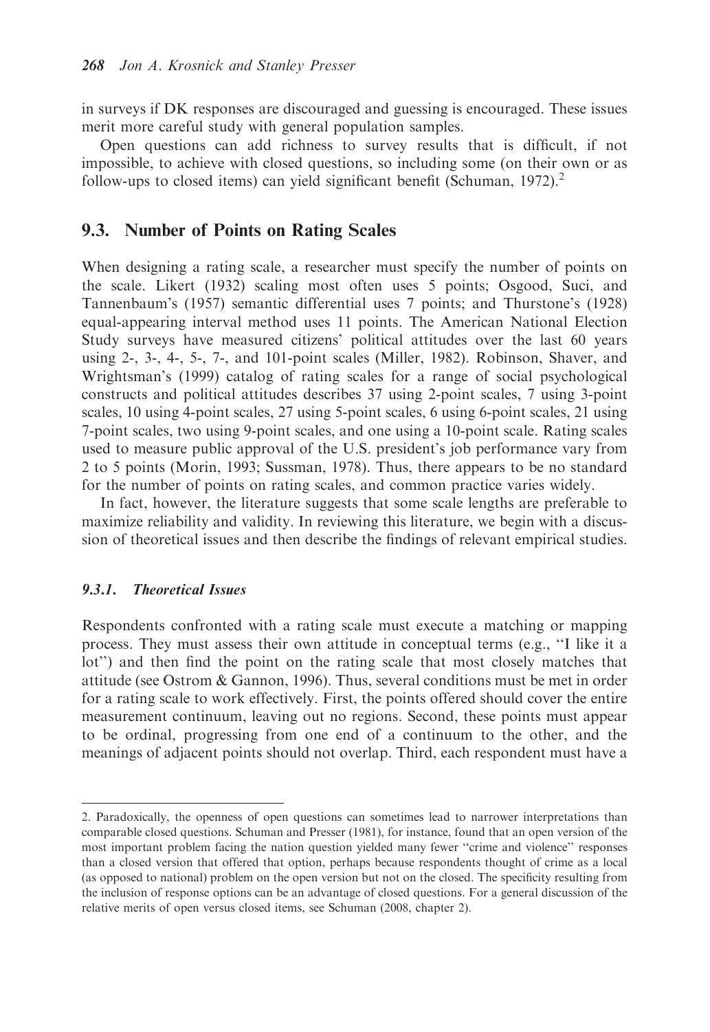in surveys if DK responses are discouraged and guessing is encouraged. These issues merit more careful study with general population samples.

Open questions can add richness to survey results that is difficult, if not impossible, to achieve with closed questions, so including some (on their own or as follow-ups to closed items) can yield significant benefit (Schuman, 1972).[2]

## 9.3. Number of Points on Rating Scales

When designing a rating scale, a researcher must specify the number of points on the scale. Likert (1932) scaling most often uses 5 points; Osgood, Suci, and Tannenbaum's (1957) semantic differential uses 7 points; and Thurstone's (1928) equal-appearing interval method uses 11 points. The American National Election Study surveys have measured citizens' political attitudes over the last 60 years using 2-, 3-, 4-, 5-, 7-, and 101-point scales (Miller, 1982). Robinson, Shaver, and Wrightsman's (1999) catalog of rating scales for a range of social psychological constructs and political attitudes describes 37 using 2-point scales, 7 using 3-point scales, 10 using 4-point scales, 27 using 5-point scales, 6 using 6-point scales, 21 using 7-point scales, two using 9-point scales, and one using a 10-point scale. Rating scales used to measure public approval of the U.S. president's job performance vary from 2 to 5 points (Morin, 1993; Sussman, 1978). Thus, there appears to be no standard for the number of points on rating scales, and common practice varies widely.

In fact, however, the literature suggests that some scale lengths are preferable to maximize reliability and validity. In reviewing this literature, we begin with a discussion of theoretical issues and then describe the findings of relevant empirical studies.

### *9.3.1. Theoretical Issues*

Respondents confronted with a rating scale must execute a matching or mapping process. They must assess their own attitude in conceptual terms (e.g., "I like it a lot") and then find the point on the rating scale that most closely matches that attitude (see Ostrom & Gannon, 1996). Thus, several conditions must be met in order for a rating scale to work effectively. First, the points offered should cover the entire measurement continuum, leaving out no regions. Second, these points must appear to be ordinal, progressing from one end of a continuum to the other, and the meanings of adjacent points should not overlap. Third, each respondent must have a

---

2. Paradoxically, the openness of open questions can sometimes lead to narrower interpretations than comparable closed questions. Schuman and Presser (1981), for instance, found that an open version of the most important problem facing the nation question yielded many fewer "crime and violence" responses than a closed version that offered that option, perhaps because respondents thought of crime as a local (as opposed to national) problem on the open version but not on the closed. The specificity resulting from the inclusion of response options can be an advantage of closed questions. For a general discussion of the relative merits of open versus closed items, see Schuman (2008, chapter 2).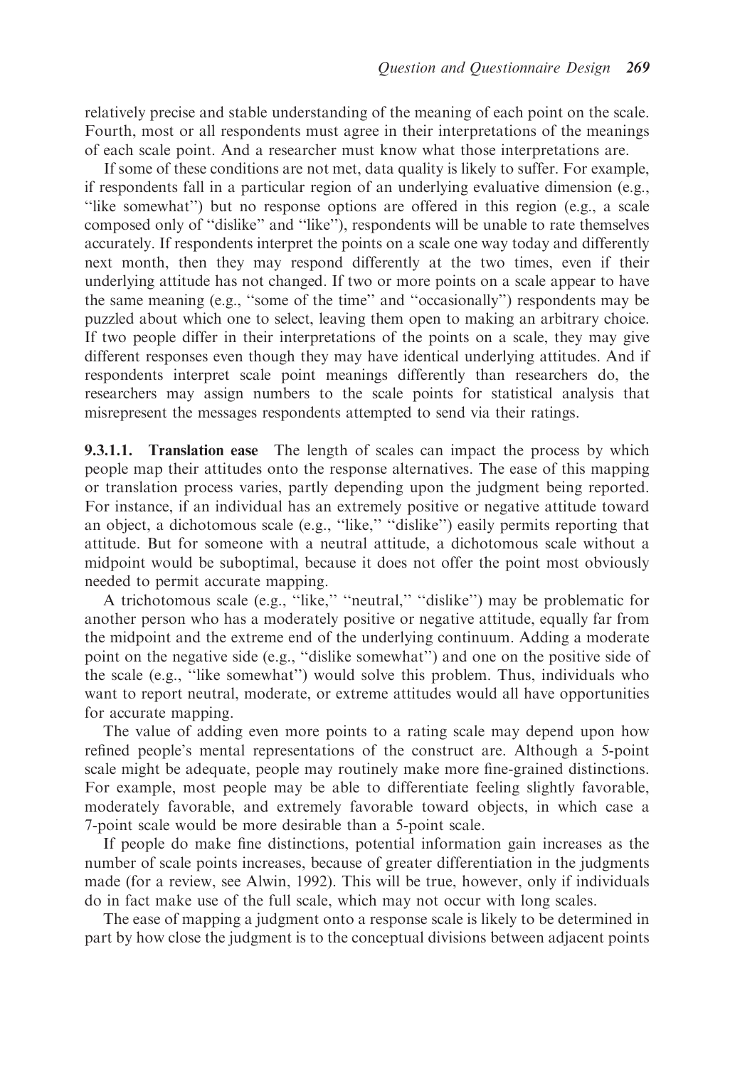relatively precise and stable understanding of the meaning of each point on the scale. Fourth, most or all respondents must agree in their interpretations of the meanings of each scale point. And a researcher must know what those interpretations are.

If some of these conditions are not met, data quality is likely to suffer. For example, if respondents fall in a particular region of an underlying evaluative dimension (e.g., ''like somewhat'') but no response options are offered in this region (e.g., a scale composed only of ''dislike'' and ''like''), respondents will be unable to rate themselves accurately. If respondents interpret the points on a scale one way today and differently next month, then they may respond differently at the two times, even if their underlying attitude has not changed. If two or more points on a scale appear to have the same meaning (e.g., ''some of the time'' and ''occasionally'') respondents may be puzzled about which one to select, leaving them open to making an arbitrary choice. If two people differ in their interpretations of the points on a scale, they may give different responses even though they may have identical underlying attitudes. And if respondents interpret scale point meanings differently than researchers do, the researchers may assign numbers to the scale points for statistical analysis that misrepresent the messages respondents attempted to send via their ratings.

**9.3.1.1. Translation ease** The length of scales can impact the process by which people map their attitudes onto the response alternatives. The ease of this mapping or translation process varies, partly depending upon the judgment being reported. For instance, if an individual has an extremely positive or negative attitude toward an object, a dichotomous scale (e.g., ''like,'' ''dislike'') easily permits reporting that attitude. But for someone with a neutral attitude, a dichotomous scale without a midpoint would be suboptimal, because it does not offer the point most obviously needed to permit accurate mapping.

A trichotomous scale (e.g., ''like,'' ''neutral,'' ''dislike'') may be problematic for another person who has a moderately positive or negative attitude, equally far from the midpoint and the extreme end of the underlying continuum. Adding a moderate point on the negative side (e.g., ''dislike somewhat'') and one on the positive side of the scale (e.g., ''like somewhat'') would solve this problem. Thus, individuals who want to report neutral, moderate, or extreme attitudes would all have opportunities for accurate mapping.

The value of adding even more points to a rating scale may depend upon how refined people's mental representations of the construct are. Although a 5-point scale might be adequate, people may routinely make more fine-grained distinctions. For example, most people may be able to differentiate feeling slightly favorable, moderately favorable, and extremely favorable toward objects, in which case a 7-point scale would be more desirable than a 5-point scale.

If people do make fine distinctions, potential information gain increases as the number of scale points increases, because of greater differentiation in the judgments made (for a review, see Alwin, 1992). This will be true, however, only if individuals do in fact make use of the full scale, which may not occur with long scales.

The ease of mapping a judgment onto a response scale is likely to be determined in part by how close the judgment is to the conceptual divisions between adjacent points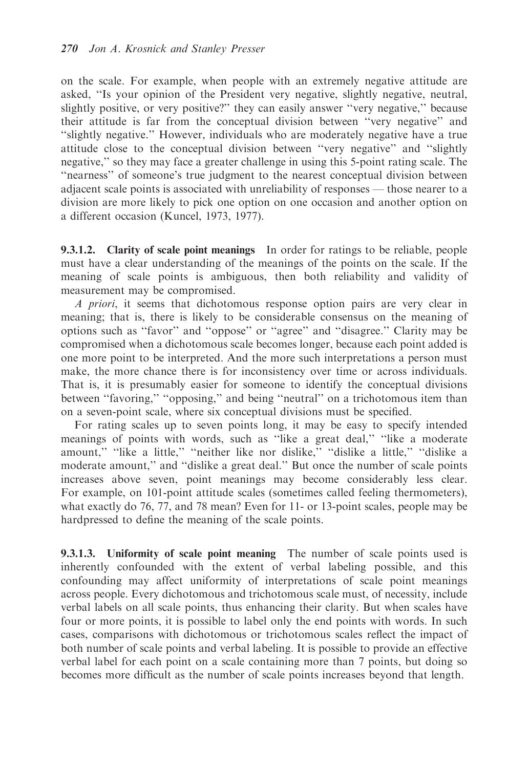on the scale. For example, when people with an extremely negative attitude are asked, "Is your opinion of the President very negative, slightly negative, neutral, slightly positive, or very positive?" they can easily answer "very negative," because their attitude is far from the conceptual division between "very negative" and "slightly negative." However, individuals who are moderately negative have a true attitude close to the conceptual division between "very negative" and "slightly negative," so they may face a greater challenge in using this 5-point rating scale. The "nearness" of someone's true judgment to the nearest conceptual division between adjacent scale points is associated with unreliability of responses — those nearer to a division are more likely to pick one option on one occasion and another option on a different occasion (Kuncel, 1973, 1977).

#### 9.3.1.2. Clarity of scale point meanings

In order for ratings to be reliable, people must have a clear understanding of the meanings of the points on the scale. If the meaning of scale points is ambiguous, then both reliability and validity of measurement may be compromised.

*A priori*, it seems that dichotomous response option pairs are very clear in meaning; that is, there is likely to be considerable consensus on the meaning of options such as "favor" and "oppose" or "agree" and "disagree." Clarity may be compromised when a dichotomous scale becomes longer, because each point added is one more point to be interpreted. And the more such interpretations a person must make, the more chance there is for inconsistency over time or across individuals. That is, it is presumably easier for someone to identify the conceptual divisions between "favoring," "opposing," and being "neutral" on a trichotomous item than on a seven-point scale, where six conceptual divisions must be specified.

For rating scales up to seven points long, it may be easy to specify intended meanings of points with words, such as "like a great deal," "like a moderate amount," "like a little," "neither like nor dislike," "dislike a little," "dislike a moderate amount," and "dislike a great deal." But once the number of scale points increases above seven, point meanings may become considerably less clear. For example, on 101-point attitude scales (sometimes called feeling thermometers), what exactly do 76, 77, and 78 mean? Even for 11- or 13-point scales, people may be hardpressed to define the meaning of the scale points.

#### 9.3.1.3. Uniformity of scale point meaning

The number of scale points used is inherently confounded with the extent of verbal labeling possible, and this confounding may affect uniformity of interpretations of scale point meanings across people. Every dichotomous and trichotomous scale must, of necessity, include verbal labels on all scale points, thus enhancing their clarity. But when scales have four or more points, it is possible to label only the end points with words. In such cases, comparisons with dichotomous or trichotomous scales reflect the impact of both number of scale points and verbal labeling. It is possible to provide an effective verbal label for each point on a scale containing more than 7 points, but doing so becomes more difficult as the number of scale points increases beyond that length.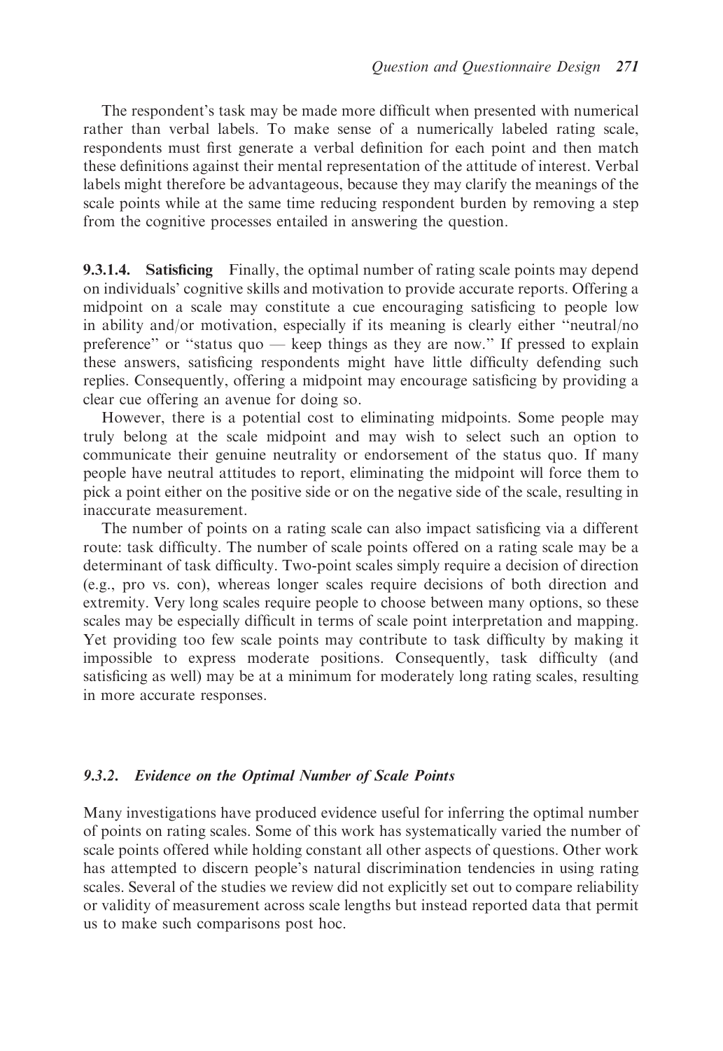The respondent's task may be made more difficult when presented with numerical rather than verbal labels. To make sense of a numerically labeled rating scale, respondents must first generate a verbal definition for each point and then match these definitions against their mental representation of the attitude of interest. Verbal labels might therefore be advantageous, because they may clarify the meanings of the scale points while at the same time reducing respondent burden by removing a step from the cognitive processes entailed in answering the question.

**9.3.1.4. Satisficing** Finally, the optimal number of rating scale points may depend on individuals' cognitive skills and motivation to provide accurate reports. Offering a midpoint on a scale may constitute a cue encouraging satisficing to people low in ability and/or motivation, especially if its meaning is clearly either ''neutral/no preference'' or ''status quo — keep things as they are now.'' If pressed to explain these answers, satisficing respondents might have little difficulty defending such replies. Consequently, offering a midpoint may encourage satisficing by providing a clear cue offering an avenue for doing so.

However, there is a potential cost to eliminating midpoints. Some people may truly belong at the scale midpoint and may wish to select such an option to communicate their genuine neutrality or endorsement of the status quo. If many people have neutral attitudes to report, eliminating the midpoint will force them to pick a point either on the positive side or on the negative side of the scale, resulting in inaccurate measurement.

The number of points on a rating scale can also impact satisficing via a different route: task difficulty. The number of scale points offered on a rating scale may be a determinant of task difficulty. Two-point scales simply require a decision of direction (e.g., pro vs. con), whereas longer scales require decisions of both direction and extremity. Very long scales require people to choose between many options, so these scales may be especially difficult in terms of scale point interpretation and mapping. Yet providing too few scale points may contribute to task difficulty by making it impossible to express moderate positions. Consequently, task difficulty (and satisficing as well) may be at a minimum for moderately long rating scales, resulting in more accurate responses.

### *9.3.2. Evidence on the Optimal Number of Scale Points*

Many investigations have produced evidence useful for inferring the optimal number of points on rating scales. Some of this work has systematically varied the number of scale points offered while holding constant all other aspects of questions. Other work has attempted to discern people's natural discrimination tendencies in using rating scales. Several of the studies we review did not explicitly set out to compare reliability or validity of measurement across scale lengths but instead reported data that permit us to make such comparisons post hoc.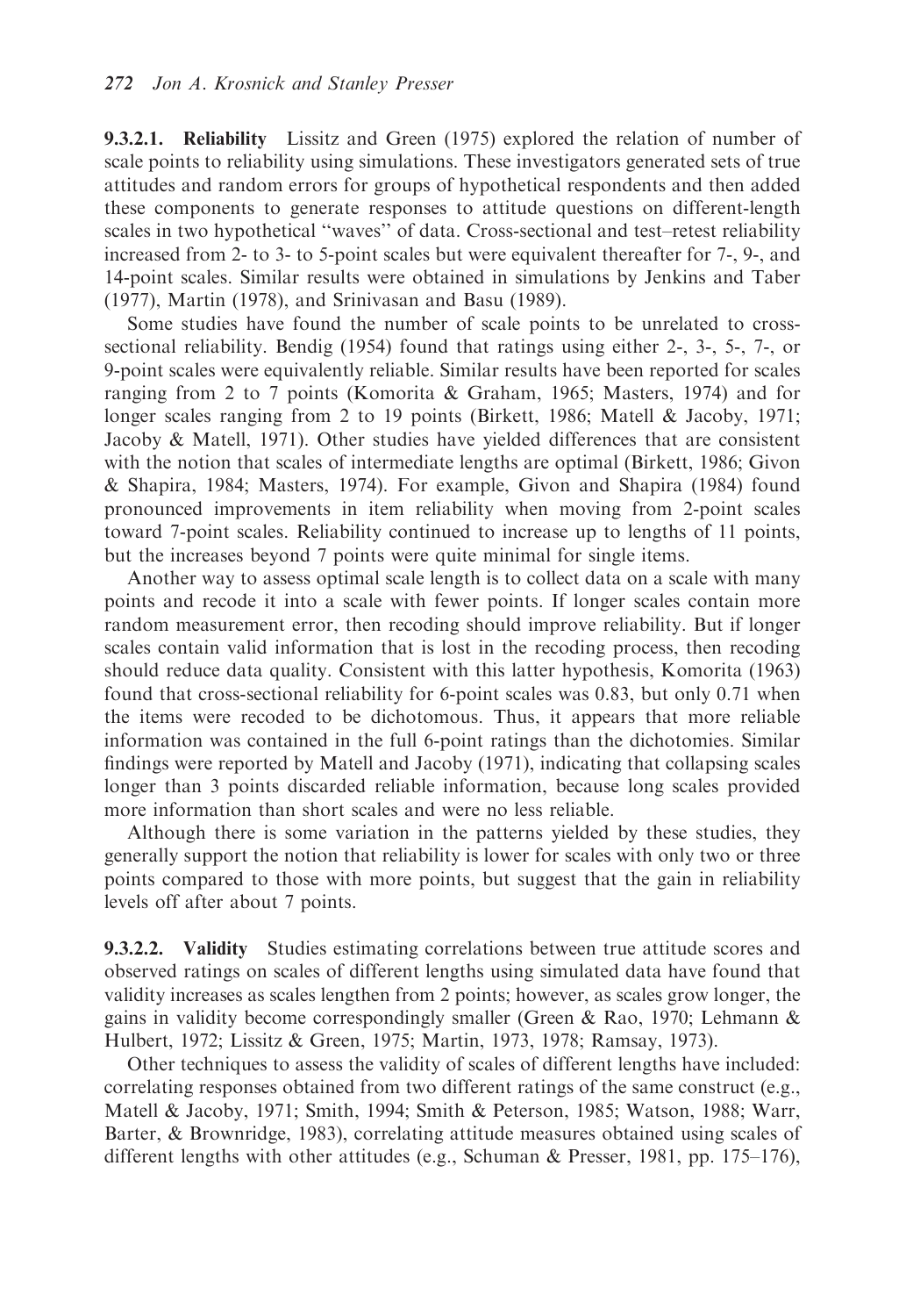**9.3.2.1. Reliability** Lissitz and Green (1975) explored the relation of number of scale points to reliability using simulations. These investigators generated sets of true attitudes and random errors for groups of hypothetical respondents and then added these components to generate responses to attitude questions on different-length scales in two hypothetical ''waves'' of data. Cross-sectional and test–retest reliability increased from 2- to 3- to 5-point scales but were equivalent thereafter for 7-, 9-, and 14-point scales. Similar results were obtained in simulations by Jenkins and Taber (1977), Martin (1978), and Srinivasan and Basu (1989).

Some studies have found the number of scale points to be unrelated to cross-sectional reliability. Bendig (1954) found that ratings using either 2-, 3-, 5-, 7-, or 9-point scales were equivalently reliable. Similar results have been reported for scales ranging from 2 to 7 points (Komorita & Graham, 1965; Masters, 1974) and for longer scales ranging from 2 to 19 points (Birkett, 1986; Matell & Jacoby, 1971; Jacoby & Matell, 1971). Other studies have yielded differences that are consistent with the notion that scales of intermediate lengths are optimal (Birkett, 1986; Givon & Shapira, 1984; Masters, 1974). For example, Givon and Shapira (1984) found pronounced improvements in item reliability when moving from 2-point scales toward 7-point scales. Reliability continued to increase up to lengths of 11 points, but the increases beyond 7 points were quite minimal for single items.

Another way to assess optimal scale length is to collect data on a scale with many points and recode it into a scale with fewer points. If longer scales contain more random measurement error, then recoding should improve reliability. But if longer scales contain valid information that is lost in the recoding process, then recoding should reduce data quality. Consistent with this latter hypothesis, Komorita (1963) found that cross-sectional reliability for 6-point scales was 0.83, but only 0.71 when the items were recoded to be dichotomous. Thus, it appears that more reliable information was contained in the full 6-point ratings than the dichotomies. Similar findings were reported by Matell and Jacoby (1971), indicating that collapsing scales longer than 3 points discarded reliable information, because long scales provided more information than short scales and were no less reliable.

Although there is some variation in the patterns yielded by these studies, they generally support the notion that reliability is lower for scales with only two or three points compared to those with more points, but suggest that the gain in reliability levels off after about 7 points.

**9.3.2.2. Validity** Studies estimating correlations between true attitude scores and observed ratings on scales of different lengths using simulated data have found that validity increases as scales lengthen from 2 points; however, as scales grow longer, the gains in validity become correspondingly smaller (Green & Rao, 1970; Lehmann & Hulbert, 1972; Lissitz & Green, 1975; Martin, 1973, 1978; Ramsay, 1973).

Other techniques to assess the validity of scales of different lengths have included: correlating responses obtained from two different ratings of the same construct (e.g., Matell & Jacoby, 1971; Smith, 1994; Smith & Peterson, 1985; Watson, 1988; Warr, Barter, & Brownridge, 1983), correlating attitude measures obtained using scales of different lengths with other attitudes (e.g., Schuman & Presser, 1981, pp. 175–176),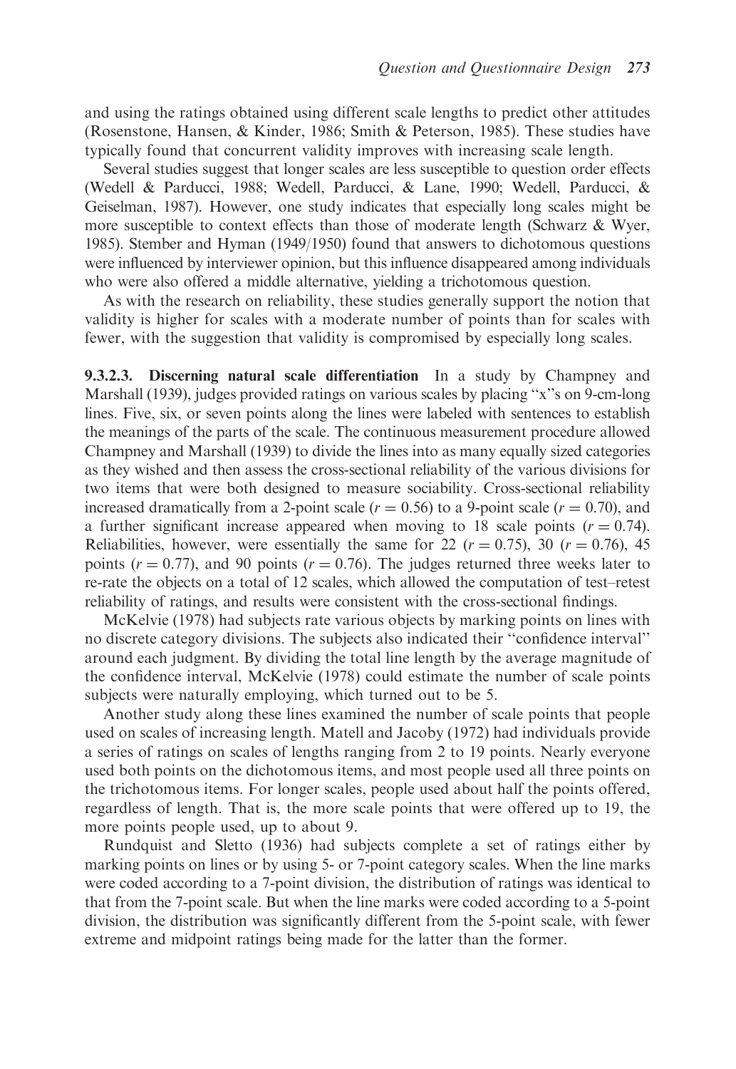and using the ratings obtained using different scale lengths to predict other attitudes (Rosenstone, Hansen, & Kinder, 1986; Smith & Peterson, 1985). These studies have typically found that concurrent validity improves with increasing scale length.

Several studies suggest that longer scales are less susceptible to question order effects (Wedell & Parducci, 1988; Wedell, Parducci, & Lane, 1990; Wedell, Parducci, & Geiselman, 1987). However, one study indicates that especially long scales might be more susceptible to context effects than those of moderate length (Schwarz & Wyer, 1985). Stember and Hyman (1949/1950) found that answers to dichotomous questions were influenced by interviewer opinion, but this influence disappeared among individuals who were also offered a middle alternative, yielding a trichotomous question.

As with the research on reliability, these studies generally support the notion that validity is higher for scales with a moderate number of points than for scales with fewer, with the suggestion that validity is compromised by especially long scales.

**9.3.2.3. Discerning natural scale differentiation** In a study by Champney and Marshall (1939), judges provided ratings on various scales by placing "x"s on 9-cm-long lines. Five, six, or seven points along the lines were labeled with sentences to establish the meanings of the parts of the scale. The continuous measurement procedure allowed Champney and Marshall (1939) to divide the lines into as many equally sized categories as they wished and then assess the cross-sectional reliability of the various divisions for two items that were both designed to measure sociability. Cross-sectional reliability increased dramatically from a 2-point scale ($r = 0.56$) to a 9-point scale ($r = 0.70$), and a further significant increase appeared when moving to 18 scale points ($r = 0.74$). Reliabilities, however, were essentially the same for 22 ($r = 0.75$), 30 ($r = 0.76$), 45 points ($r = 0.77$), and 90 points ($r = 0.76$). The judges returned three weeks later to re-rate the objects on a total of 12 scales, which allowed the computation of test–retest reliability of ratings, and results were consistent with the cross-sectional findings.

McKelvie (1978) had subjects rate various objects by marking points on lines with no discrete category divisions. The subjects also indicated their "confidence interval" around each judgment. By dividing the total line length by the average magnitude of the confidence interval, McKelvie (1978) could estimate the number of scale points subjects were naturally employing, which turned out to be 5.

Another study along these lines examined the number of scale points that people used on scales of increasing length. Matell and Jacoby (1972) had individuals provide a series of ratings on scales of lengths ranging from 2 to 19 points. Nearly everyone used both points on the dichotomous items, and most people used all three points on the trichotomous items. For longer scales, people used about half the points offered, regardless of length. That is, the more scale points that were offered up to 19, the more points people used, up to about 9.

Rundquist and Sletto (1936) had subjects complete a set of ratings either by marking points on lines or by using 5- or 7-point category scales. When the line marks were coded according to a 7-point division, the distribution of ratings was identical to that from the 7-point scale. But when the line marks were coded according to a 5-point division, the distribution was significantly different from the 5-point scale, with fewer extreme and midpoint ratings being made for the latter than the former.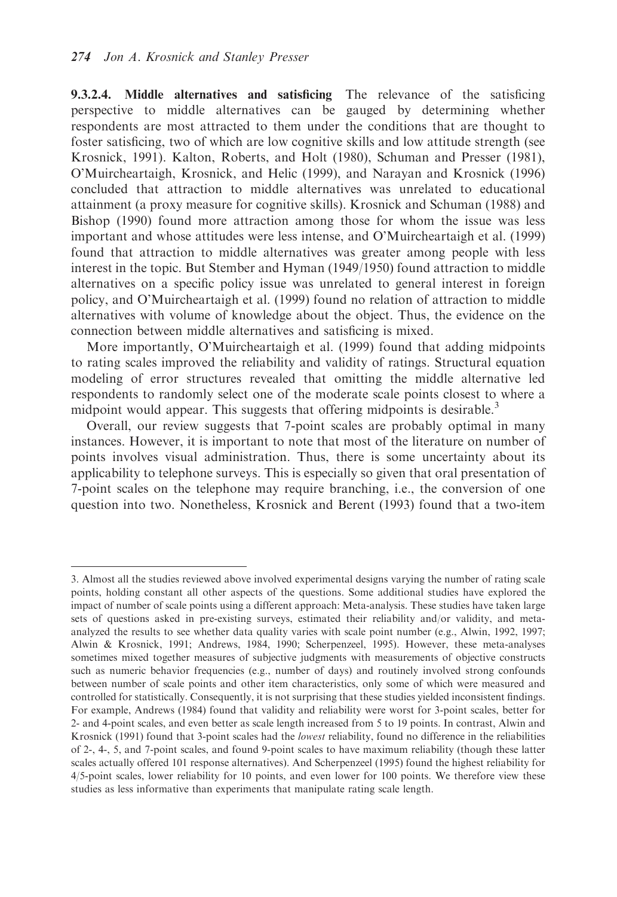**9.3.2.4. Middle alternatives and satisficing** The relevance of the satisficing perspective to middle alternatives can be gauged by determining whether respondents are most attracted to them under the conditions that are thought to foster satisficing, two of which are low cognitive skills and low attitude strength (see Krosnick, 1991). Kalton, Roberts, and Holt (1980), Schuman and Presser (1981), O'Muircheartaigh, Krosnick, and Helic (1999), and Narayan and Krosnick (1996) concluded that attraction to middle alternatives was unrelated to educational attainment (a proxy measure for cognitive skills). Krosnick and Schuman (1988) and Bishop (1990) found more attraction among those for whom the issue was less important and whose attitudes were less intense, and O'Muircheartaigh et al. (1999) found that attraction to middle alternatives was greater among people with less interest in the topic. But Stember and Hyman (1949/1950) found attraction to middle alternatives on a specific policy issue was unrelated to general interest in foreign policy, and O'Muircheartaigh et al. (1999) found no relation of attraction to middle alternatives with volume of knowledge about the object. Thus, the evidence on the connection between middle alternatives and satisficing is mixed.

More importantly, O'Muircheartaigh et al. (1999) found that adding midpoints to rating scales improved the reliability and validity of ratings. Structural equation modeling of error structures revealed that omitting the middle alternative led respondents to randomly select one of the moderate scale points closest to where a midpoint would appear. This suggests that offering midpoints is desirable.[3]

Overall, our review suggests that 7-point scales are probably optimal in many instances. However, it is important to note that most of the literature on number of points involves visual administration. Thus, there is some uncertainty about its applicability to telephone surveys. This is especially so given that oral presentation of 7-point scales on the telephone may require branching, i.e., the conversion of one question into two. Nonetheless, Krosnick and Berent (1993) found that a two-item

---

3. Almost all the studies reviewed above involved experimental designs varying the number of rating scale points, holding constant all other aspects of the questions. Some additional studies have explored the impact of number of scale points using a different approach: Meta-analysis. These studies have taken large sets of questions asked in pre-existing surveys, estimated their reliability and/or validity, and meta-analyzed the results to see whether data quality varies with scale point number (e.g., Alwin, 1992, 1997; Alwin & Krosnick, 1991; Andrews, 1984, 1990; Scherpenzeel, 1995). However, these meta-analyses sometimes mixed together measures of subjective judgments with measurements of objective constructs such as numeric behavior frequencies (e.g., number of days) and routinely involved strong confounds between number of scale points and other item characteristics, only some of which were measured and controlled for statistically. Consequently, it is not surprising that these studies yielded inconsistent findings. For example, Andrews (1984) found that validity and reliability were worst for 3-point scales, better for 2- and 4-point scales, and even better as scale length increased from 5 to 19 points. In contrast, Alwin and Krosnick (1991) found that 3-point scales had the *lowest* reliability, found no difference in the reliabilities of 2-, 4-, 5, and 7-point scales, and found 9-point scales to have maximum reliability (though these latter scales actually offered 101 response alternatives). And Scherpenzeel (1995) found the highest reliability for 4/5-point scales, lower reliability for 10 points, and even lower for 100 points. We therefore view these studies as less informative than experiments that manipulate rating scale length.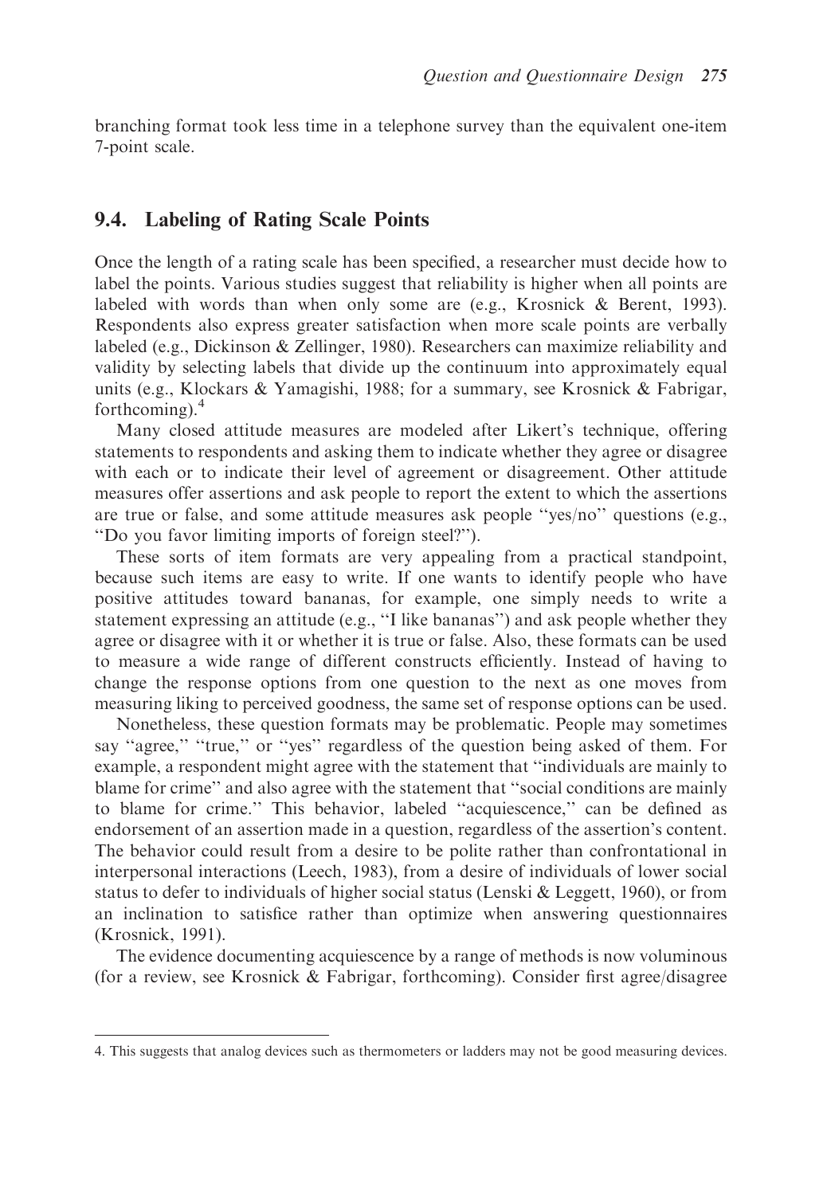branching format took less time in a telephone survey than the equivalent one-item 7-point scale.

## 9.4. Labeling of Rating Scale Points

Once the length of a rating scale has been specified, a researcher must decide how to label the points. Various studies suggest that reliability is higher when all points are labeled with words than when only some are (e.g., Krosnick & Berent, 1993). Respondents also express greater satisfaction when more scale points are verbally labeled (e.g., Dickinson & Zellinger, 1980). Researchers can maximize reliability and validity by selecting labels that divide up the continuum into approximately equal units (e.g., Klockars & Yamagishi, 1988; for a summary, see Krosnick & Fabrigar, forthcoming).[4]

Many closed attitude measures are modeled after Likert's technique, offering statements to respondents and asking them to indicate whether they agree or disagree with each or to indicate their level of agreement or disagreement. Other attitude measures offer assertions and ask people to report the extent to which the assertions are true or false, and some attitude measures ask people "yes/no" questions (e.g., "Do you favor limiting imports of foreign steel?").

These sorts of item formats are very appealing from a practical standpoint, because such items are easy to write. If one wants to identify people who have positive attitudes toward bananas, for example, one simply needs to write a statement expressing an attitude (e.g., "I like bananas") and ask people whether they agree or disagree with it or whether it is true or false. Also, these formats can be used to measure a wide range of different constructs efficiently. Instead of having to change the response options from one question to the next as one moves from measuring liking to perceived goodness, the same set of response options can be used.

Nonetheless, these question formats may be problematic. People may sometimes say "agree," "true," or "yes" regardless of the question being asked of them. For example, a respondent might agree with the statement that "individuals are mainly to blame for crime" and also agree with the statement that "social conditions are mainly to blame for crime." This behavior, labeled "acquiescence," can be defined as endorsement of an assertion made in a question, regardless of the assertion's content. The behavior could result from a desire to be polite rather than confrontational in interpersonal interactions (Leech, 1983), from a desire of individuals of lower social status to defer to individuals of higher social status (Lenski & Leggett, 1960), or from an inclination to satisfice rather than optimize when answering questionnaires (Krosnick, 1991).

The evidence documenting acquiescence by a range of methods is now voluminous (for a review, see Krosnick & Fabrigar, forthcoming). Consider first agree/disagree

4. This suggests that analog devices such as thermometers or ladders may not be good measuring devices.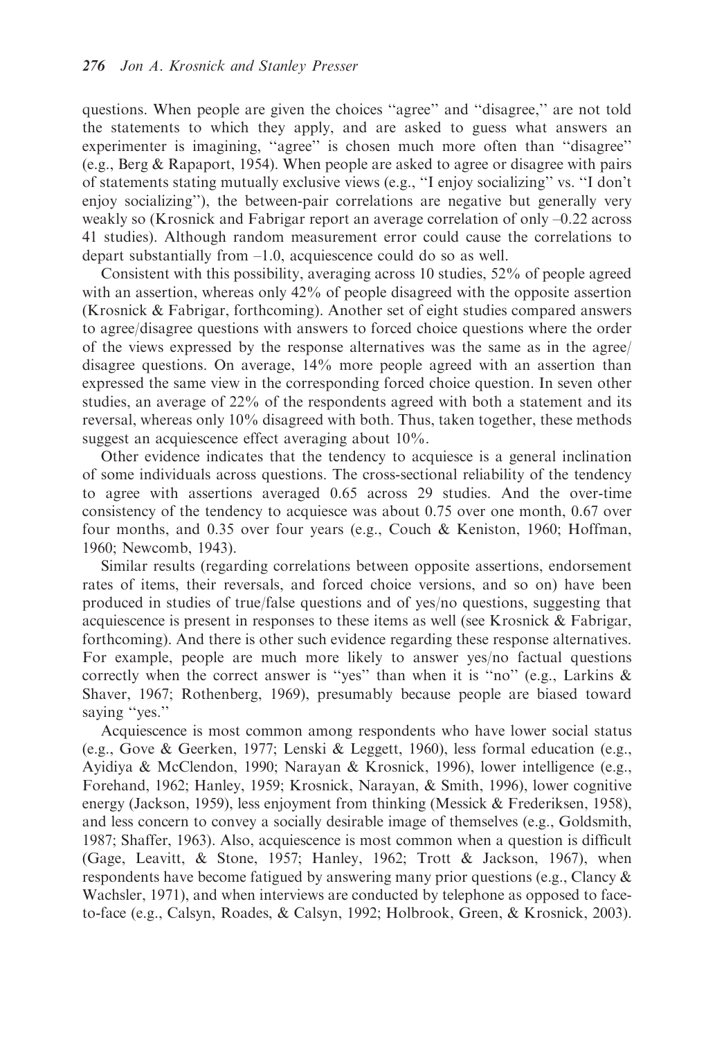questions. When people are given the choices "agree" and "disagree," are not told the statements to which they apply, and are asked to guess what answers an experimenter is imagining, "agree" is chosen much more often than "disagree" (e.g., Berg & Rapaport, 1954). When people are asked to agree or disagree with pairs of statements stating mutually exclusive views (e.g., "I enjoy socializing" vs. "I don't enjoy socializing"), the between-pair correlations are negative but generally very weakly so (Krosnick and Fabrigar report an average correlation of only –0.22 across 41 studies). Although random measurement error could cause the correlations to depart substantially from –1.0, acquiescence could do so as well.

Consistent with this possibility, averaging across 10 studies, 52% of people agreed with an assertion, whereas only 42% of people disagreed with the opposite assertion (Krosnick & Fabrigar, forthcoming). Another set of eight studies compared answers to agree/disagree questions with answers to forced choice questions where the order of the views expressed by the response alternatives was the same as in the agree/disagree questions. On average, 14% more people agreed with an assertion than expressed the same view in the corresponding forced choice question. In seven other studies, an average of 22% of the respondents agreed with both a statement and its reversal, whereas only 10% disagreed with both. Thus, taken together, these methods suggest an acquiescence effect averaging about 10%.

Other evidence indicates that the tendency to acquiesce is a general inclination of some individuals across questions. The cross-sectional reliability of the tendency to agree with assertions averaged 0.65 across 29 studies. And the over-time consistency of the tendency to acquiesce was about 0.75 over one month, 0.67 over four months, and 0.35 over four years (e.g., Couch & Keniston, 1960; Hoffman, 1960; Newcomb, 1943).

Similar results (regarding correlations between opposite assertions, endorsement rates of items, their reversals, and forced choice versions, and so on) have been produced in studies of true/false questions and of yes/no questions, suggesting that acquiescence is present in responses to these items as well (see Krosnick & Fabrigar, forthcoming). And there is other such evidence regarding these response alternatives. For example, people are much more likely to answer yes/no factual questions correctly when the correct answer is "yes" than when it is "no" (e.g., Larkins & Shaver, 1967; Rothenberg, 1969), presumably because people are biased toward saying "yes."

Acquiescence is most common among respondents who have lower social status (e.g., Gove & Geerken, 1977; Lenski & Leggett, 1960), less formal education (e.g., Ayidiya & McClendon, 1990; Narayan & Krosnick, 1996), lower intelligence (e.g., Forehand, 1962; Hanley, 1959; Krosnick, Narayan, & Smith, 1996), lower cognitive energy (Jackson, 1959), less enjoyment from thinking (Messick & Frederiksen, 1958), and less concern to convey a socially desirable image of themselves (e.g., Goldsmith, 1987; Shaffer, 1963). Also, acquiescence is most common when a question is difficult (Gage, Leavitt, & Stone, 1957; Hanley, 1962; Trott & Jackson, 1967), when respondents have become fatigued by answering many prior questions (e.g., Clancy & Wachsler, 1971), and when interviews are conducted by telephone as opposed to face-to-face (e.g., Calsyn, Roades, & Calsyn, 1992; Holbrook, Green, & Krosnick, 2003).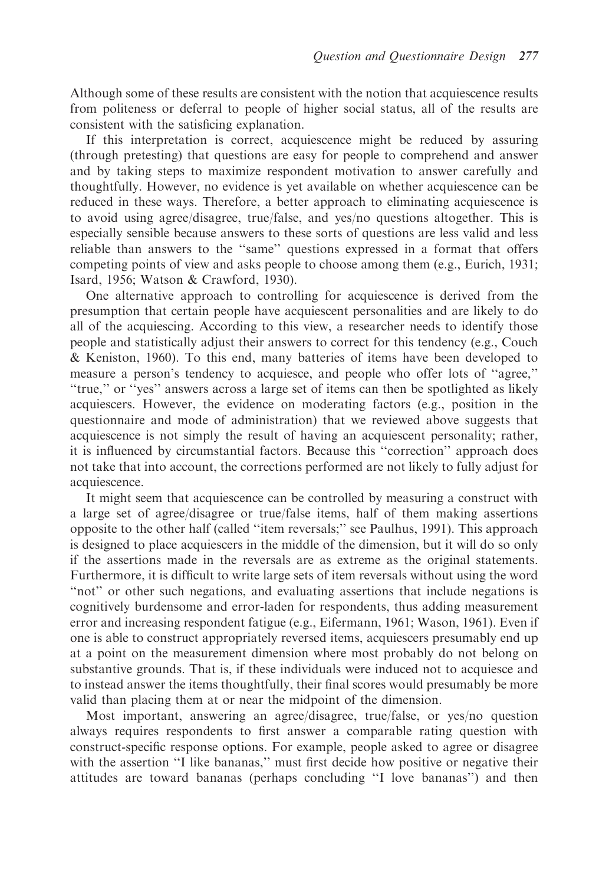Although some of these results are consistent with the notion that acquiescence results from politeness or deferral to people of higher social status, all of the results are consistent with the satisficing explanation.

If this interpretation is correct, acquiescence might be reduced by assuring (through pretesting) that questions are easy for people to comprehend and answer and by taking steps to maximize respondent motivation to answer carefully and thoughtfully. However, no evidence is yet available on whether acquiescence can be reduced in these ways. Therefore, a better approach to eliminating acquiescence is to avoid using agree/disagree, true/false, and yes/no questions altogether. This is especially sensible because answers to these sorts of questions are less valid and less reliable than answers to the "same" questions expressed in a format that offers competing points of view and asks people to choose among them (e.g., Eurich, 1931; Isard, 1956; Watson & Crawford, 1930).

One alternative approach to controlling for acquiescence is derived from the presumption that certain people have acquiescent personalities and are likely to do all of the acquiescing. According to this view, a researcher needs to identify those people and statistically adjust their answers to correct for this tendency (e.g., Couch & Keniston, 1960). To this end, many batteries of items have been developed to measure a person's tendency to acquiesce, and people who offer lots of "agree," "true," or "yes" answers across a large set of items can then be spotlighted as likely acquiescers. However, the evidence on moderating factors (e.g., position in the questionnaire and mode of administration) that we reviewed above suggests that acquiescence is not simply the result of having an acquiescent personality; rather, it is influenced by circumstantial factors. Because this "correction" approach does not take that into account, the corrections performed are not likely to fully adjust for acquiescence.

It might seem that acquiescence can be controlled by measuring a construct with a large set of agree/disagree or true/false items, half of them making assertions opposite to the other half (called "item reversals;" see Paulhus, 1991). This approach is designed to place acquiescers in the middle of the dimension, but it will do so only if the assertions made in the reversals are as extreme as the original statements. Furthermore, it is difficult to write large sets of item reversals without using the word "not" or other such negations, and evaluating assertions that include negations is cognitively burdensome and error-laden for respondents, thus adding measurement error and increasing respondent fatigue (e.g., Eifermann, 1961; Wason, 1961). Even if one is able to construct appropriately reversed items, acquiescers presumably end up at a point on the measurement dimension where most probably do not belong on substantive grounds. That is, if these individuals were induced not to acquiesce and to instead answer the items thoughtfully, their final scores would presumably be more valid than placing them at or near the midpoint of the dimension.

Most important, answering an agree/disagree, true/false, or yes/no question always requires respondents to first answer a comparable rating question with construct-specific response options. For example, people asked to agree or disagree with the assertion "I like bananas," must first decide how positive or negative their attitudes are toward bananas (perhaps concluding "I love bananas") and then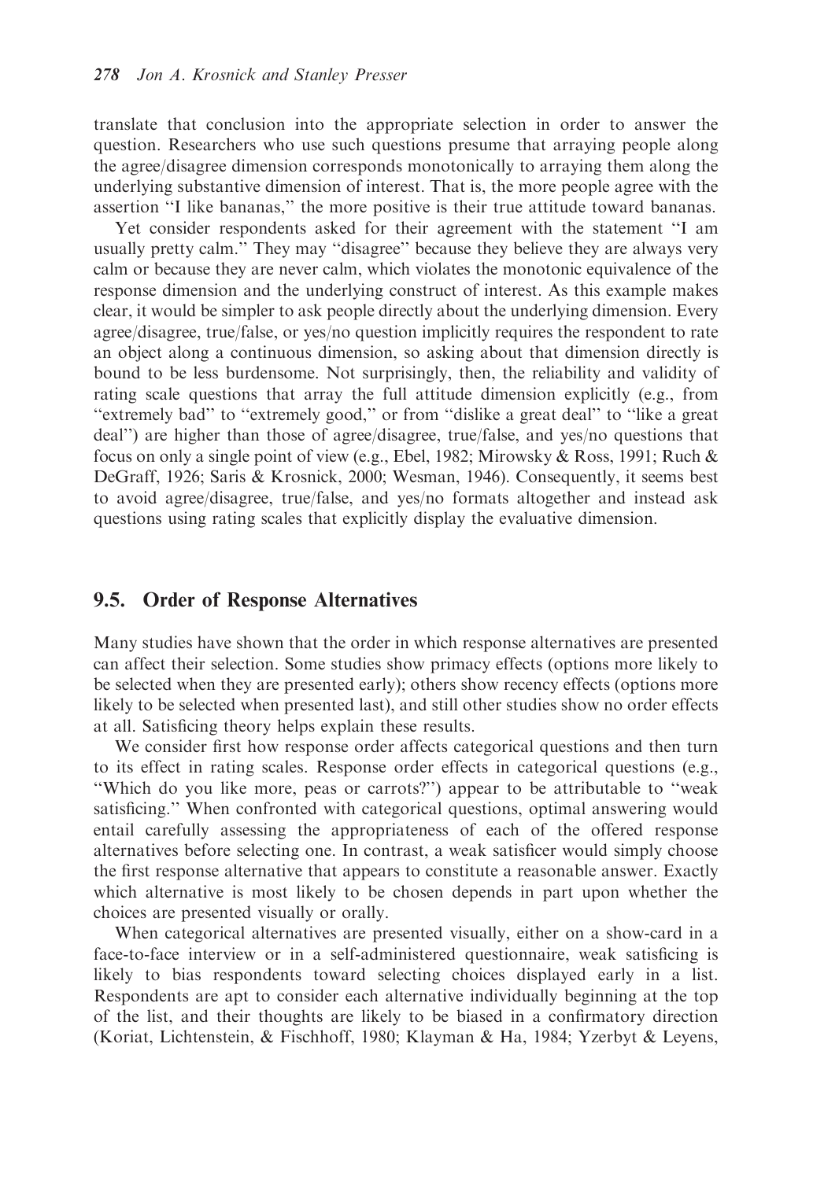translate that conclusion into the appropriate selection in order to answer the question. Researchers who use such questions presume that arraying people along the agree/disagree dimension corresponds monotonically to arraying them along the underlying substantive dimension of interest. That is, the more people agree with the assertion ''I like bananas,'' the more positive is their true attitude toward bananas.

Yet consider respondents asked for their agreement with the statement ''I am usually pretty calm.'' They may ''disagree'' because they believe they are always very calm or because they are never calm, which violates the monotonic equivalence of the response dimension and the underlying construct of interest. As this example makes clear, it would be simpler to ask people directly about the underlying dimension. Every agree/disagree, true/false, or yes/no question implicitly requires the respondent to rate an object along a continuous dimension, so asking about that dimension directly is bound to be less burdensome. Not surprisingly, then, the reliability and validity of rating scale questions that array the full attitude dimension explicitly (e.g., from ''extremely bad'' to ''extremely good,'' or from ''dislike a great deal'' to ''like a great deal'') are higher than those of agree/disagree, true/false, and yes/no questions that focus on only a single point of view (e.g., Ebel, 1982; Mirowsky & Ross, 1991; Ruch & DeGraff, 1926; Saris & Krosnick, 2000; Wesman, 1946). Consequently, it seems best to avoid agree/disagree, true/false, and yes/no formats altogether and instead ask questions using rating scales that explicitly display the evaluative dimension.

## 9.5. Order of Response Alternatives

Many studies have shown that the order in which response alternatives are presented can affect their selection. Some studies show primacy effects (options more likely to be selected when they are presented early); others show recency effects (options more likely to be selected when presented last), and still other studies show no order effects at all. Satisficing theory helps explain these results.

We consider first how response order affects categorical questions and then turn to its effect in rating scales. Response order effects in categorical questions (e.g., ''Which do you like more, peas or carrots?'') appear to be attributable to ''weak satisficing.'' When confronted with categorical questions, optimal answering would entail carefully assessing the appropriateness of each of the offered response alternatives before selecting one. In contrast, a weak satisficer would simply choose the first response alternative that appears to constitute a reasonable answer. Exactly which alternative is most likely to be chosen depends in part upon whether the choices are presented visually or orally.

When categorical alternatives are presented visually, either on a show-card in a face-to-face interview or in a self-administered questionnaire, weak satisficing is likely to bias respondents toward selecting choices displayed early in a list. Respondents are apt to consider each alternative individually beginning at the top of the list, and their thoughts are likely to be biased in a confirmatory direction (Koriat, Lichtenstein, & Fischhoff, 1980; Klayman & Ha, 1984; Yzerbyt & Leyens,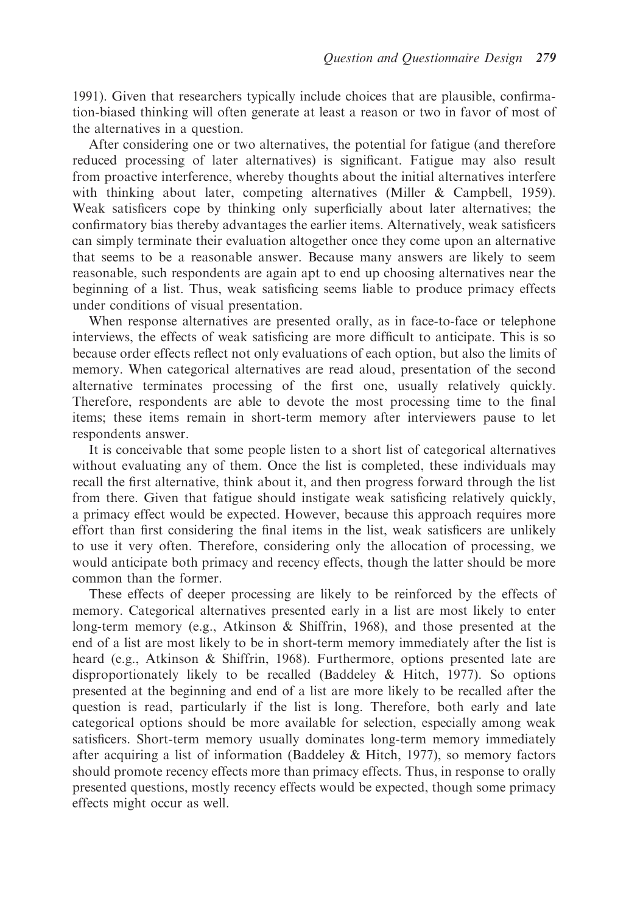1991). Given that researchers typically include choices that are plausible, confirmation-biased thinking will often generate at least a reason or two in favor of most of the alternatives in a question.

After considering one or two alternatives, the potential for fatigue (and therefore reduced processing of later alternatives) is significant. Fatigue may also result from proactive interference, whereby thoughts about the initial alternatives interfere with thinking about later, competing alternatives (Miller & Campbell, 1959). Weak satisficers cope by thinking only superficially about later alternatives; the confirmatory bias thereby advantages the earlier items. Alternatively, weak satisficers can simply terminate their evaluation altogether once they come upon an alternative that seems to be a reasonable answer. Because many answers are likely to seem reasonable, such respondents are again apt to end up choosing alternatives near the beginning of a list. Thus, weak satisficing seems liable to produce primacy effects under conditions of visual presentation.

When response alternatives are presented orally, as in face-to-face or telephone interviews, the effects of weak satisficing are more difficult to anticipate. This is so because order effects reflect not only evaluations of each option, but also the limits of memory. When categorical alternatives are read aloud, presentation of the second alternative terminates processing of the first one, usually relatively quickly. Therefore, respondents are able to devote the most processing time to the final items; these items remain in short-term memory after interviewers pause to let respondents answer.

It is conceivable that some people listen to a short list of categorical alternatives without evaluating any of them. Once the list is completed, these individuals may recall the first alternative, think about it, and then progress forward through the list from there. Given that fatigue should instigate weak satisficing relatively quickly, a primacy effect would be expected. However, because this approach requires more effort than first considering the final items in the list, weak satisficers are unlikely to use it very often. Therefore, considering only the allocation of processing, we would anticipate both primacy and recency effects, though the latter should be more common than the former.

These effects of deeper processing are likely to be reinforced by the effects of memory. Categorical alternatives presented early in a list are most likely to enter long-term memory (e.g., Atkinson & Shiffrin, 1968), and those presented at the end of a list are most likely to be in short-term memory immediately after the list is heard (e.g., Atkinson & Shiffrin, 1968). Furthermore, options presented late are disproportionately likely to be recalled (Baddeley & Hitch, 1977). So options presented at the beginning and end of a list are more likely to be recalled after the question is read, particularly if the list is long. Therefore, both early and late categorical options should be more available for selection, especially among weak satisficers. Short-term memory usually dominates long-term memory immediately after acquiring a list of information (Baddeley & Hitch, 1977), so memory factors should promote recency effects more than primacy effects. Thus, in response to orally presented questions, mostly recency effects would be expected, though some primacy effects might occur as well.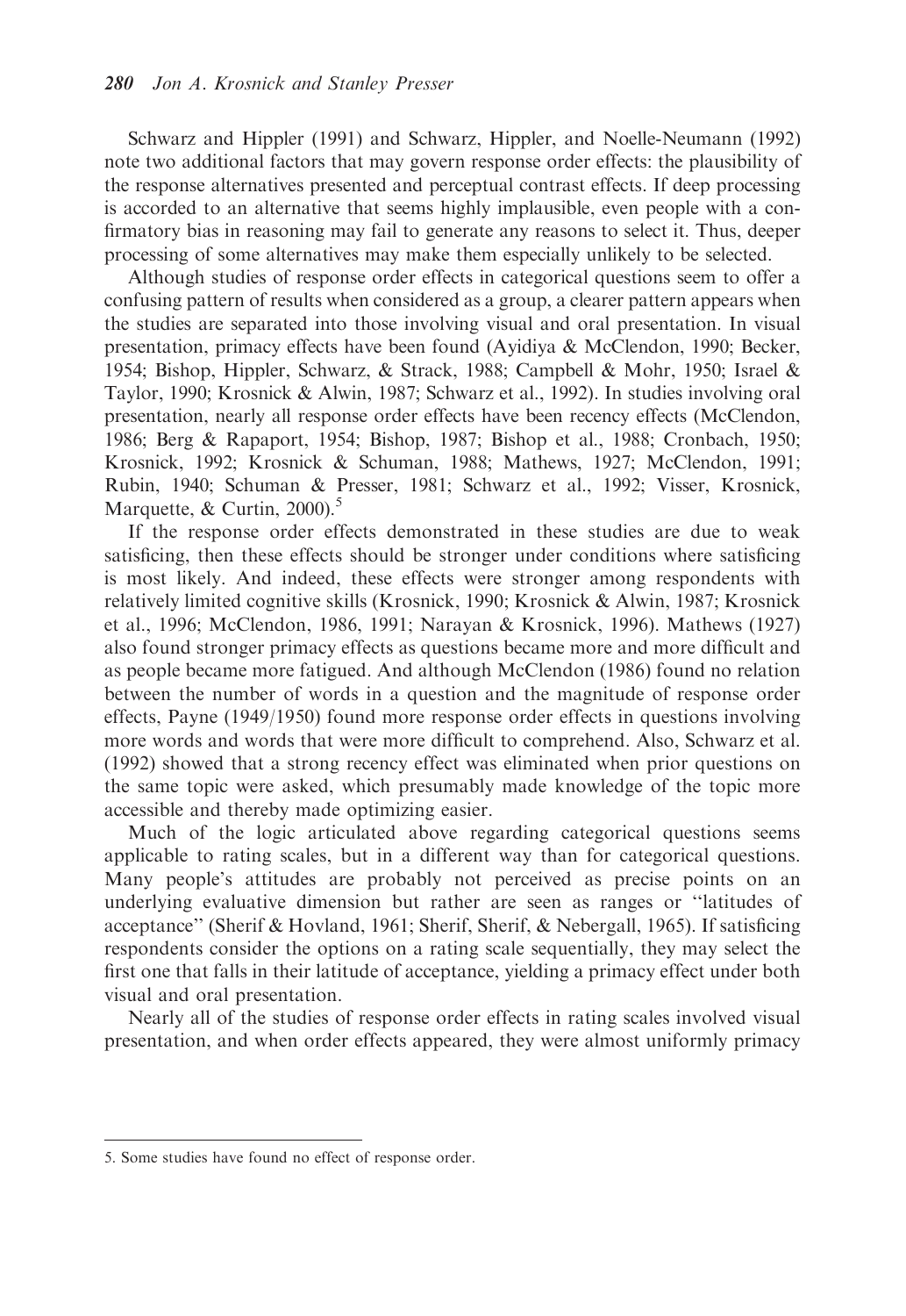Schwarz and Hippler (1991) and Schwarz, Hippler, and Noelle-Neumann (1992) note two additional factors that may govern response order effects: the plausibility of the response alternatives presented and perceptual contrast effects. If deep processing is accorded to an alternative that seems highly implausible, even people with a confirmatory bias in reasoning may fail to generate any reasons to select it. Thus, deeper processing of some alternatives may make them especially unlikely to be selected.

Although studies of response order effects in categorical questions seem to offer a confusing pattern of results when considered as a group, a clearer pattern appears when the studies are separated into those involving visual and oral presentation. In visual presentation, primacy effects have been found (Ayidiya & McClendon, 1990; Becker, 1954; Bishop, Hippler, Schwarz, & Strack, 1988; Campbell & Mohr, 1950; Israel & Taylor, 1990; Krosnick & Alwin, 1987; Schwarz et al., 1992). In studies involving oral presentation, nearly all response order effects have been recency effects (McClendon, 1986; Berg & Rapaport, 1954; Bishop, 1987; Bishop et al., 1988; Cronbach, 1950; Krosnick, 1992; Krosnick & Schuman, 1988; Mathews, 1927; McClendon, 1991; Rubin, 1940; Schuman & Presser, 1981; Schwarz et al., 1992; Visser, Krosnick, Marquette, & Curtin, 2000).[5]

If the response order effects demonstrated in these studies are due to weak satisficing, then these effects should be stronger under conditions where satisficing is most likely. And indeed, these effects were stronger among respondents with relatively limited cognitive skills (Krosnick, 1990; Krosnick & Alwin, 1987; Krosnick et al., 1996; McClendon, 1986, 1991; Narayan & Krosnick, 1996). Mathews (1927) also found stronger primacy effects as questions became more and more difficult and as people became more fatigued. And although McClendon (1986) found no relation between the number of words in a question and the magnitude of response order effects, Payne (1949/1950) found more response order effects in questions involving more words and words that were more difficult to comprehend. Also, Schwarz et al. (1992) showed that a strong recency effect was eliminated when prior questions on the same topic were asked, which presumably made knowledge of the topic more accessible and thereby made optimizing easier.

Much of the logic articulated above regarding categorical questions seems applicable to rating scales, but in a different way than for categorical questions. Many people's attitudes are probably not perceived as precise points on an underlying evaluative dimension but rather are seen as ranges or "latitudes of acceptance" (Sherif & Hovland, 1961; Sherif, Sherif, & Nebergall, 1965). If satisficing respondents consider the options on a rating scale sequentially, they may select the first one that falls in their latitude of acceptance, yielding a primacy effect under both visual and oral presentation.

Nearly all of the studies of response order effects in rating scales involved visual presentation, and when order effects appeared, they were almost uniformly primacy

---

5. Some studies have found no effect of response order.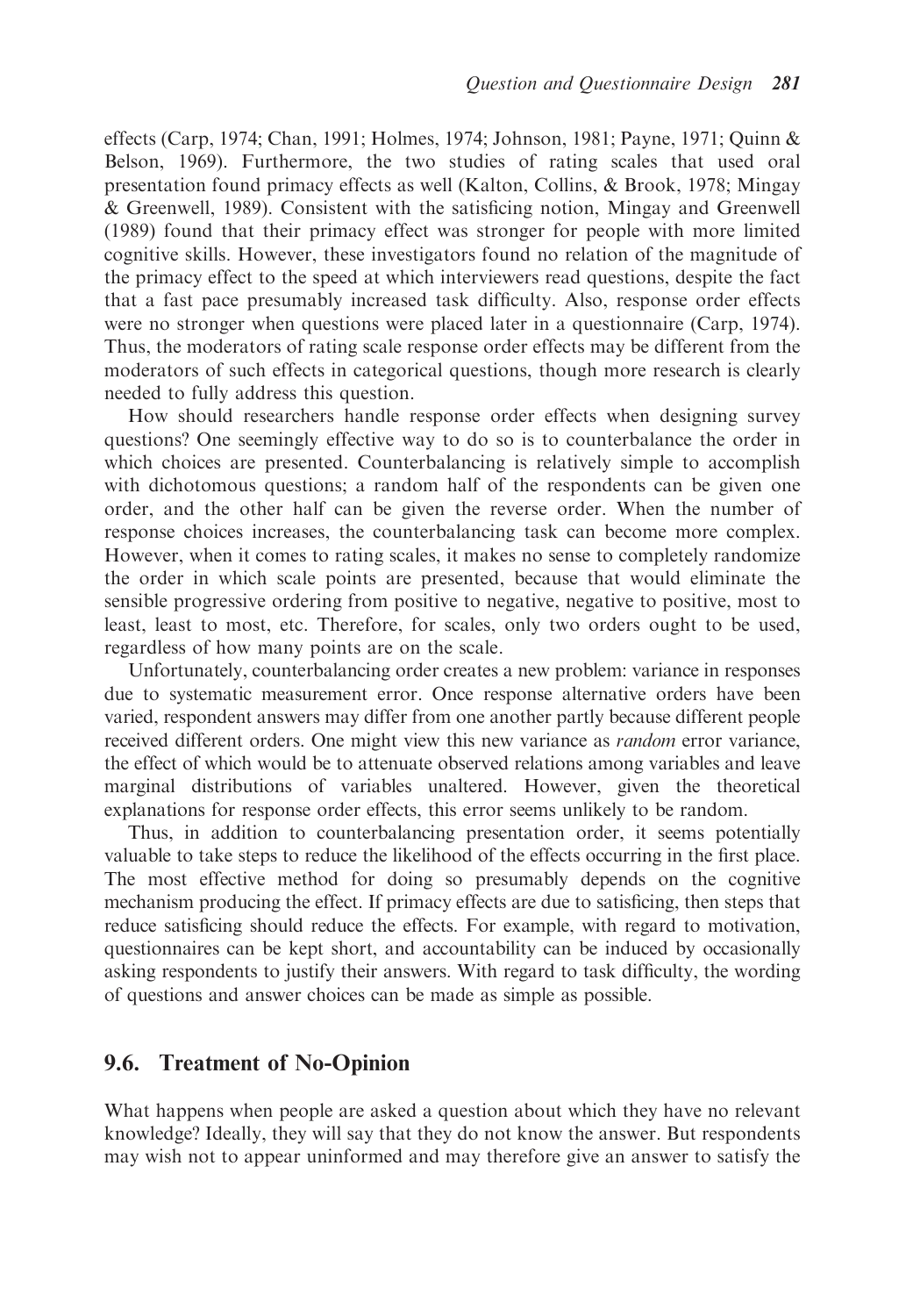effects (Carp, 1974; Chan, 1991; Holmes, 1974; Johnson, 1981; Payne, 1971; Quinn & Belson, 1969). Furthermore, the two studies of rating scales that used oral presentation found primacy effects as well (Kalton, Collins, & Brook, 1978; Mingay & Greenwell, 1989). Consistent with the satisficing notion, Mingay and Greenwell (1989) found that their primacy effect was stronger for people with more limited cognitive skills. However, these investigators found no relation of the magnitude of the primacy effect to the speed at which interviewers read questions, despite the fact that a fast pace presumably increased task difficulty. Also, response order effects were no stronger when questions were placed later in a questionnaire (Carp, 1974). Thus, the moderators of rating scale response order effects may be different from the moderators of such effects in categorical questions, though more research is clearly needed to fully address this question.

How should researchers handle response order effects when designing survey questions? One seemingly effective way to do so is to counterbalance the order in which choices are presented. Counterbalancing is relatively simple to accomplish with dichotomous questions; a random half of the respondents can be given one order, and the other half can be given the reverse order. When the number of response choices increases, the counterbalancing task can become more complex. However, when it comes to rating scales, it makes no sense to completely randomize the order in which scale points are presented, because that would eliminate the sensible progressive ordering from positive to negative, negative to positive, most to least, least to most, etc. Therefore, for scales, only two orders ought to be used, regardless of how many points are on the scale.

Unfortunately, counterbalancing order creates a new problem: variance in responses due to systematic measurement error. Once response alternative orders have been varied, respondent answers may differ from one another partly because different people received different orders. One might view this new variance as *random* error variance, the effect of which would be to attenuate observed relations among variables and leave marginal distributions of variables unaltered. However, given the theoretical explanations for response order effects, this error seems unlikely to be random.

Thus, in addition to counterbalancing presentation order, it seems potentially valuable to take steps to reduce the likelihood of the effects occurring in the first place. The most effective method for doing so presumably depends on the cognitive mechanism producing the effect. If primacy effects are due to satisficing, then steps that reduce satisficing should reduce the effects. For example, with regard to motivation, questionnaires can be kept short, and accountability can be induced by occasionally asking respondents to justify their answers. With regard to task difficulty, the wording of questions and answer choices can be made as simple as possible.

## 9.6. Treatment of No-Opinion

What happens when people are asked a question about which they have no relevant knowledge? Ideally, they will say that they do not know the answer. But respondents may wish not to appear uninformed and may therefore give an answer to satisfy the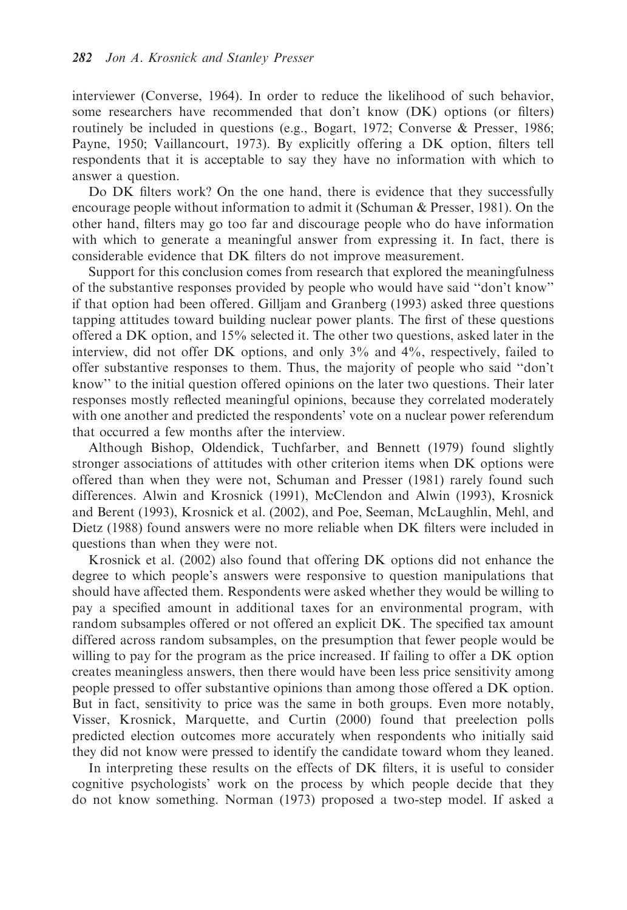interviewer (Converse, 1964). In order to reduce the likelihood of such behavior, some researchers have recommended that don't know (DK) options (or filters) routinely be included in questions (e.g., Bogart, 1972; Converse & Presser, 1986; Payne, 1950; Vaillancourt, 1973). By explicitly offering a DK option, filters tell respondents that it is acceptable to say they have no information with which to answer a question.

Do DK filters work? On the one hand, there is evidence that they successfully encourage people without information to admit it (Schuman & Presser, 1981). On the other hand, filters may go too far and discourage people who do have information with which to generate a meaningful answer from expressing it. In fact, there is considerable evidence that DK filters do not improve measurement.

Support for this conclusion comes from research that explored the meaningfulness of the substantive responses provided by people who would have said "don't know" if that option had been offered. Gilljam and Granberg (1993) asked three questions tapping attitudes toward building nuclear power plants. The first of these questions offered a DK option, and 15% selected it. The other two questions, asked later in the interview, did not offer DK options, and only 3% and 4%, respectively, failed to offer substantive responses to them. Thus, the majority of people who said "don't know" to the initial question offered opinions on the later two questions. Their later responses mostly reflected meaningful opinions, because they correlated moderately with one another and predicted the respondents' vote on a nuclear power referendum that occurred a few months after the interview.

Although Bishop, Oldendick, Tuchfarber, and Bennett (1979) found slightly stronger associations of attitudes with other criterion items when DK options were offered than when they were not, Schuman and Presser (1981) rarely found such differences. Alwin and Krosnick (1991), McClendon and Alwin (1993), Krosnick and Berent (1993), Krosnick et al. (2002), and Poe, Seeman, McLaughlin, Mehl, and Dietz (1988) found answers were no more reliable when DK filters were included in questions than when they were not.

Krosnick et al. (2002) also found that offering DK options did not enhance the degree to which people's answers were responsive to question manipulations that should have affected them. Respondents were asked whether they would be willing to pay a specified amount in additional taxes for an environmental program, with random subsamples offered or not offered an explicit DK. The specified tax amount differed across random subsamples, on the presumption that fewer people would be willing to pay for the program as the price increased. If failing to offer a DK option creates meaningless answers, then there would have been less price sensitivity among people pressed to offer substantive opinions than among those offered a DK option. But in fact, sensitivity to price was the same in both groups. Even more notably, Visser, Krosnick, Marquette, and Curtin (2000) found that preelection polls predicted election outcomes more accurately when respondents who initially said they did not know were pressed to identify the candidate toward whom they leaned.

In interpreting these results on the effects of DK filters, it is useful to consider cognitive psychologists' work on the process by which people decide that they do not know something. Norman (1973) proposed a two-step model. If asked a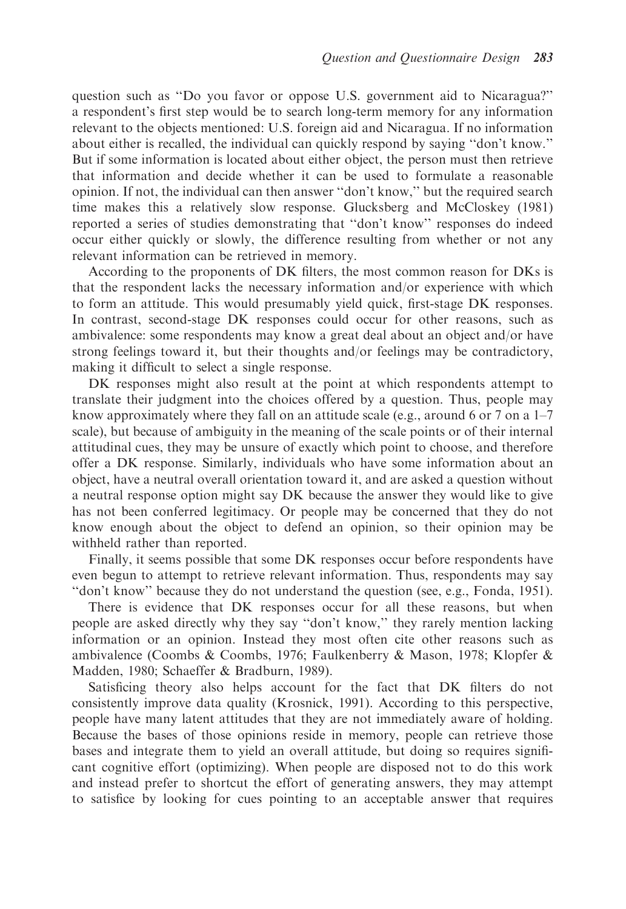question such as "Do you favor or oppose U.S. government aid to Nicaragua?" a respondent's first step would be to search long-term memory for any information relevant to the objects mentioned: U.S. foreign aid and Nicaragua. If no information about either is recalled, the individual can quickly respond by saying "don't know." But if some information is located about either object, the person must then retrieve that information and decide whether it can be used to formulate a reasonable opinion. If not, the individual can then answer "don't know," but the required search time makes this a relatively slow response. Glucksberg and McCloskey (1981) reported a series of studies demonstrating that "don't know" responses do indeed occur either quickly or slowly, the difference resulting from whether or not any relevant information can be retrieved in memory.

According to the proponents of DK filters, the most common reason for DKs is that the respondent lacks the necessary information and/or experience with which to form an attitude. This would presumably yield quick, first-stage DK responses. In contrast, second-stage DK responses could occur for other reasons, such as ambivalence: some respondents may know a great deal about an object and/or have strong feelings toward it, but their thoughts and/or feelings may be contradictory, making it difficult to select a single response.

DK responses might also result at the point at which respondents attempt to translate their judgment into the choices offered by a question. Thus, people may know approximately where they fall on an attitude scale (e.g., around 6 or 7 on a 1–7 scale), but because of ambiguity in the meaning of the scale points or of their internal attitudinal cues, they may be unsure of exactly which point to choose, and therefore offer a DK response. Similarly, individuals who have some information about an object, have a neutral overall orientation toward it, and are asked a question without a neutral response option might say DK because the answer they would like to give has not been conferred legitimacy. Or people may be concerned that they do not know enough about the object to defend an opinion, so their opinion may be withheld rather than reported.

Finally, it seems possible that some DK responses occur before respondents have even begun to attempt to retrieve relevant information. Thus, respondents may say "don't know" because they do not understand the question (see, e.g., Fonda, 1951).

There is evidence that DK responses occur for all these reasons, but when people are asked directly why they say "don't know," they rarely mention lacking information or an opinion. Instead they most often cite other reasons such as ambivalence (Coombs & Coombs, 1976; Faulkenberry & Mason, 1978; Klopfer & Madden, 1980; Schaeffer & Bradburn, 1989).

Satisficing theory also helps account for the fact that DK filters do not consistently improve data quality (Krosnick, 1991). According to this perspective, people have many latent attitudes that they are not immediately aware of holding. Because the bases of those opinions reside in memory, people can retrieve those bases and integrate them to yield an overall attitude, but doing so requires significant cognitive effort (optimizing). When people are disposed not to do this work and instead prefer to shortcut the effort of generating answers, they may attempt to satisfice by looking for cues pointing to an acceptable answer that requires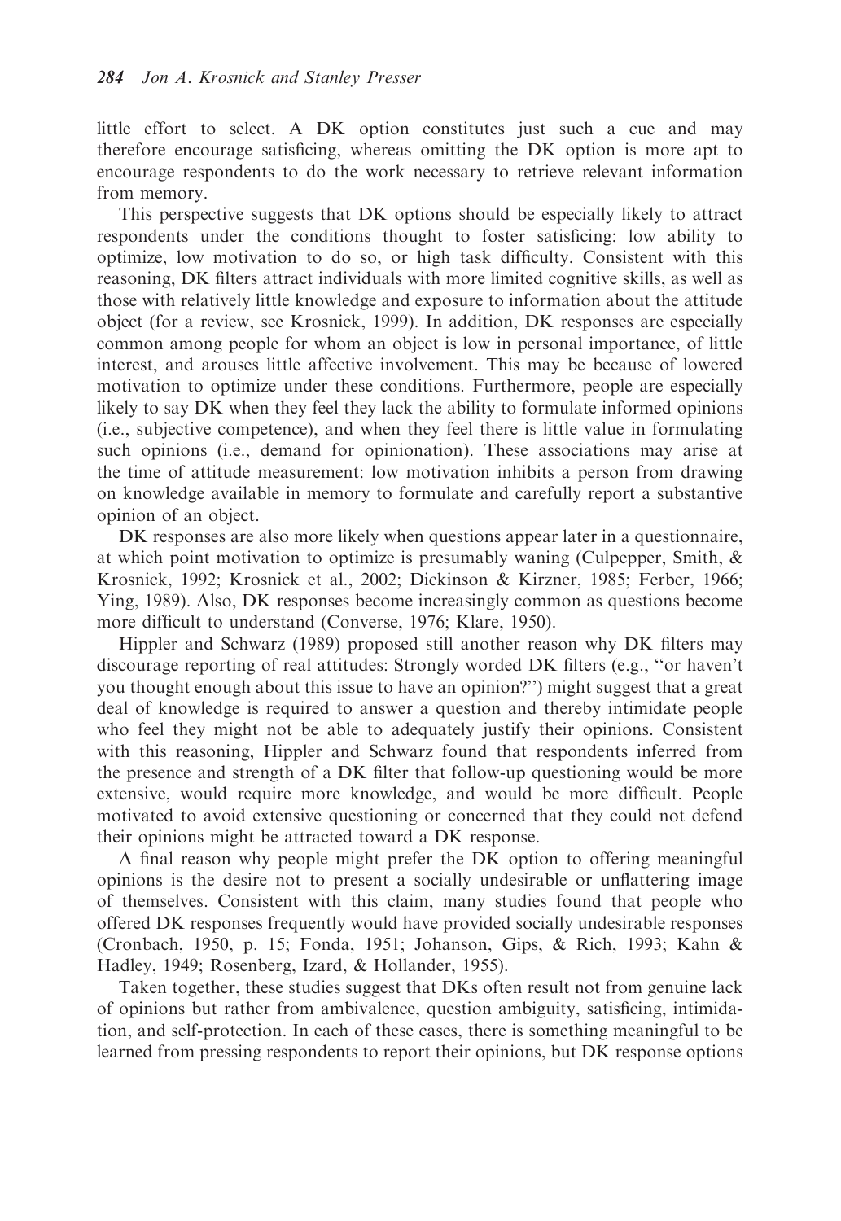little effort to select. A DK option constitutes just such a cue and may therefore encourage satisficing, whereas omitting the DK option is more apt to encourage respondents to do the work necessary to retrieve relevant information from memory.

This perspective suggests that DK options should be especially likely to attract respondents under the conditions thought to foster satisficing: low ability to optimize, low motivation to do so, or high task difficulty. Consistent with this reasoning, DK filters attract individuals with more limited cognitive skills, as well as those with relatively little knowledge and exposure to information about the attitude object (for a review, see Krosnick, 1999). In addition, DK responses are especially common among people for whom an object is low in personal importance, of little interest, and arouses little affective involvement. This may be because of lowered motivation to optimize under these conditions. Furthermore, people are especially likely to say DK when they feel they lack the ability to formulate informed opinions (i.e., subjective competence), and when they feel there is little value in formulating such opinions (i.e., demand for opinionation). These associations may arise at the time of attitude measurement: low motivation inhibits a person from drawing on knowledge available in memory to formulate and carefully report a substantive opinion of an object.

DK responses are also more likely when questions appear later in a questionnaire, at which point motivation to optimize is presumably waning (Culpepper, Smith, & Krosnick, 1992; Krosnick et al., 2002; Dickinson & Kirzner, 1985; Ferber, 1966; Ying, 1989). Also, DK responses become increasingly common as questions become more difficult to understand (Converse, 1976; Klare, 1950).

Hippler and Schwarz (1989) proposed still another reason why DK filters may discourage reporting of real attitudes: Strongly worded DK filters (e.g., ''or haven't you thought enough about this issue to have an opinion?'') might suggest that a great deal of knowledge is required to answer a question and thereby intimidate people who feel they might not be able to adequately justify their opinions. Consistent with this reasoning, Hippler and Schwarz found that respondents inferred from the presence and strength of a DK filter that follow-up questioning would be more extensive, would require more knowledge, and would be more difficult. People motivated to avoid extensive questioning or concerned that they could not defend their opinions might be attracted toward a DK response.

A final reason why people might prefer the DK option to offering meaningful opinions is the desire not to present a socially undesirable or unflattering image of themselves. Consistent with this claim, many studies found that people who offered DK responses frequently would have provided socially undesirable responses (Cronbach, 1950, p. 15; Fonda, 1951; Johanson, Gips, & Rich, 1993; Kahn & Hadley, 1949; Rosenberg, Izard, & Hollander, 1955).

Taken together, these studies suggest that DKs often result not from genuine lack of opinions but rather from ambivalence, question ambiguity, satisficing, intimidation, and self-protection. In each of these cases, there is something meaningful to be learned from pressing respondents to report their opinions, but DK response options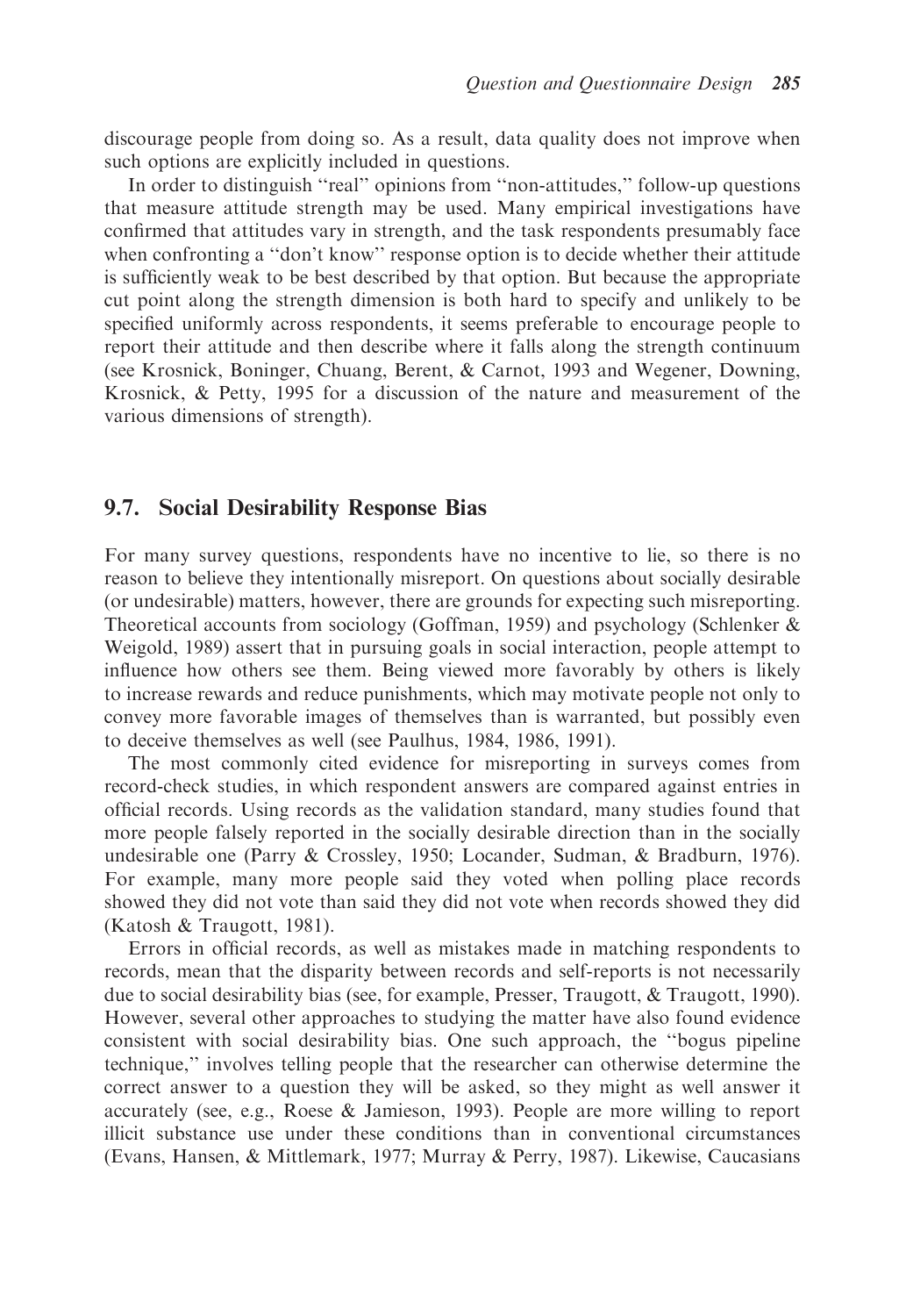discourage people from doing so. As a result, data quality does not improve when such options are explicitly included in questions.

In order to distinguish "real" opinions from "non-attitudes," follow-up questions that measure attitude strength may be used. Many empirical investigations have confirmed that attitudes vary in strength, and the task respondents presumably face when confronting a "don't know" response option is to decide whether their attitude is sufficiently weak to be best described by that option. But because the appropriate cut point along the strength dimension is both hard to specify and unlikely to be specified uniformly across respondents, it seems preferable to encourage people to report their attitude and then describe where it falls along the strength continuum (see Krosnick, Boninger, Chuang, Berent, & Carnot, 1993 and Wegener, Downing, Krosnick, & Petty, 1995 for a discussion of the nature and measurement of the various dimensions of strength).

## 9.7. Social Desirability Response Bias

For many survey questions, respondents have no incentive to lie, so there is no reason to believe they intentionally misreport. On questions about socially desirable (or undesirable) matters, however, there are grounds for expecting such misreporting. Theoretical accounts from sociology (Goffman, 1959) and psychology (Schlenker & Weigold, 1989) assert that in pursuing goals in social interaction, people attempt to influence how others see them. Being viewed more favorably by others is likely to increase rewards and reduce punishments, which may motivate people not only to convey more favorable images of themselves than is warranted, but possibly even to deceive themselves as well (see Paulhus, 1984, 1986, 1991).

The most commonly cited evidence for misreporting in surveys comes from record-check studies, in which respondent answers are compared against entries in official records. Using records as the validation standard, many studies found that more people falsely reported in the socially desirable direction than in the socially undesirable one (Parry & Crossley, 1950; Locander, Sudman, & Bradburn, 1976). For example, many more people said they voted when polling place records showed they did not vote than said they did not vote when records showed they did (Katosh & Traugott, 1981).

Errors in official records, as well as mistakes made in matching respondents to records, mean that the disparity between records and self-reports is not necessarily due to social desirability bias (see, for example, Presser, Traugott, & Traugott, 1990). However, several other approaches to studying the matter have also found evidence consistent with social desirability bias. One such approach, the "bogus pipeline technique," involves telling people that the researcher can otherwise determine the correct answer to a question they will be asked, so they might as well answer it accurately (see, e.g., Roese & Jamieson, 1993). People are more willing to report illicit substance use under these conditions than in conventional circumstances (Evans, Hansen, & Mittlemark, 1977; Murray & Perry, 1987). Likewise, Caucasians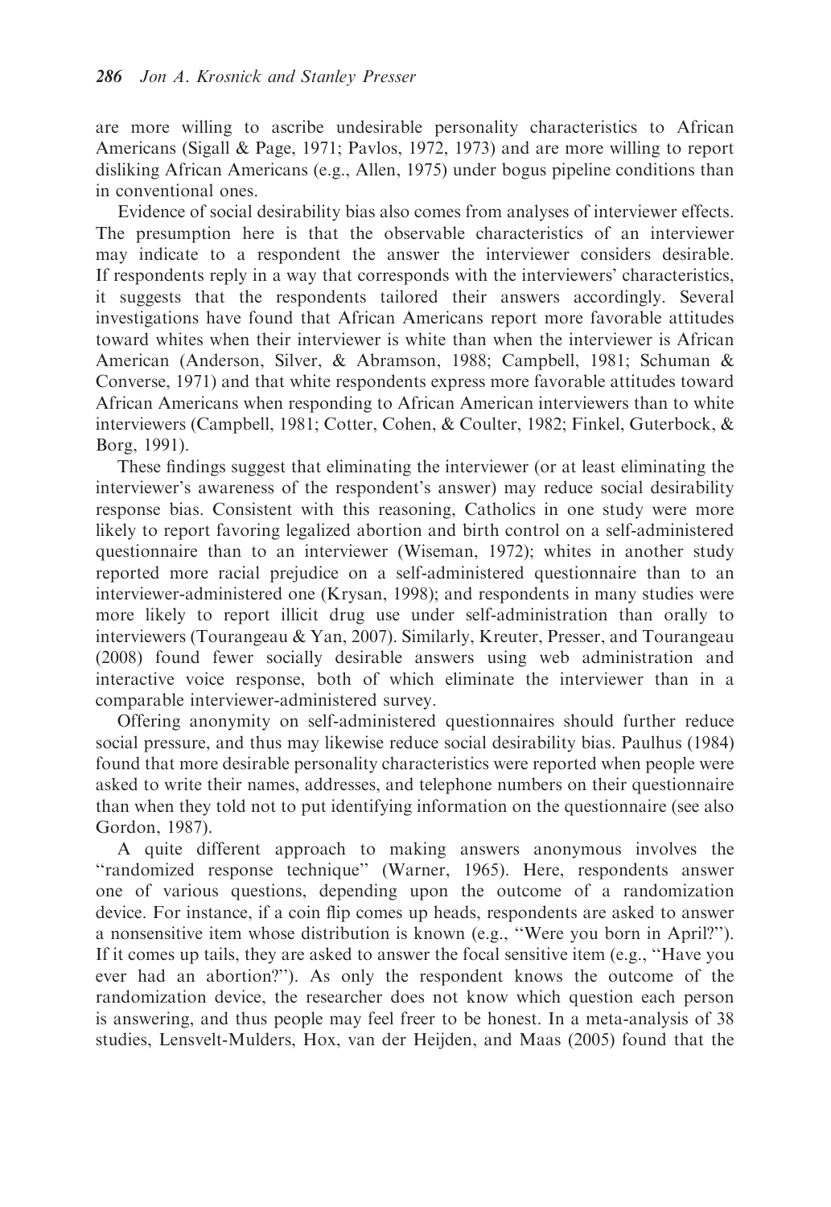are more willing to ascribe undesirable personality characteristics to African Americans (Sigall & Page, 1971; Pavlos, 1972, 1973) and are more willing to report disliking African Americans (e.g., Allen, 1975) under bogus pipeline conditions than in conventional ones.

Evidence of social desirability bias also comes from analyses of interviewer effects. The presumption here is that the observable characteristics of an interviewer may indicate to a respondent the answer the interviewer considers desirable. If respondents reply in a way that corresponds with the interviewers' characteristics, it suggests that the respondents tailored their answers accordingly. Several investigations have found that African Americans report more favorable attitudes toward whites when their interviewer is white than when the interviewer is African American (Anderson, Silver, & Abramson, 1988; Campbell, 1981; Schuman & Converse, 1971) and that white respondents express more favorable attitudes toward African Americans when responding to African American interviewers than to white interviewers (Campbell, 1981; Cotter, Cohen, & Coulter, 1982; Finkel, Guterbock, & Borg, 1991).

These findings suggest that eliminating the interviewer (or at least eliminating the interviewer's awareness of the respondent's answer) may reduce social desirability response bias. Consistent with this reasoning, Catholics in one study were more likely to report favoring legalized abortion and birth control on a self-administered questionnaire than to an interviewer (Wiseman, 1972); whites in another study reported more racial prejudice on a self-administered questionnaire than to an interviewer-administered one (Krysan, 1998); and respondents in many studies were more likely to report illicit drug use under self-administration than orally to interviewers (Tourangeau & Yan, 2007). Similarly, Kreuter, Presser, and Tourangeau (2008) found fewer socially desirable answers using web administration and interactive voice response, both of which eliminate the interviewer than in a comparable interviewer-administered survey.

Offering anonymity on self-administered questionnaires should further reduce social pressure, and thus may likewise reduce social desirability bias. Paulhus (1984) found that more desirable personality characteristics were reported when people were asked to write their names, addresses, and telephone numbers on their questionnaire than when they told not to put identifying information on the questionnaire (see also Gordon, 1987).

A quite different approach to making answers anonymous involves the "randomized response technique" (Warner, 1965). Here, respondents answer one of various questions, depending upon the outcome of a randomization device. For instance, if a coin flip comes up heads, respondents are asked to answer a nonsensitive item whose distribution is known (e.g., "Were you born in April?"). If it comes up tails, they are asked to answer the focal sensitive item (e.g., "Have you ever had an abortion?"). As only the respondent knows the outcome of the randomization device, the researcher does not know which question each person is answering, and thus people may feel freer to be honest. In a meta-analysis of 38 studies, Lensvelt-Mulders, Hox, van der Heijden, and Maas (2005) found that the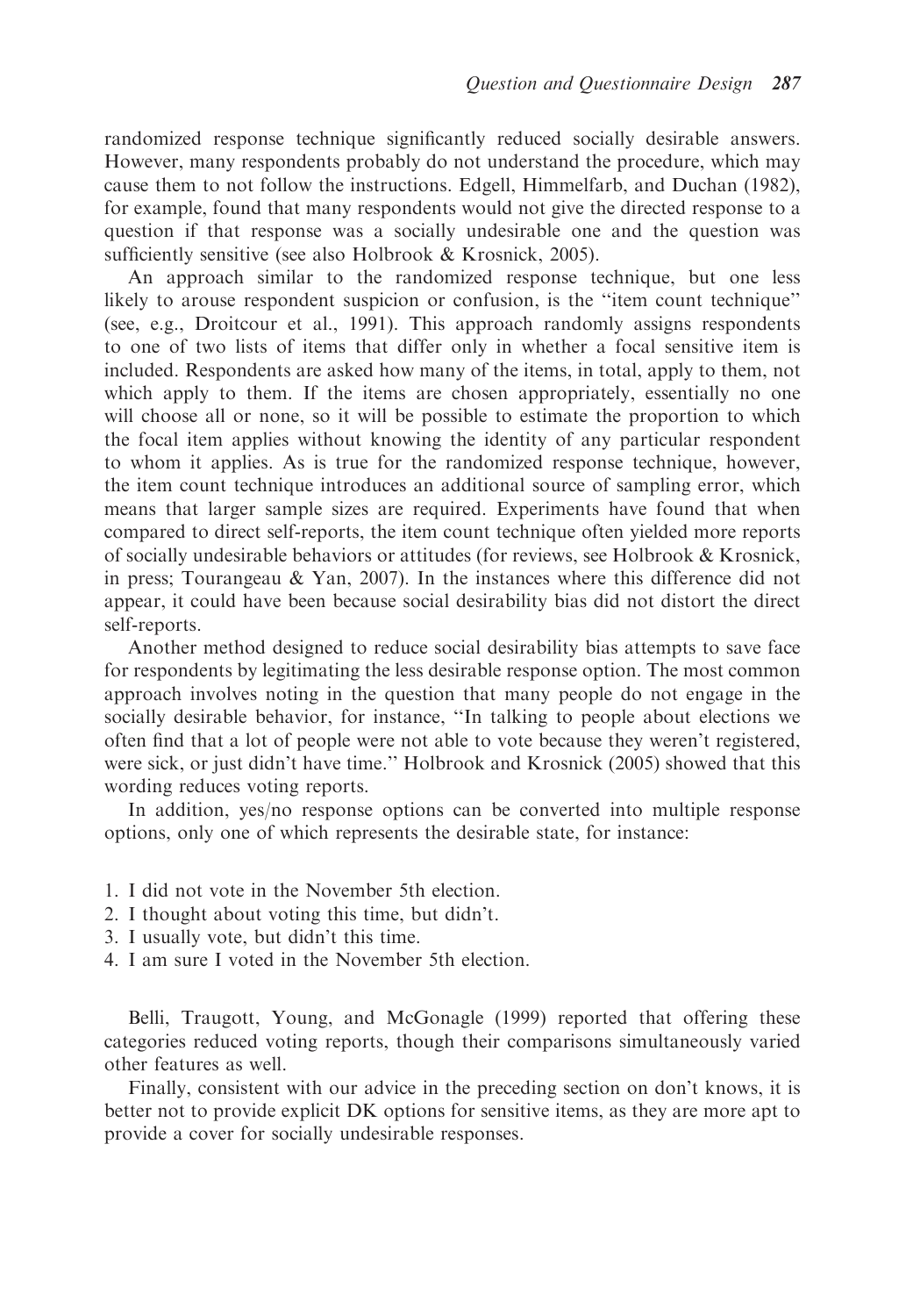randomized response technique significantly reduced socially desirable answers. However, many respondents probably do not understand the procedure, which may cause them to not follow the instructions. Edgell, Himmelfarb, and Duchan (1982), for example, found that many respondents would not give the directed response to a question if that response was a socially undesirable one and the question was sufficiently sensitive (see also Holbrook & Krosnick, 2005).

An approach similar to the randomized response technique, but one less likely to arouse respondent suspicion or confusion, is the "item count technique" (see, e.g., Droitcour et al., 1991). This approach randomly assigns respondents to one of two lists of items that differ only in whether a focal sensitive item is included. Respondents are asked how many of the items, in total, apply to them, not which apply to them. If the items are chosen appropriately, essentially no one will choose all or none, so it will be possible to estimate the proportion to which the focal item applies without knowing the identity of any particular respondent to whom it applies. As is true for the randomized response technique, however, the item count technique introduces an additional source of sampling error, which means that larger sample sizes are required. Experiments have found that when compared to direct self-reports, the item count technique often yielded more reports of socially undesirable behaviors or attitudes (for reviews, see Holbrook & Krosnick, in press; Tourangeau & Yan, 2007). In the instances where this difference did not appear, it could have been because social desirability bias did not distort the direct self-reports.

Another method designed to reduce social desirability bias attempts to save face for respondents by legitimating the less desirable response option. The most common approach involves noting in the question that many people do not engage in the socially desirable behavior, for instance, "In talking to people about elections we often find that a lot of people were not able to vote because they weren't registered, were sick, or just didn't have time." Holbrook and Krosnick (2005) showed that this wording reduces voting reports.

In addition, yes/no response options can be converted into multiple response options, only one of which represents the desirable state, for instance:

1. I did not vote in the November 5th election.
2. I thought about voting this time, but didn't.
3. I usually vote, but didn't this time.
4. I am sure I voted in the November 5th election.

Belli, Traugott, Young, and McGonagle (1999) reported that offering these categories reduced voting reports, though their comparisons simultaneously varied other features as well.

Finally, consistent with our advice in the preceding section on don't knows, it is better not to provide explicit DK options for sensitive items, as they are more apt to provide a cover for socially undesirable responses.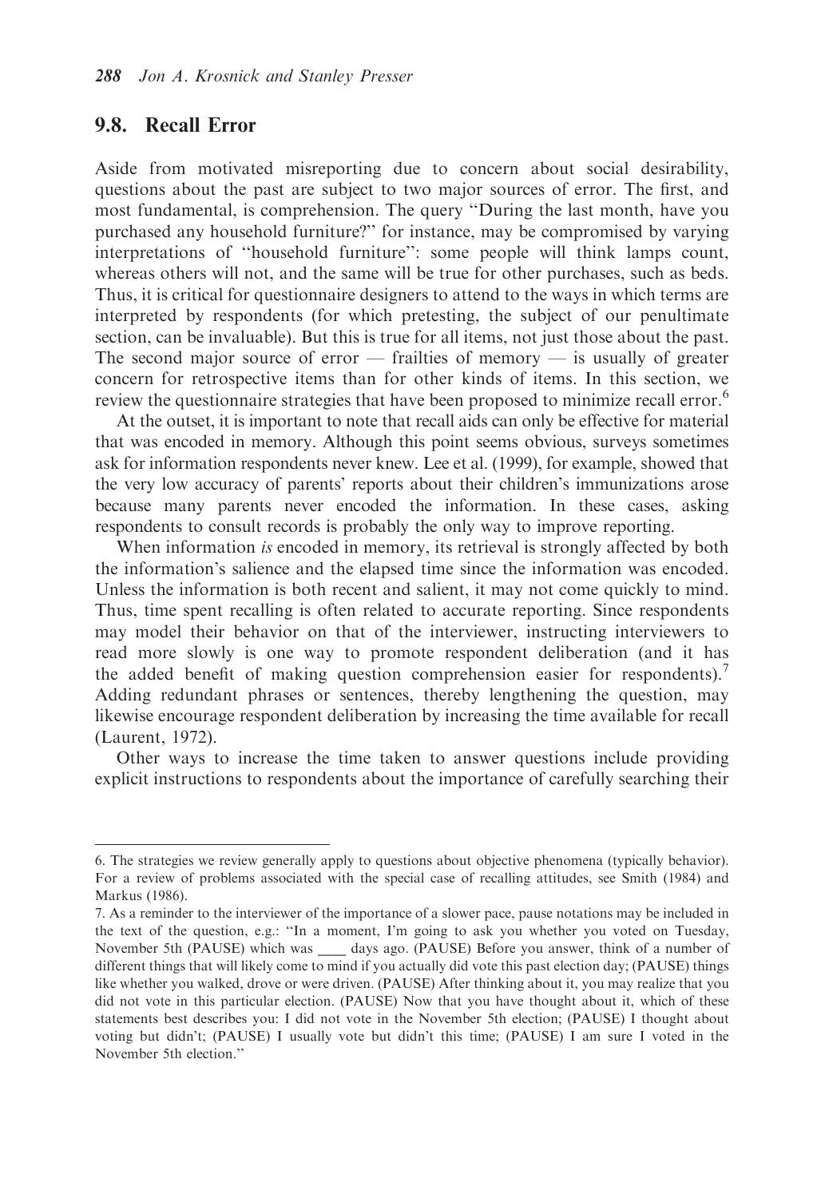## 9.8. Recall Error

Aside from motivated misreporting due to concern about social desirability, questions about the past are subject to two major sources of error. The first, and most fundamental, is comprehension. The query "During the last month, have you purchased any household furniture?" for instance, may be compromised by varying interpretations of "household furniture": some people will think lamps count, whereas others will not, and the same will be true for other purchases, such as beds. Thus, it is critical for questionnaire designers to attend to the ways in which terms are interpreted by respondents (for which pretesting, the subject of our penultimate section, can be invaluable). But this is true for all items, not just those about the past. The second major source of error — frailties of memory — is usually of greater concern for retrospective items than for other kinds of items. In this section, we review the questionnaire strategies that have been proposed to minimize recall error.[6]

At the outset, it is important to note that recall aids can only be effective for material that was encoded in memory. Although this point seems obvious, surveys sometimes ask for information respondents never knew. Lee et al. (1999), for example, showed that the very low accuracy of parents' reports about their children's immunizations arose because many parents never encoded the information. In these cases, asking respondents to consult records is probably the only way to improve reporting.

When information *is* encoded in memory, its retrieval is strongly affected by both the information's salience and the elapsed time since the information was encoded. Unless the information is both recent and salient, it may not come quickly to mind. Thus, time spent recalling is often related to accurate reporting. Since respondents may model their behavior on that of the interviewer, instructing interviewers to read more slowly is one way to promote respondent deliberation (and it has the added benefit of making question comprehension easier for respondents).[7] Adding redundant phrases or sentences, thereby lengthening the question, may likewise encourage respondent deliberation by increasing the time available for recall (Laurent, 1972).

Other ways to increase the time taken to answer questions include providing explicit instructions to respondents about the importance of carefully searching their

---

6. The strategies we review generally apply to questions about objective phenomena (typically behavior). For a review of problems associated with the special case of recalling attitudes, see Smith (1984) and Markus (1986).

7. As a reminder to the interviewer of the importance of a slower pace, pause notations may be included in the text of the question, e.g.: "In a moment, I'm going to ask you whether you voted on Tuesday, November 5th (PAUSE) which was ____ days ago. (PAUSE) Before you answer, think of a number of different things that will likely come to mind if you actually did vote this past election day; (PAUSE) things like whether you walked, drove or were driven. (PAUSE) After thinking about it, you may realize that you did not vote in this particular election. (PAUSE) Now that you have thought about it, which of these statements best describes you: I did not vote in the November 5th election; (PAUSE) I thought about voting but didn't; (PAUSE) I usually vote but didn't this time; (PAUSE) I am sure I voted in the November 5th election."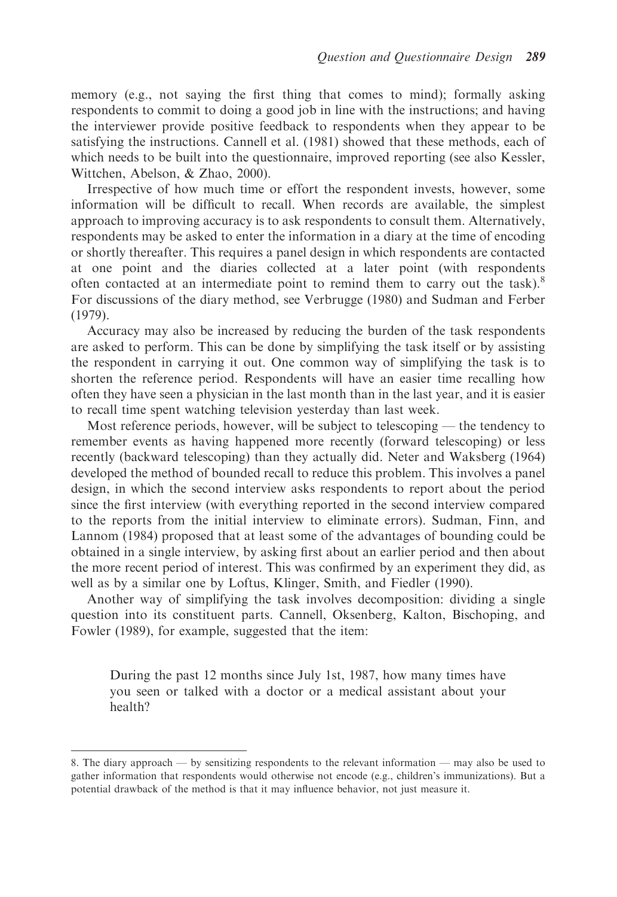memory (e.g., not saying the first thing that comes to mind); formally asking respondents to commit to doing a good job in line with the instructions; and having the interviewer provide positive feedback to respondents when they appear to be satisfying the instructions. Cannell et al. (1981) showed that these methods, each of which needs to be built into the questionnaire, improved reporting (see also Kessler, Wittchen, Abelson, & Zhao, 2000).

Irrespective of how much time or effort the respondent invests, however, some information will be difficult to recall. When records are available, the simplest approach to improving accuracy is to ask respondents to consult them. Alternatively, respondents may be asked to enter the information in a diary at the time of encoding or shortly thereafter. This requires a panel design in which respondents are contacted at one point and the diaries collected at a later point (with respondents often contacted at an intermediate point to remind them to carry out the task).[8] For discussions of the diary method, see Verbrugge (1980) and Sudman and Ferber (1979).

Accuracy may also be increased by reducing the burden of the task respondents are asked to perform. This can be done by simplifying the task itself or by assisting the respondent in carrying it out. One common way of simplifying the task is to shorten the reference period. Respondents will have an easier time recalling how often they have seen a physician in the last month than in the last year, and it is easier to recall time spent watching television yesterday than last week.

Most reference periods, however, will be subject to telescoping — the tendency to remember events as having happened more recently (forward telescoping) or less recently (backward telescoping) than they actually did. Neter and Waksberg (1964) developed the method of bounded recall to reduce this problem. This involves a panel design, in which the second interview asks respondents to report about the period since the first interview (with everything reported in the second interview compared to the reports from the initial interview to eliminate errors). Sudman, Finn, and Lannom (1984) proposed that at least some of the advantages of bounding could be obtained in a single interview, by asking first about an earlier period and then about the more recent period of interest. This was confirmed by an experiment they did, as well as by a similar one by Loftus, Klinger, Smith, and Fiedler (1990).

Another way of simplifying the task involves decomposition: dividing a single question into its constituent parts. Cannell, Oksenberg, Kalton, Bischoping, and Fowler (1989), for example, suggested that the item:

> During the past 12 months since July 1st, 1987, how many times have you seen or talked with a doctor or a medical assistant about your health?

8. The diary approach — by sensitizing respondents to the relevant information — may also be used to gather information that respondents would otherwise not encode (e.g., children's immunizations). But a potential drawback of the method is that it may influence behavior, not just measure it.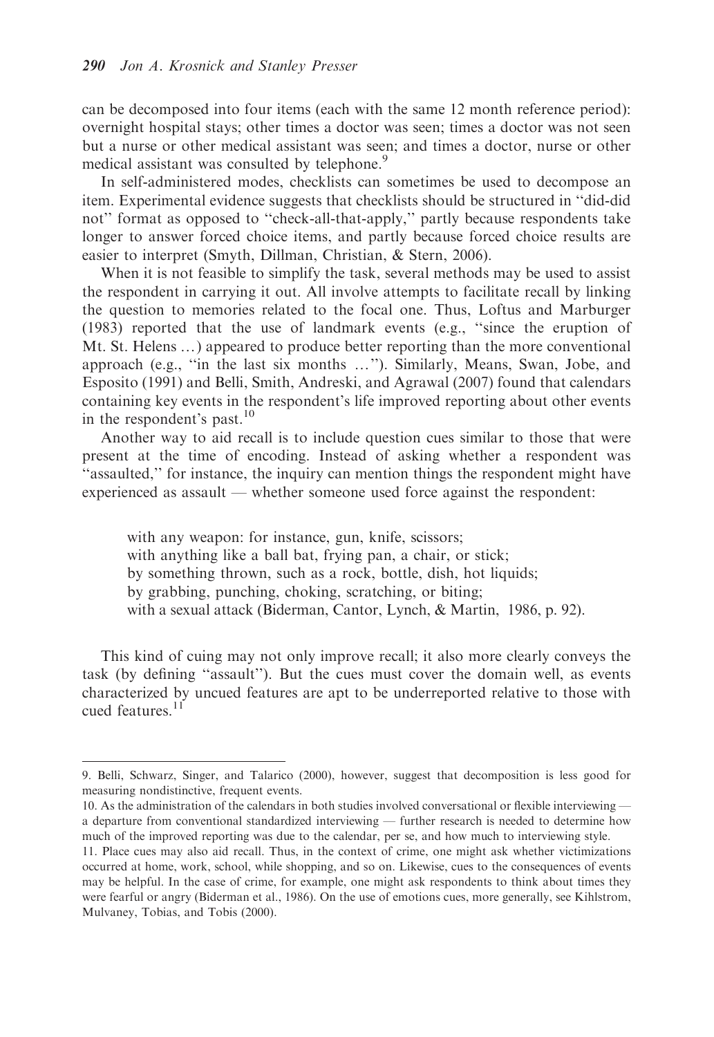can be decomposed into four items (each with the same 12 month reference period): overnight hospital stays; other times a doctor was seen; times a doctor was not seen but a nurse or other medical assistant was seen; and times a doctor, nurse or other medical assistant was consulted by telephone.[9]

In self-administered modes, checklists can sometimes be used to decompose an item. Experimental evidence suggests that checklists should be structured in "did-did not" format as opposed to "check-all-that-apply," partly because respondents take longer to answer forced choice items, and partly because forced choice results are easier to interpret (Smyth, Dillman, Christian, & Stern, 2006).

When it is not feasible to simplify the task, several methods may be used to assist the respondent in carrying it out. All involve attempts to facilitate recall by linking the question to memories related to the focal one. Thus, Loftus and Marburger (1983) reported that the use of landmark events (e.g., "since the eruption of Mt. St. Helens ...) appeared to produce better reporting than the more conventional approach (e.g., "in the last six months ..."). Similarly, Means, Swan, Jobe, and Esposito (1991) and Belli, Smith, Andreski, and Agrawal (2007) found that calendars containing key events in the respondent's life improved reporting about other events in the respondent's past.[10]

Another way to aid recall is to include question cues similar to those that were present at the time of encoding. Instead of asking whether a respondent was "assaulted," for instance, the inquiry can mention things the respondent might have experienced as assault — whether someone used force against the respondent:

> with any weapon: for instance, gun, knife, scissors;
> with anything like a ball bat, frying pan, a chair, or stick;
> by something thrown, such as a rock, bottle, dish, hot liquids;
> by grabbing, punching, choking, scratching, or biting;
> with a sexual attack (Biderman, Cantor, Lynch, & Martin, 1986, p. 92).

This kind of cuing may not only improve recall; it also more clearly conveys the task (by defining "assault"). But the cues must cover the domain well, as events characterized by uncued features are apt to be underreported relative to those with cued features.[11]

---

9. Belli, Schwarz, Singer, and Talarico (2000), however, suggest that decomposition is less good for measuring nondistinctive, frequent events.

10. As the administration of the calendars in both studies involved conversational or flexible interviewing — a departure from conventional standardized interviewing — further research is needed to determine how much of the improved reporting was due to the calendar, per se, and how much to interviewing style.

11. Place cues may also aid recall. Thus, in the context of crime, one might ask whether victimizations occurred at home, work, school, while shopping, and so on. Likewise, cues to the consequences of events may be helpful. In the case of crime, for example, one might ask respondents to think about times they were fearful or angry (Biderman et al., 1986). On the use of emotions cues, more generally, see Kihlstrom, Mulvaney, Tobias, and Tobis (2000).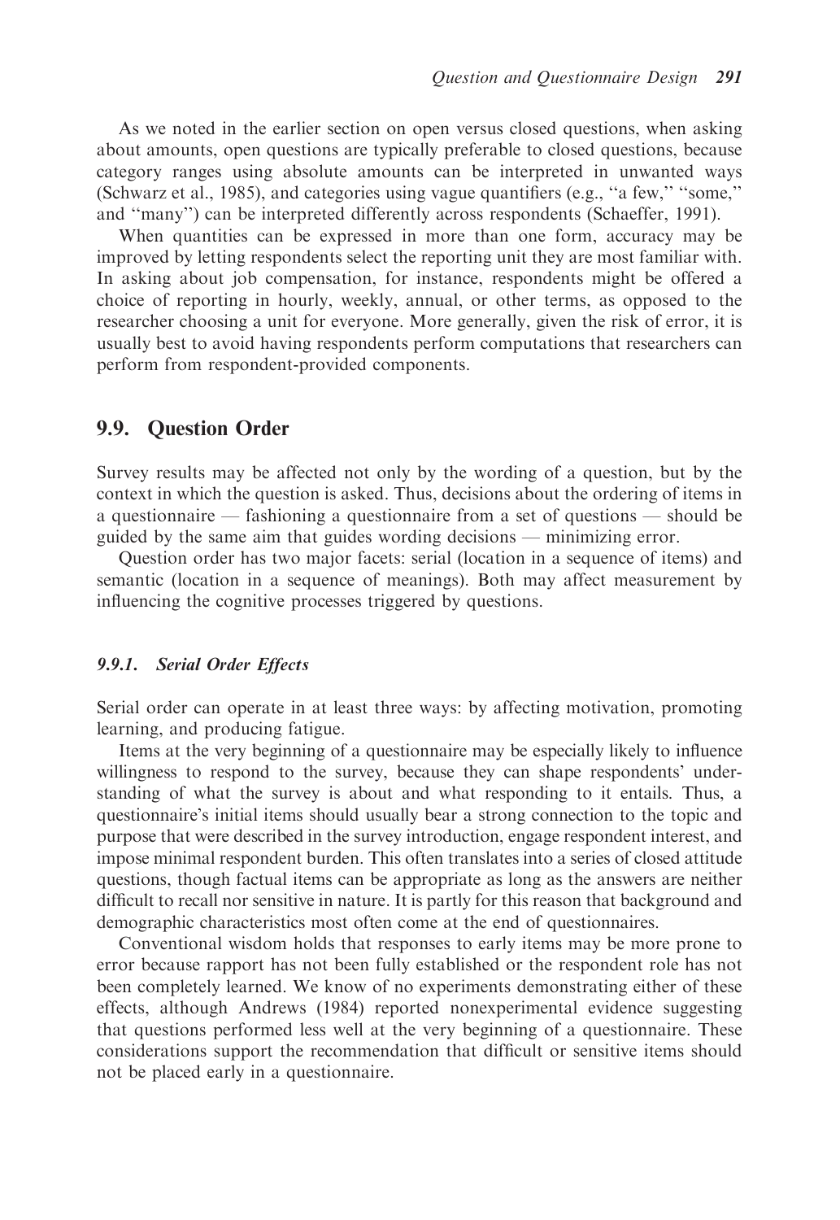As we noted in the earlier section on open versus closed questions, when asking about amounts, open questions are typically preferable to closed questions, because category ranges using absolute amounts can be interpreted in unwanted ways (Schwarz et al., 1985), and categories using vague quantifiers (e.g., ''a few,'' ''some,'' and ''many'') can be interpreted differently across respondents (Schaeffer, 1991).

When quantities can be expressed in more than one form, accuracy may be improved by letting respondents select the reporting unit they are most familiar with. In asking about job compensation, for instance, respondents might be offered a choice of reporting in hourly, weekly, annual, or other terms, as opposed to the researcher choosing a unit for everyone. More generally, given the risk of error, it is usually best to avoid having respondents perform computations that researchers can perform from respondent-provided components.

## 9.9. Question Order

Survey results may be affected not only by the wording of a question, but by the context in which the question is asked. Thus, decisions about the ordering of items in a questionnaire — fashioning a questionnaire from a set of questions — should be guided by the same aim that guides wording decisions — minimizing error.

Question order has two major facets: serial (location in a sequence of items) and semantic (location in a sequence of meanings). Both may affect measurement by influencing the cognitive processes triggered by questions.

### *9.9.1. Serial Order Effects*

Serial order can operate in at least three ways: by affecting motivation, promoting learning, and producing fatigue.

Items at the very beginning of a questionnaire may be especially likely to influence willingness to respond to the survey, because they can shape respondents' understanding of what the survey is about and what responding to it entails. Thus, a questionnaire's initial items should usually bear a strong connection to the topic and purpose that were described in the survey introduction, engage respondent interest, and impose minimal respondent burden. This often translates into a series of closed attitude questions, though factual items can be appropriate as long as the answers are neither difficult to recall nor sensitive in nature. It is partly for this reason that background and demographic characteristics most often come at the end of questionnaires.

Conventional wisdom holds that responses to early items may be more prone to error because rapport has not been fully established or the respondent role has not been completely learned. We know of no experiments demonstrating either of these effects, although Andrews (1984) reported nonexperimental evidence suggesting that questions performed less well at the very beginning of a questionnaire. These considerations support the recommendation that difficult or sensitive items should not be placed early in a questionnaire.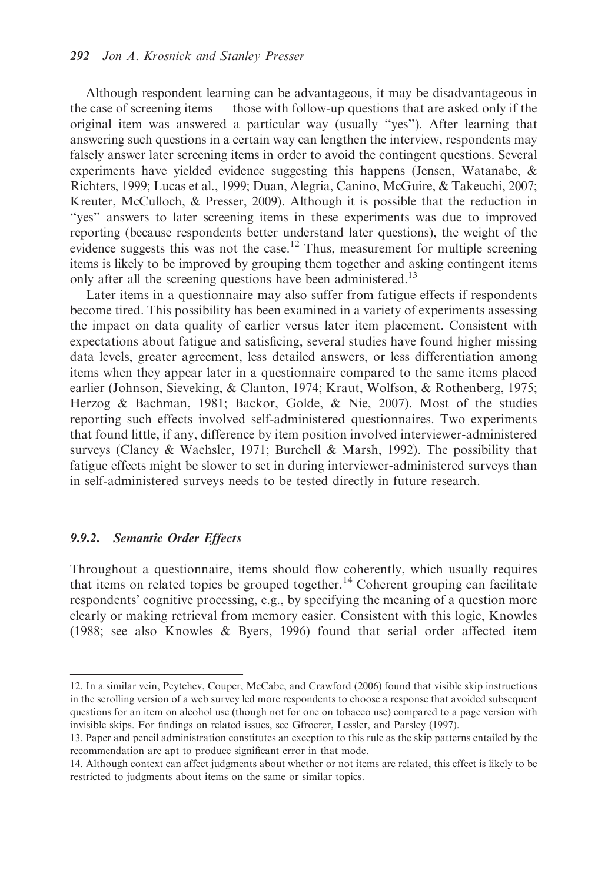Although respondent learning can be advantageous, it may be disadvantageous in the case of screening items — those with follow-up questions that are asked only if the original item was answered a particular way (usually "yes"). After learning that answering such questions in a certain way can lengthen the interview, respondents may falsely answer later screening items in order to avoid the contingent questions. Several experiments have yielded evidence suggesting this happens (Jensen, Watanabe, & Richters, 1999; Lucas et al., 1999; Duan, Alegria, Canino, McGuire, & Takeuchi, 2007; Kreuter, McCulloch, & Presser, 2009). Although it is possible that the reduction in "yes" answers to later screening items in these experiments was due to improved reporting (because respondents better understand later questions), the weight of the evidence suggests this was not the case.[12] Thus, measurement for multiple screening items is likely to be improved by grouping them together and asking contingent items only after all the screening questions have been administered.[13]

Later items in a questionnaire may also suffer from fatigue effects if respondents become tired. This possibility has been examined in a variety of experiments assessing the impact on data quality of earlier versus later item placement. Consistent with expectations about fatigue and satisficing, several studies have found higher missing data levels, greater agreement, less detailed answers, or less differentiation among items when they appear later in a questionnaire compared to the same items placed earlier (Johnson, Sieveking, & Clanton, 1974; Kraut, Wolfson, & Rothenberg, 1975; Herzog & Bachman, 1981; Backor, Golde, & Nie, 2007). Most of the studies reporting such effects involved self-administered questionnaires. Two experiments that found little, if any, difference by item position involved interviewer-administered surveys (Clancy & Wachsler, 1971; Burchell & Marsh, 1992). The possibility that fatigue effects might be slower to set in during interviewer-administered surveys than in self-administered surveys needs to be tested directly in future research.

### 9.9.2. *Semantic Order Effects*

Throughout a questionnaire, items should flow coherently, which usually requires that items on related topics be grouped together.[14] Coherent grouping can facilitate respondents' cognitive processing, e.g., by specifying the meaning of a question more clearly or making retrieval from memory easier. Consistent with this logic, Knowles (1988; see also Knowles & Byers, 1996) found that serial order affected item

---

12. In a similar vein, Peytchev, Couper, McCabe, and Crawford (2006) found that visible skip instructions in the scrolling version of a web survey led more respondents to choose a response that avoided subsequent questions for an item on alcohol use (though not for one on tobacco use) compared to a page version with invisible skips. For findings on related issues, see Gfroerer, Lessler, and Parsley (1997).

13. Paper and pencil administration constitutes an exception to this rule as the skip patterns entailed by the recommendation are apt to produce significant error in that mode.

14. Although context can affect judgments about whether or not items are related, this effect is likely to be restricted to judgments about items on the same or similar topics.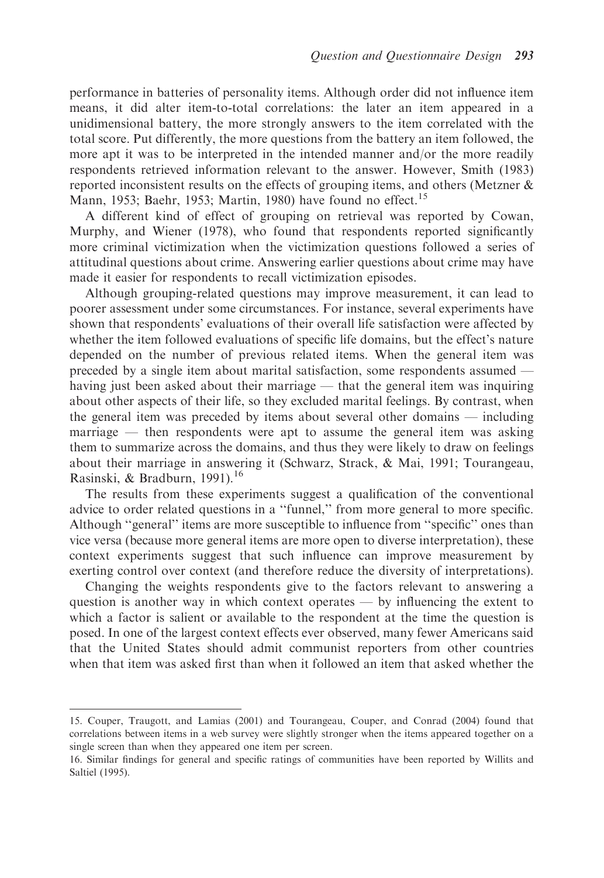performance in batteries of personality items. Although order did not influence item means, it did alter item-to-total correlations: the later an item appeared in a unidimensional battery, the more strongly answers to the item correlated with the total score. Put differently, the more questions from the battery an item followed, the more apt it was to be interpreted in the intended manner and/or the more readily respondents retrieved information relevant to the answer. However, Smith (1983) reported inconsistent results on the effects of grouping items, and others (Metzner & Mann, 1953; Baehr, 1953; Martin, 1980) have found no effect.[15]

A different kind of effect of grouping on retrieval was reported by Cowan, Murphy, and Wiener (1978), who found that respondents reported significantly more criminal victimization when the victimization questions followed a series of attitudinal questions about crime. Answering earlier questions about crime may have made it easier for respondents to recall victimization episodes.

Although grouping-related questions may improve measurement, it can lead to poorer assessment under some circumstances. For instance, several experiments have shown that respondents' evaluations of their overall life satisfaction were affected by whether the item followed evaluations of specific life domains, but the effect's nature depended on the number of previous related items. When the general item was preceded by a single item about marital satisfaction, some respondents assumed — having just been asked about their marriage — that the general item was inquiring about other aspects of their life, so they excluded marital feelings. By contrast, when the general item was preceded by items about several other domains — including marriage — then respondents were apt to assume the general item was asking them to summarize across the domains, and thus they were likely to draw on feelings about their marriage in answering it (Schwarz, Strack, & Mai, 1991; Tourangeau, Rasinski, & Bradburn, 1991).[16]

The results from these experiments suggest a qualification of the conventional advice to order related questions in a "funnel," from more general to more specific. Although "general" items are more susceptible to influence from "specific" ones than vice versa (because more general items are more open to diverse interpretation), these context experiments suggest that such influence can improve measurement by exerting control over context (and therefore reduce the diversity of interpretations).

Changing the weights respondents give to the factors relevant to answering a question is another way in which context operates — by influencing the extent to which a factor is salient or available to the respondent at the time the question is posed. In one of the largest context effects ever observed, many fewer Americans said that the United States should admit communist reporters from other countries when that item was asked first than when it followed an item that asked whether the

15. Couper, Traugott, and Lamias (2001) and Tourangeau, Couper, and Conrad (2004) found that correlations between items in a web survey were slightly stronger when the items appeared together on a single screen than when they appeared one item per screen.

16. Similar findings for general and specific ratings of communities have been reported by Willits and Saltiel (1995).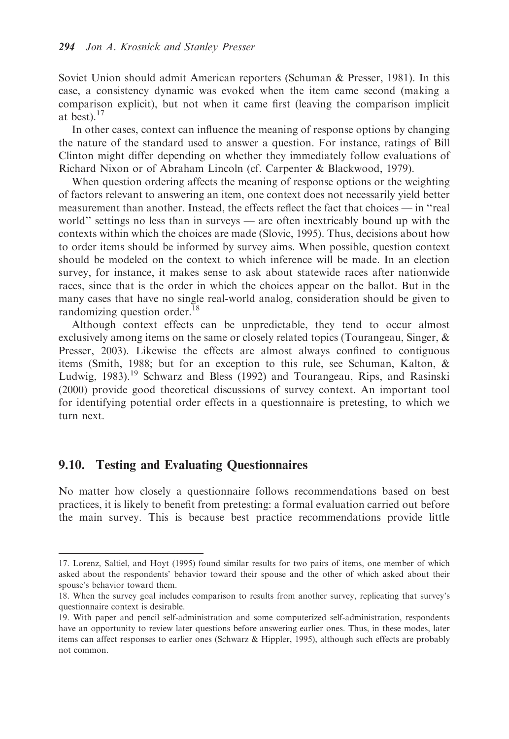Soviet Union should admit American reporters (Schuman & Presser, 1981). In this case, a consistency dynamic was evoked when the item came second (making a comparison explicit), but not when it came first (leaving the comparison implicit at best).[17]

In other cases, context can influence the meaning of response options by changing the nature of the standard used to answer a question. For instance, ratings of Bill Clinton might differ depending on whether they immediately follow evaluations of Richard Nixon or of Abraham Lincoln (cf. Carpenter & Blackwood, 1979).

When question ordering affects the meaning of response options or the weighting of factors relevant to answering an item, one context does not necessarily yield better measurement than another. Instead, the effects reflect the fact that choices — in "real world" settings no less than in surveys — are often inextricably bound up with the contexts within which the choices are made (Slovic, 1995). Thus, decisions about how to order items should be informed by survey aims. When possible, question context should be modeled on the context to which inference will be made. In an election survey, for instance, it makes sense to ask about statewide races after nationwide races, since that is the order in which the choices appear on the ballot. But in the many cases that have no single real-world analog, consideration should be given to randomizing question order.[18]

Although context effects can be unpredictable, they tend to occur almost exclusively among items on the same or closely related topics (Tourangeau, Singer, & Presser, 2003). Likewise the effects are almost always confined to contiguous items (Smith, 1988; but for an exception to this rule, see Schuman, Kalton, & Ludwig, 1983).[19] Schwarz and Bless (1992) and Tourangeau, Rips, and Rasinski (2000) provide good theoretical discussions of survey context. An important tool for identifying potential order effects in a questionnaire is pretesting, to which we turn next.

## 9.10. Testing and Evaluating Questionnaires

No matter how closely a questionnaire follows recommendations based on best practices, it is likely to benefit from pretesting: a formal evaluation carried out before the main survey. This is because best practice recommendations provide little

---

17. Lorenz, Saltiel, and Hoyt (1995) found similar results for two pairs of items, one member of which asked about the respondents' behavior toward their spouse and the other of which asked about their spouse's behavior toward them.

18. When the survey goal includes comparison to results from another survey, replicating that survey's questionnaire context is desirable.

19. With paper and pencil self-administration and some computerized self-administration, respondents have an opportunity to review later questions before answering earlier ones. Thus, in these modes, later items can affect responses to earlier ones (Schwarz & Hippler, 1995), although such effects are probably not common.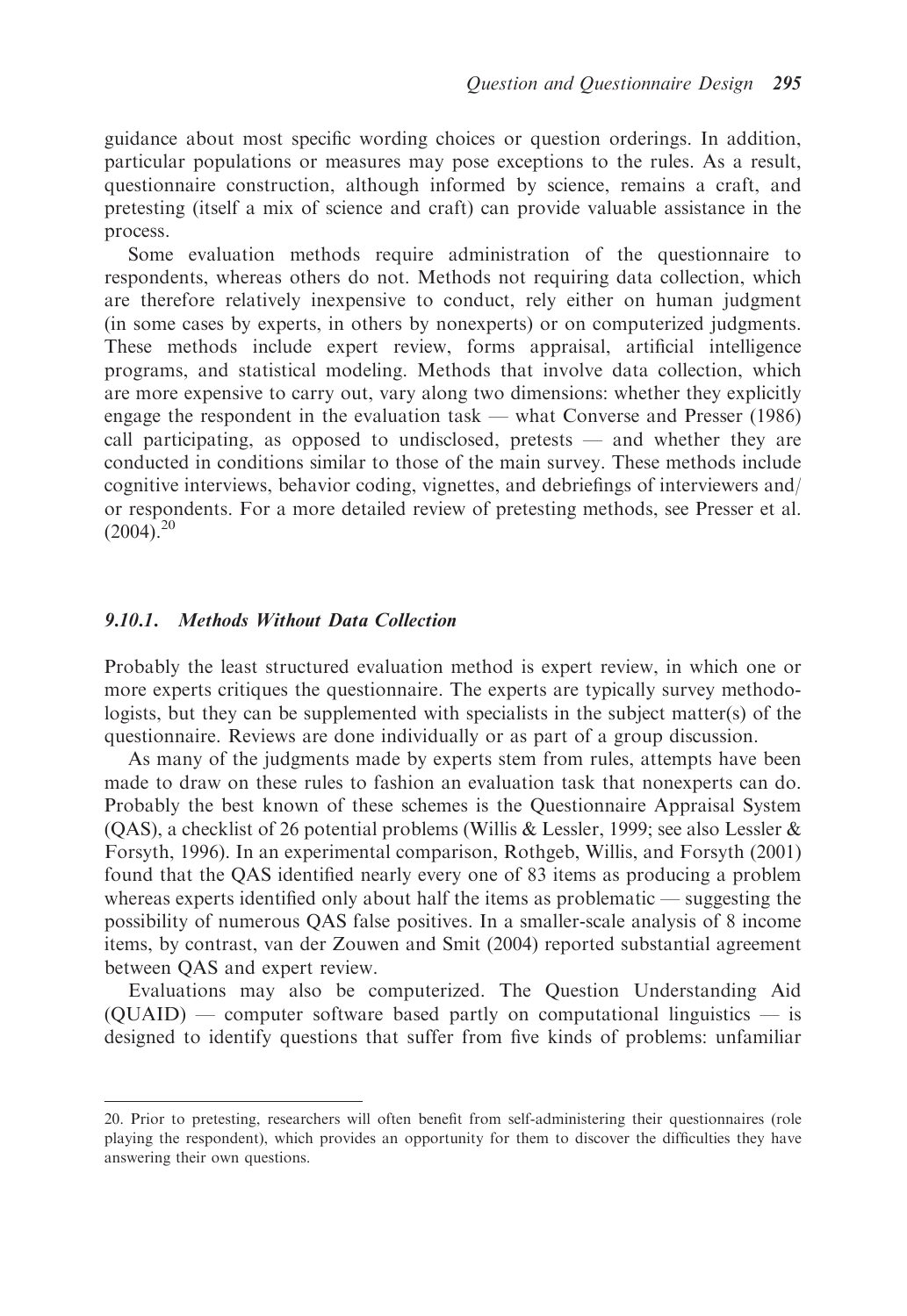guidance about most specific wording choices or question orderings. In addition, particular populations or measures may pose exceptions to the rules. As a result, questionnaire construction, although informed by science, remains a craft, and pretesting (itself a mix of science and craft) can provide valuable assistance in the process.

Some evaluation methods require administration of the questionnaire to respondents, whereas others do not. Methods not requiring data collection, which are therefore relatively inexpensive to conduct, rely either on human judgment (in some cases by experts, in others by nonexperts) or on computerized judgments. These methods include expert review, forms appraisal, artificial intelligence programs, and statistical modeling. Methods that involve data collection, which are more expensive to carry out, vary along two dimensions: whether they explicitly engage the respondent in the evaluation task — what Converse and Presser (1986) call participating, as opposed to undisclosed, pretests — and whether they are conducted in conditions similar to those of the main survey. These methods include cognitive interviews, behavior coding, vignettes, and debriefings of interviewers and/or respondents. For a more detailed review of pretesting methods, see Presser et al. (2004).[20]

### *9.10.1. Methods Without Data Collection*

Probably the least structured evaluation method is expert review, in which one or more experts critiques the questionnaire. The experts are typically survey methodologists, but they can be supplemented with specialists in the subject matter(s) of the questionnaire. Reviews are done individually or as part of a group discussion.

As many of the judgments made by experts stem from rules, attempts have been made to draw on these rules to fashion an evaluation task that nonexperts can do. Probably the best known of these schemes is the Questionnaire Appraisal System (QAS), a checklist of 26 potential problems (Willis & Lessler, 1999; see also Lessler & Forsyth, 1996). In an experimental comparison, Rothgeb, Willis, and Forsyth (2001) found that the QAS identified nearly every one of 83 items as producing a problem whereas experts identified only about half the items as problematic — suggesting the possibility of numerous QAS false positives. In a smaller-scale analysis of 8 income items, by contrast, van der Zouwen and Smit (2004) reported substantial agreement between QAS and expert review.

Evaluations may also be computerized. The Question Understanding Aid (QUAID) — computer software based partly on computational linguistics — is designed to identify questions that suffer from five kinds of problems: unfamiliar

---

20. Prior to pretesting, researchers will often benefit from self-administering their questionnaires (role playing the respondent), which provides an opportunity for them to discover the difficulties they have answering their own questions.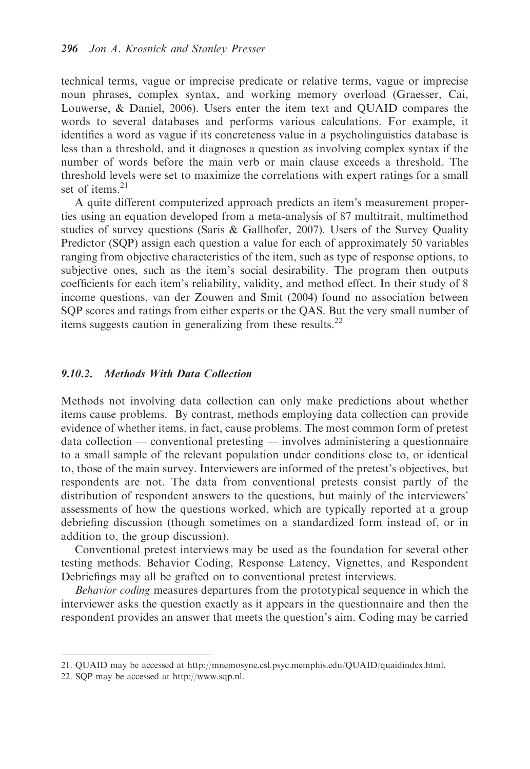technical terms, vague or imprecise predicate or relative terms, vague or imprecise noun phrases, complex syntax, and working memory overload (Graesser, Cai, Louwerse, & Daniel, 2006). Users enter the item text and QUAID compares the words to several databases and performs various calculations. For example, it identifies a word as vague if its concreteness value in a psycholinguistics database is less than a threshold, and it diagnoses a question as involving complex syntax if the number of words before the main verb or main clause exceeds a threshold. The threshold levels were set to maximize the correlations with expert ratings for a small set of items.[21]

A quite different computerized approach predicts an item's measurement properties using an equation developed from a meta-analysis of 87 multitrait, multimethod studies of survey questions (Saris & Gallhofer, 2007). Users of the Survey Quality Predictor (SQP) assign each question a value for each of approximately 50 variables ranging from objective characteristics of the item, such as type of response options, to subjective ones, such as the item's social desirability. The program then outputs coefficients for each item's reliability, validity, and method effect. In their study of 8 income questions, van der Zouwen and Smit (2004) found no association between SQP scores and ratings from either experts or the QAS. But the very small number of items suggests caution in generalizing from these results.[22]

### 9.10.2. Methods With Data Collection

Methods not involving data collection can only make predictions about whether items cause problems. By contrast, methods employing data collection can provide evidence of whether items, in fact, cause problems. The most common form of pretest data collection — conventional pretesting — involves administering a questionnaire to a small sample of the relevant population under conditions close to, or identical to, those of the main survey. Interviewers are informed of the pretest's objectives, but respondents are not. The data from conventional pretests consist partly of the distribution of respondent answers to the questions, but mainly of the interviewers' assessments of how the questions worked, which are typically reported at a group debriefing discussion (though sometimes on a standardized form instead of, or in addition to, the group discussion).

Conventional pretest interviews may be used as the foundation for several other testing methods. Behavior Coding, Response Latency, Vignettes, and Respondent Debriefings may all be grafted on to conventional pretest interviews.

*Behavior coding* measures departures from the prototypical sequence in which the interviewer asks the question exactly as it appears in the questionnaire and then the respondent provides an answer that meets the question's aim. Coding may be carried

---

21. QUAID may be accessed at http://mnemosyne.csl.psyc.memphis.edu/QUAID/quaidindex.html.

22. SQP may be accessed at http://www.sqp.nl.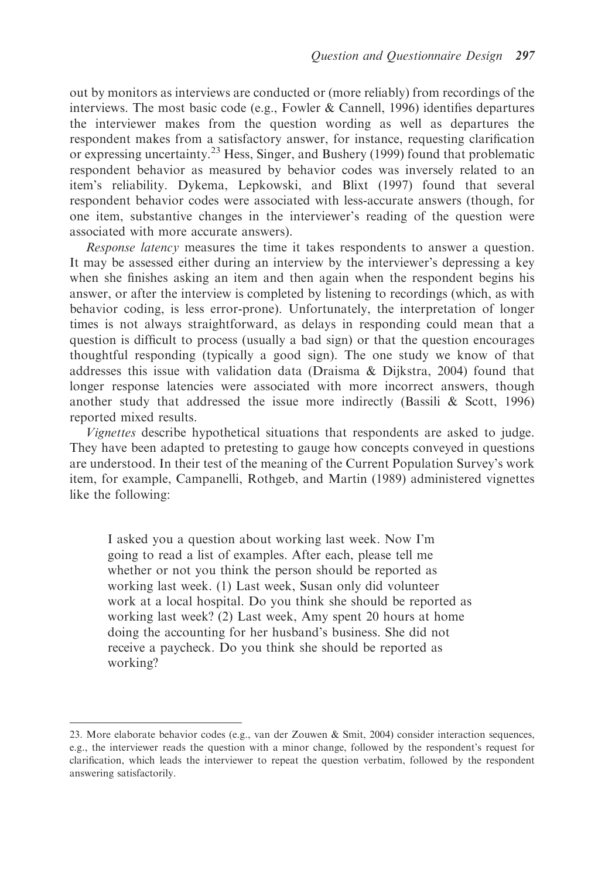out by monitors as interviews are conducted or (more reliably) from recordings of the interviews. The most basic code (e.g., Fowler & Cannell, 1996) identifies departures the interviewer makes from the question wording as well as departures the respondent makes from a satisfactory answer, for instance, requesting clarification or expressing uncertainty.[23] Hess, Singer, and Bushery (1999) found that problematic respondent behavior as measured by behavior codes was inversely related to an item's reliability. Dykema, Lepkowski, and Blixt (1997) found that several respondent behavior codes were associated with less-accurate answers (though, for one item, substantive changes in the interviewer's reading of the question were associated with more accurate answers).

*Response latency* measures the time it takes respondents to answer a question. It may be assessed either during an interview by the interviewer's depressing a key when she finishes asking an item and then again when the respondent begins his answer, or after the interview is completed by listening to recordings (which, as with behavior coding, is less error-prone). Unfortunately, the interpretation of longer times is not always straightforward, as delays in responding could mean that a question is difficult to process (usually a bad sign) or that the question encourages thoughtful responding (typically a good sign). The one study we know of that addresses this issue with validation data (Draisma & Dijkstra, 2004) found that longer response latencies were associated with more incorrect answers, though another study that addressed the issue more indirectly (Bassili & Scott, 1996) reported mixed results.

*Vignettes* describe hypothetical situations that respondents are asked to judge. They have been adapted to pretesting to gauge how concepts conveyed in questions are understood. In their test of the meaning of the Current Population Survey's work item, for example, Campanelli, Rothgeb, and Martin (1989) administered vignettes like the following:

> I asked you a question about working last week. Now I'm going to read a list of examples. After each, please tell me whether or not you think the person should be reported as working last week. (1) Last week, Susan only did volunteer work at a local hospital. Do you think she should be reported as working last week? (2) Last week, Amy spent 20 hours at home doing the accounting for her husband's business. She did not receive a paycheck. Do you think she should be reported as working?

---

23. More elaborate behavior codes (e.g., van der Zouwen & Smit, 2004) consider interaction sequences, e.g., the interviewer reads the question with a minor change, followed by the respondent's request for clarification, which leads the interviewer to repeat the question verbatim, followed by the respondent answering satisfactorily.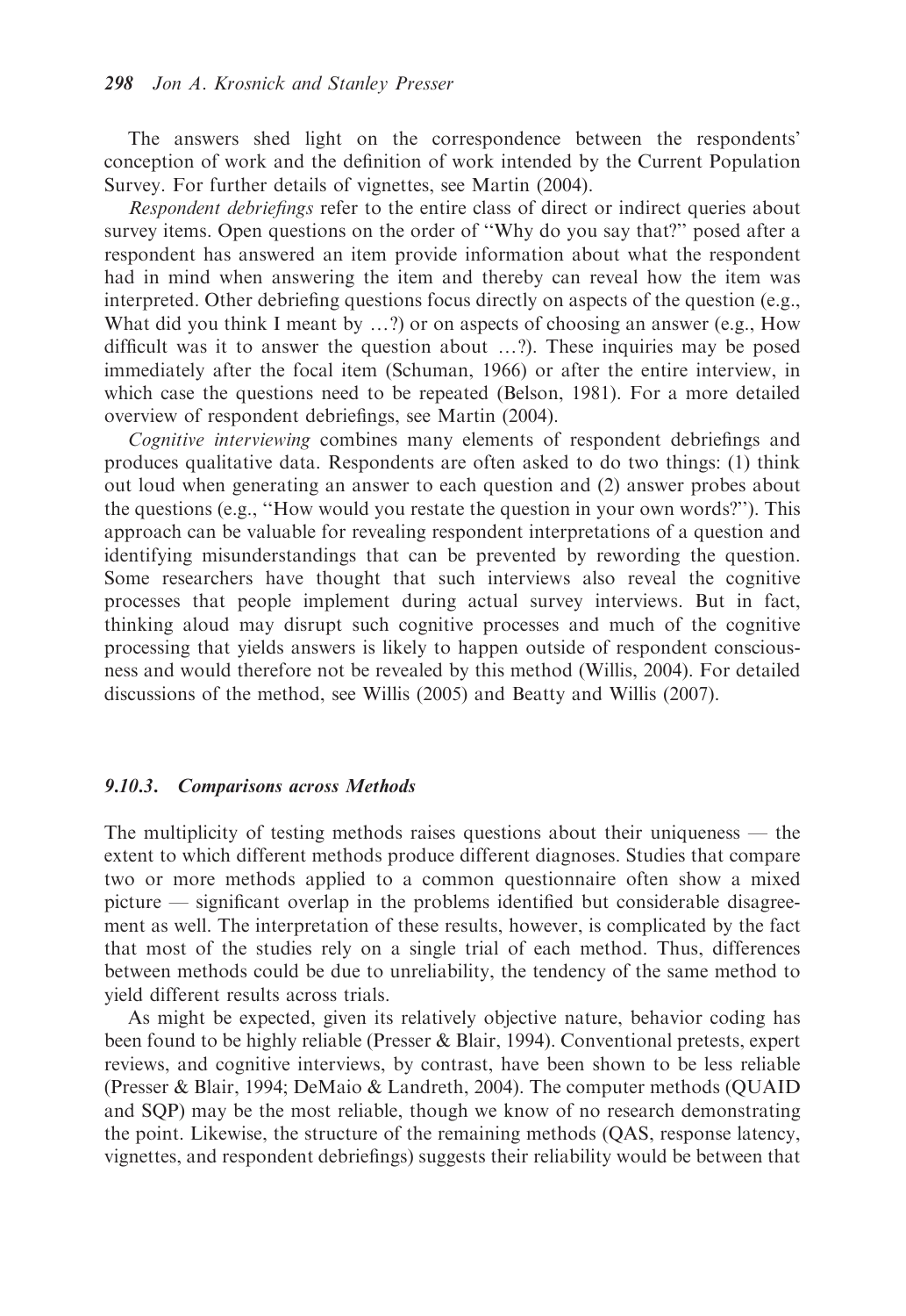The answers shed light on the correspondence between the respondents' conception of work and the definition of work intended by the Current Population Survey. For further details of vignettes, see Martin (2004).

*Respondent debriefings* refer to the entire class of direct or indirect queries about survey items. Open questions on the order of ''Why do you say that?'' posed after a respondent has answered an item provide information about what the respondent had in mind when answering the item and thereby can reveal how the item was interpreted. Other debriefing questions focus directly on aspects of the question (e.g., What did you think I meant by ...?) or on aspects of choosing an answer (e.g., How difficult was it to answer the question about ...?). These inquiries may be posed immediately after the focal item (Schuman, 1966) or after the entire interview, in which case the questions need to be repeated (Belson, 1981). For a more detailed overview of respondent debriefings, see Martin (2004).

*Cognitive interviewing* combines many elements of respondent debriefings and produces qualitative data. Respondents are often asked to do two things: (1) think out loud when generating an answer to each question and (2) answer probes about the questions (e.g., ''How would you restate the question in your own words?''). This approach can be valuable for revealing respondent interpretations of a question and identifying misunderstandings that can be prevented by rewording the question. Some researchers have thought that such interviews also reveal the cognitive processes that people implement during actual survey interviews. But in fact, thinking aloud may disrupt such cognitive processes and much of the cognitive processing that yields answers is likely to happen outside of respondent consciousness and would therefore not be revealed by this method (Willis, 2004). For detailed discussions of the method, see Willis (2005) and Beatty and Willis (2007).

### 9.10.3. Comparisons across Methods

The multiplicity of testing methods raises questions about their uniqueness — the extent to which different methods produce different diagnoses. Studies that compare two or more methods applied to a common questionnaire often show a mixed picture — significant overlap in the problems identified but considerable disagreement as well. The interpretation of these results, however, is complicated by the fact that most of the studies rely on a single trial of each method. Thus, differences between methods could be due to unreliability, the tendency of the same method to yield different results across trials.

As might be expected, given its relatively objective nature, behavior coding has been found to be highly reliable (Presser & Blair, 1994). Conventional pretests, expert reviews, and cognitive interviews, by contrast, have been shown to be less reliable (Presser & Blair, 1994; DeMaio & Landreth, 2004). The computer methods (QUAID and SQP) may be the most reliable, though we know of no research demonstrating the point. Likewise, the structure of the remaining methods (QAS, response latency, vignettes, and respondent debriefings) suggests their reliability would be between that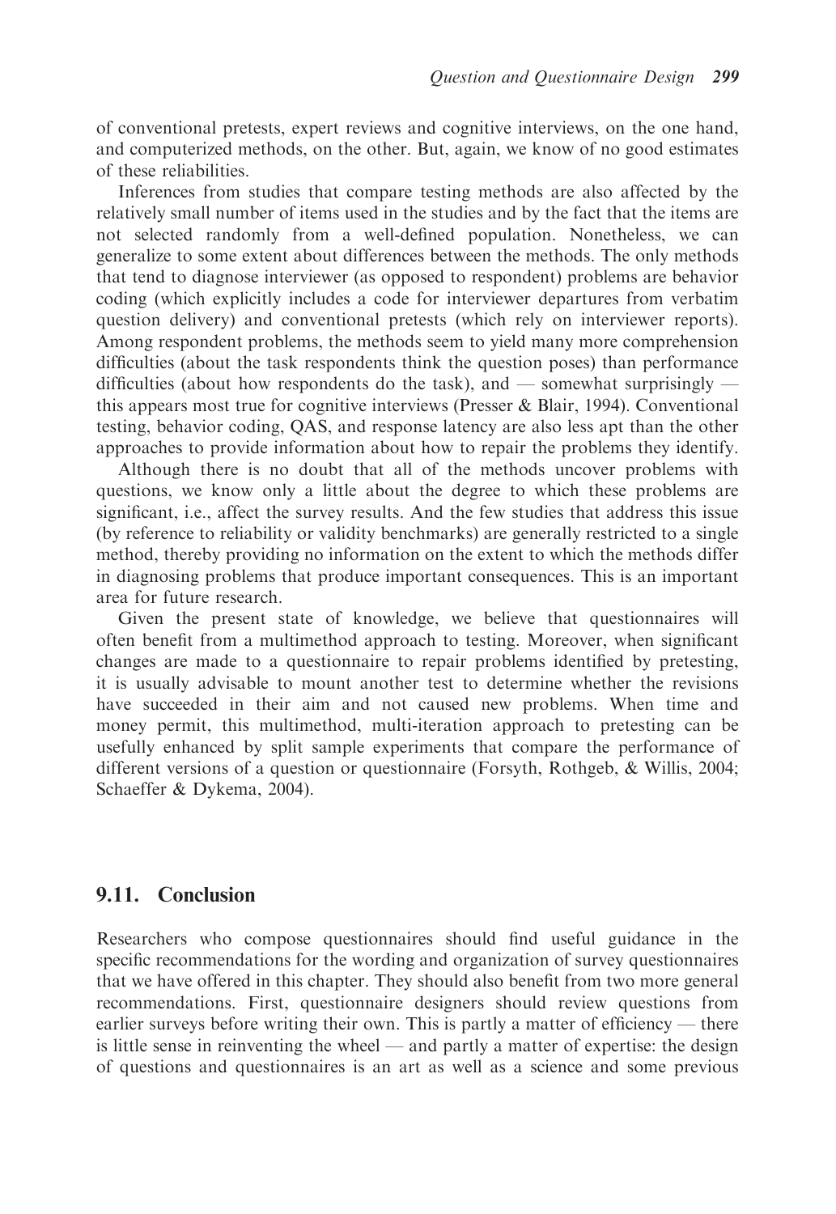of conventional pretests, expert reviews and cognitive interviews, on the one hand, and computerized methods, on the other. But, again, we know of no good estimates of these reliabilities.

Inferences from studies that compare testing methods are also affected by the relatively small number of items used in the studies and by the fact that the items are not selected randomly from a well-defined population. Nonetheless, we can generalize to some extent about differences between the methods. The only methods that tend to diagnose interviewer (as opposed to respondent) problems are behavior coding (which explicitly includes a code for interviewer departures from verbatim question delivery) and conventional pretests (which rely on interviewer reports). Among respondent problems, the methods seem to yield many more comprehension difficulties (about the task respondents think the question poses) than performance difficulties (about how respondents do the task), and — somewhat surprisingly — this appears most true for cognitive interviews (Presser & Blair, 1994). Conventional testing, behavior coding, QAS, and response latency are also less apt than the other approaches to provide information about how to repair the problems they identify.

Although there is no doubt that all of the methods uncover problems with questions, we know only a little about the degree to which these problems are significant, i.e., affect the survey results. And the few studies that address this issue (by reference to reliability or validity benchmarks) are generally restricted to a single method, thereby providing no information on the extent to which the methods differ in diagnosing problems that produce important consequences. This is an important area for future research.

Given the present state of knowledge, we believe that questionnaires will often benefit from a multimethod approach to testing. Moreover, when significant changes are made to a questionnaire to repair problems identified by pretesting, it is usually advisable to mount another test to determine whether the revisions have succeeded in their aim and not caused new problems. When time and money permit, this multimethod, multi-iteration approach to pretesting can be usefully enhanced by split sample experiments that compare the performance of different versions of a question or questionnaire (Forsyth, Rothgeb, & Willis, 2004; Schaeffer & Dykema, 2004).

## 9.11. Conclusion

Researchers who compose questionnaires should find useful guidance in the specific recommendations for the wording and organization of survey questionnaires that we have offered in this chapter. They should also benefit from two more general recommendations. First, questionnaire designers should review questions from earlier surveys before writing their own. This is partly a matter of efficiency — there is little sense in reinventing the wheel — and partly a matter of expertise: the design of questions and questionnaires is an art as well as a science and some previous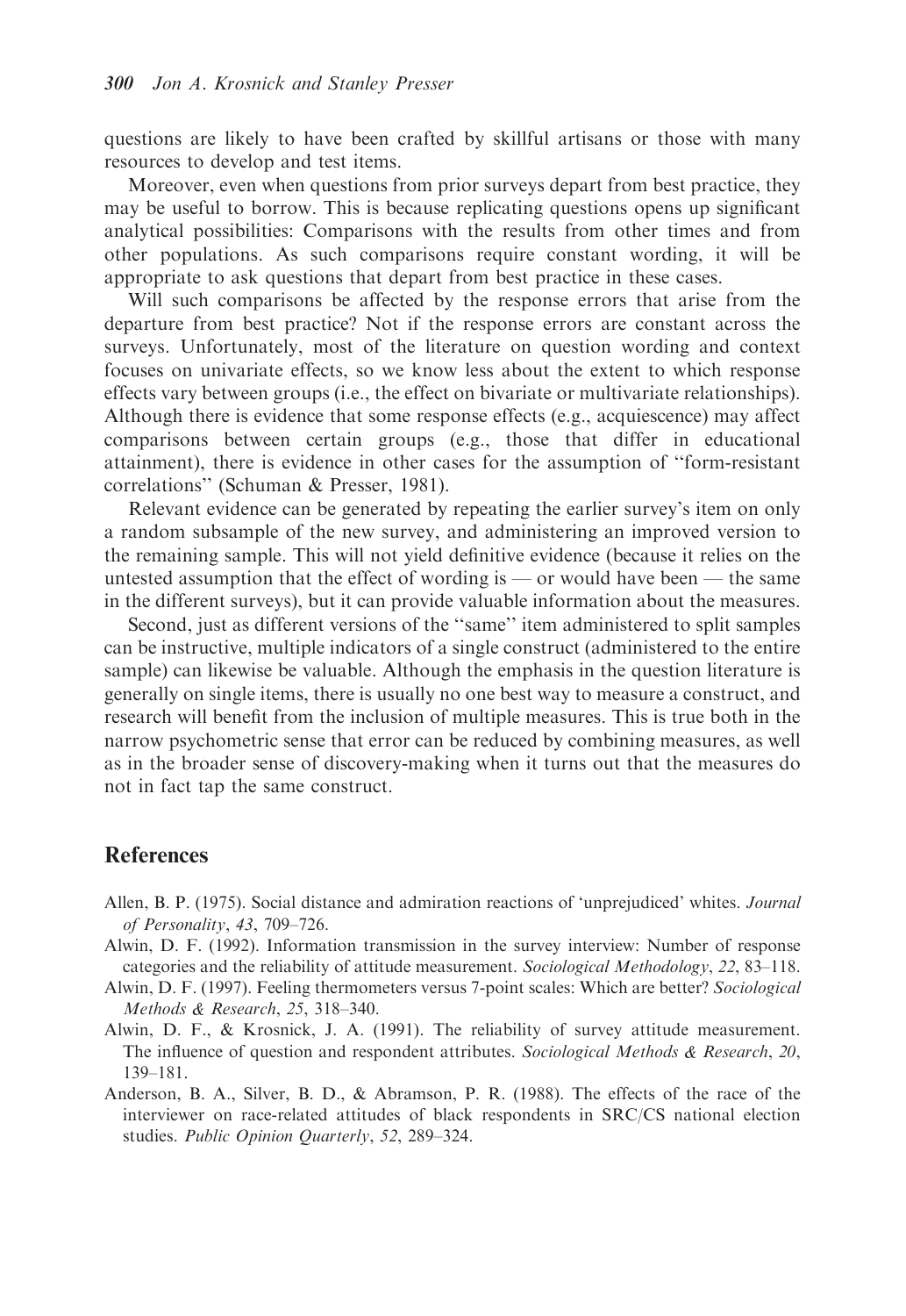questions are likely to have been crafted by skillful artisans or those with many resources to develop and test items.

Moreover, even when questions from prior surveys depart from best practice, they may be useful to borrow. This is because replicating questions opens up significant analytical possibilities: Comparisons with the results from other times and from other populations. As such comparisons require constant wording, it will be appropriate to ask questions that depart from best practice in these cases.

Will such comparisons be affected by the response errors that arise from the departure from best practice? Not if the response errors are constant across the surveys. Unfortunately, most of the literature on question wording and context focuses on univariate effects, so we know less about the extent to which response effects vary between groups (i.e., the effect on bivariate or multivariate relationships). Although there is evidence that some response effects (e.g., acquiescence) may affect comparisons between certain groups (e.g., those that differ in educational attainment), there is evidence in other cases for the assumption of ''form-resistant correlations'' (Schuman & Presser, 1981).

Relevant evidence can be generated by repeating the earlier survey's item on only a random subsample of the new survey, and administering an improved version to the remaining sample. This will not yield definitive evidence (because it relies on the untested assumption that the effect of wording is — or would have been — the same in the different surveys), but it can provide valuable information about the measures.

Second, just as different versions of the ''same'' item administered to split samples can be instructive, multiple indicators of a single construct (administered to the entire sample) can likewise be valuable. Although the emphasis in the question literature is generally on single items, there is usually no one best way to measure a construct, and research will benefit from the inclusion of multiple measures. This is true both in the narrow psychometric sense that error can be reduced by combining measures, as well as in the broader sense of discovery-making when it turns out that the measures do not in fact tap the same construct.

## References

Allen, B. P. (1975). Social distance and admiration reactions of 'unprejudiced' whites. *Journal of Personality*, *43*, 709–726.

Alwin, D. F. (1992). Information transmission in the survey interview: Number of response categories and the reliability of attitude measurement. *Sociological Methodology*, *22*, 83–118.

Alwin, D. F. (1997). Feeling thermometers versus 7-point scales: Which are better? *Sociological Methods & Research*, *25*, 318–340.

Alwin, D. F., & Krosnick, J. A. (1991). The reliability of survey attitude measurement. The influence of question and respondent attributes. *Sociological Methods & Research*, *20*, 139–181.

Anderson, B. A., Silver, B. D., & Abramson, P. R. (1988). The effects of the race of the interviewer on race-related attitudes of black respondents in SRC/CS national election studies. *Public Opinion Quarterly*, *52*, 289–324.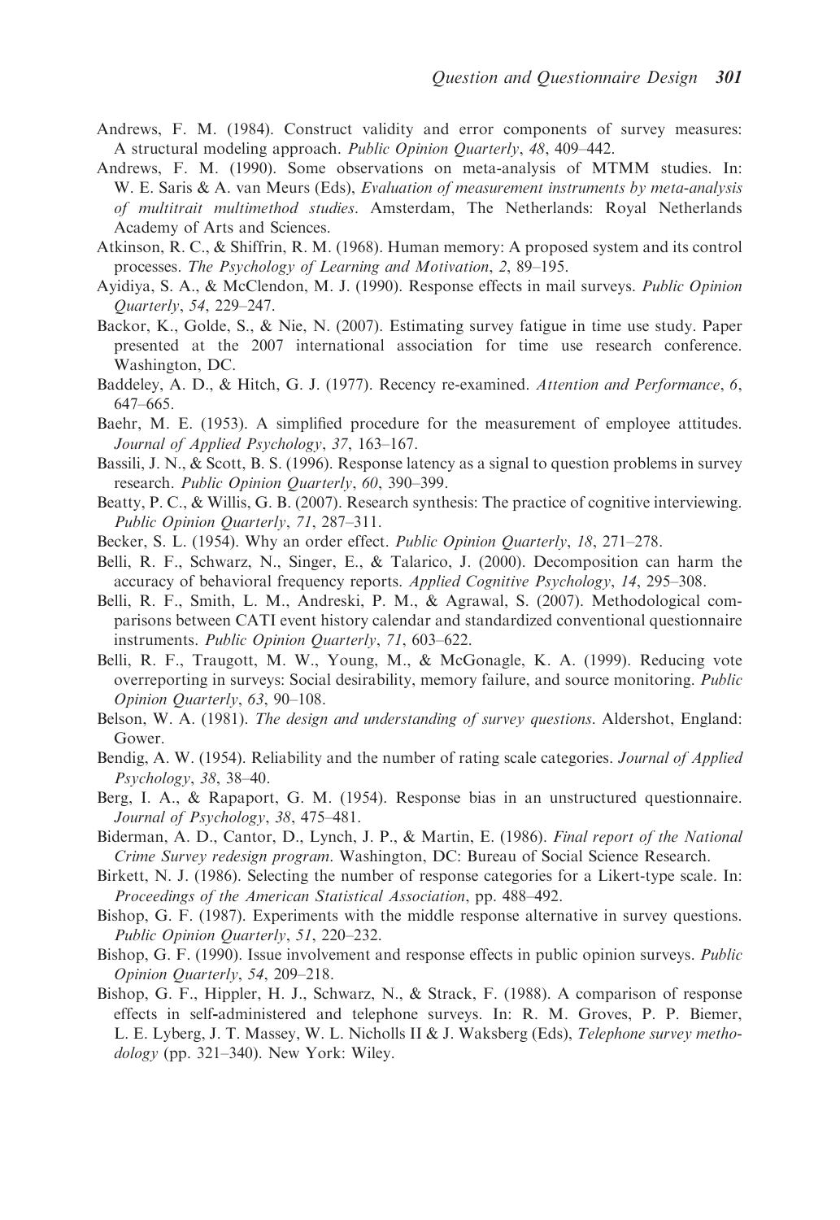Andrews, F. M. (1984). Construct validity and error components of survey measures: A structural modeling approach. *Public Opinion Quarterly*, *48*, 409–442.

Andrews, F. M. (1990). Some observations on meta-analysis of MTMM studies. In: W. E. Saris & A. van Meurs (Eds), *Evaluation of measurement instruments by meta-analysis of multitrait multimethod studies*. Amsterdam, The Netherlands: Royal Netherlands Academy of Arts and Sciences.

Atkinson, R. C., & Shiffrin, R. M. (1968). Human memory: A proposed system and its control processes. *The Psychology of Learning and Motivation*, *2*, 89–195.

Ayidiya, S. A., & McClendon, M. J. (1990). Response effects in mail surveys. *Public Opinion Quarterly*, *54*, 229–247.

Backor, K., Golde, S., & Nie, N. (2007). Estimating survey fatigue in time use study. Paper presented at the 2007 international association for time use research conference. Washington, DC.

Baddeley, A. D., & Hitch, G. J. (1977). Recency re-examined. *Attention and Performance*, *6*, 647–665.

Baehr, M. E. (1953). A simplified procedure for the measurement of employee attitudes. *Journal of Applied Psychology*, *37*, 163–167.

Bassili, J. N., & Scott, B. S. (1996). Response latency as a signal to question problems in survey research. *Public Opinion Quarterly*, *60*, 390–399.

Beatty, P. C., & Willis, G. B. (2007). Research synthesis: The practice of cognitive interviewing. *Public Opinion Quarterly*, *71*, 287–311.

Becker, S. L. (1954). Why an order effect. *Public Opinion Quarterly*, *18*, 271–278.

Belli, R. F., Schwarz, N., Singer, E., & Talarico, J. (2000). Decomposition can harm the accuracy of behavioral frequency reports. *Applied Cognitive Psychology*, *14*, 295–308.

Belli, R. F., Smith, L. M., Andreski, P. M., & Agrawal, S. (2007). Methodological comparisons between CATI event history calendar and standardized conventional questionnaire instruments. *Public Opinion Quarterly*, *71*, 603–622.

Belli, R. F., Traugott, M. W., Young, M., & McGonagle, K. A. (1999). Reducing vote overreporting in surveys: Social desirability, memory failure, and source monitoring. *Public Opinion Quarterly*, *63*, 90–108.

Belson, W. A. (1981). *The design and understanding of survey questions*. Aldershot, England: Gower.

Bendig, A. W. (1954). Reliability and the number of rating scale categories. *Journal of Applied Psychology*, *38*, 38–40.

Berg, I. A., & Rapaport, G. M. (1954). Response bias in an unstructured questionnaire. *Journal of Psychology*, *38*, 475–481.

Biderman, A. D., Cantor, D., Lynch, J. P., & Martin, E. (1986). *Final report of the National Crime Survey redesign program*. Washington, DC: Bureau of Social Science Research.

Birkett, N. J. (1986). Selecting the number of response categories for a Likert-type scale. In: *Proceedings of the American Statistical Association*, pp. 488–492.

Bishop, G. F. (1987). Experiments with the middle response alternative in survey questions. *Public Opinion Quarterly*, *51*, 220–232.

Bishop, G. F. (1990). Issue involvement and response effects in public opinion surveys. *Public Opinion Quarterly*, *54*, 209–218.

Bishop, G. F., Hippler, H. J., Schwarz, N., & Strack, F. (1988). A comparison of response effects in self-administered and telephone surveys. In: R. M. Groves, P. P. Biemer, L. E. Lyberg, J. T. Massey, W. L. Nicholls II & J. Waksberg (Eds), *Telephone survey methodology* (pp. 321–340). New York: Wiley.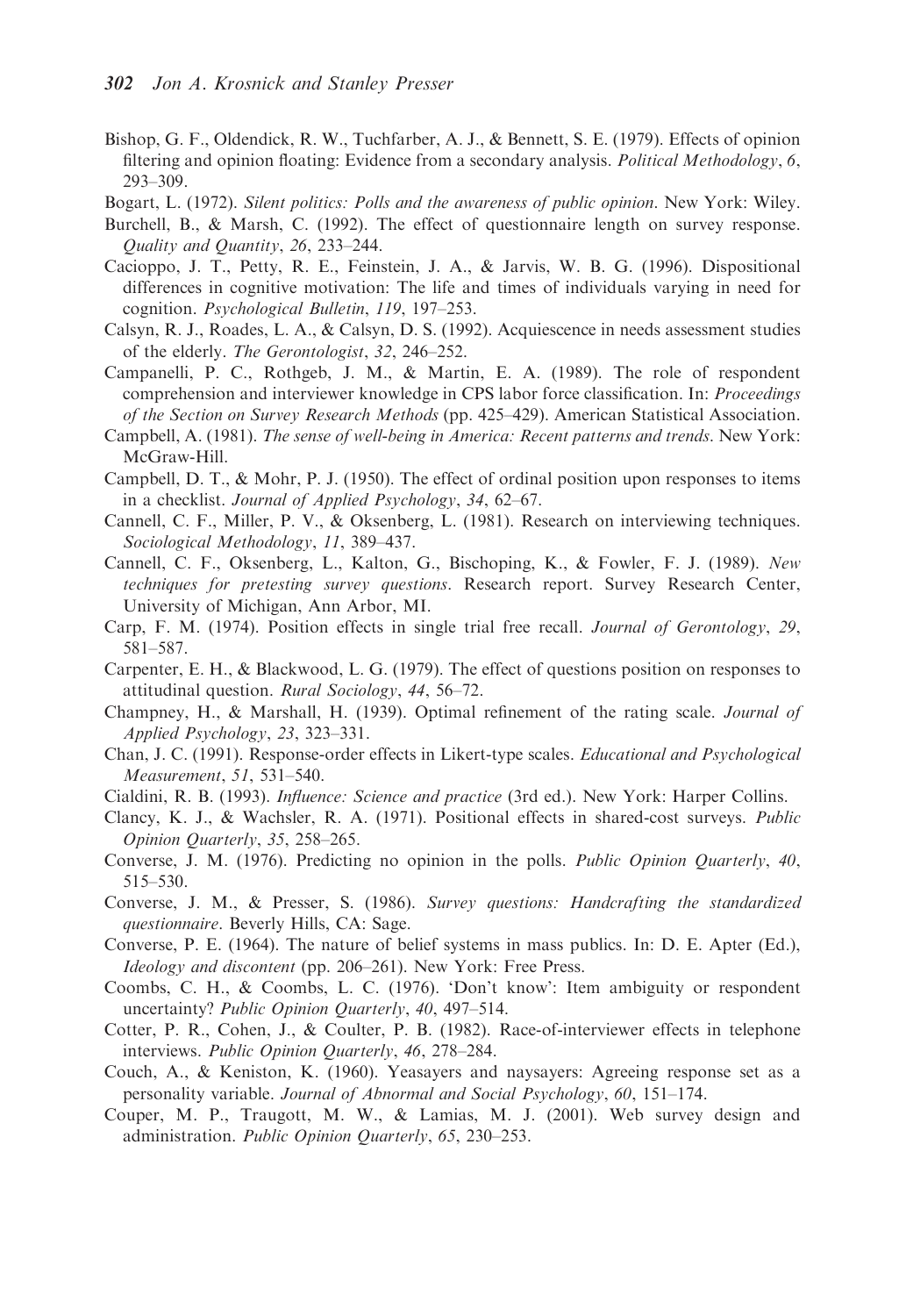Bishop, G. F., Oldendick, R. W., Tuchfarber, A. J., & Bennett, S. E. (1979). Effects of opinion filtering and opinion floating: Evidence from a secondary analysis. *Political Methodology*, *6*, 293–309.

Bogart, L. (1972). *Silent politics: Polls and the awareness of public opinion*. New York: Wiley.

Burchell, B., & Marsh, C. (1992). The effect of questionnaire length on survey response. *Quality and Quantity*, *26*, 233–244.

Cacioppo, J. T., Petty, R. E., Feinstein, J. A., & Jarvis, W. B. G. (1996). Dispositional differences in cognitive motivation: The life and times of individuals varying in need for cognition. *Psychological Bulletin*, *119*, 197–253.

Calsyn, R. J., Roades, L. A., & Calsyn, D. S. (1992). Acquiescence in needs assessment studies of the elderly. *The Gerontologist*, *32*, 246–252.

Campanelli, P. C., Rothgeb, J. M., & Martin, E. A. (1989). The role of respondent comprehension and interviewer knowledge in CPS labor force classification. In: *Proceedings of the Section on Survey Research Methods* (pp. 425–429). American Statistical Association.

Campbell, A. (1981). *The sense of well-being in America: Recent patterns and trends*. New York: McGraw-Hill.

Campbell, D. T., & Mohr, P. J. (1950). The effect of ordinal position upon responses to items in a checklist. *Journal of Applied Psychology*, *34*, 62–67.

Cannell, C. F., Miller, P. V., & Oksenberg, L. (1981). Research on interviewing techniques. *Sociological Methodology*, *11*, 389–437.

Cannell, C. F., Oksenberg, L., Kalton, G., Bischoping, K., & Fowler, F. J. (1989). *New techniques for pretesting survey questions*. Research report. Survey Research Center, University of Michigan, Ann Arbor, MI.

Carp, F. M. (1974). Position effects in single trial free recall. *Journal of Gerontology*, *29*, 581–587.

Carpenter, E. H., & Blackwood, L. G. (1979). The effect of questions position on responses to attitudinal question. *Rural Sociology*, *44*, 56–72.

Champney, H., & Marshall, H. (1939). Optimal refinement of the rating scale. *Journal of Applied Psychology*, *23*, 323–331.

Chan, J. C. (1991). Response-order effects in Likert-type scales. *Educational and Psychological Measurement*, *51*, 531–540.

Cialdini, R. B. (1993). *Influence: Science and practice* (3rd ed.). New York: Harper Collins.

Clancy, K. J., & Wachsler, R. A. (1971). Positional effects in shared-cost surveys. *Public Opinion Quarterly*, *35*, 258–265.

Converse, J. M. (1976). Predicting no opinion in the polls. *Public Opinion Quarterly*, *40*, 515–530.

Converse, J. M., & Presser, S. (1986). *Survey questions: Handcrafting the standardized questionnaire*. Beverly Hills, CA: Sage.

Converse, P. E. (1964). The nature of belief systems in mass publics. In: D. E. Apter (Ed.), *Ideology and discontent* (pp. 206–261). New York: Free Press.

Coombs, C. H., & Coombs, L. C. (1976). 'Don't know': Item ambiguity or respondent uncertainty? *Public Opinion Quarterly*, *40*, 497–514.

Cotter, P. R., Cohen, J., & Coulter, P. B. (1982). Race-of-interviewer effects in telephone interviews. *Public Opinion Quarterly*, *46*, 278–284.

Couch, A., & Keniston, K. (1960). Yeasayers and naysayers: Agreeing response set as a personality variable. *Journal of Abnormal and Social Psychology*, *60*, 151–174.

Couper, M. P., Traugott, M. W., & Lamias, M. J. (2001). Web survey design and administration. *Public Opinion Quarterly*, *65*, 230–253.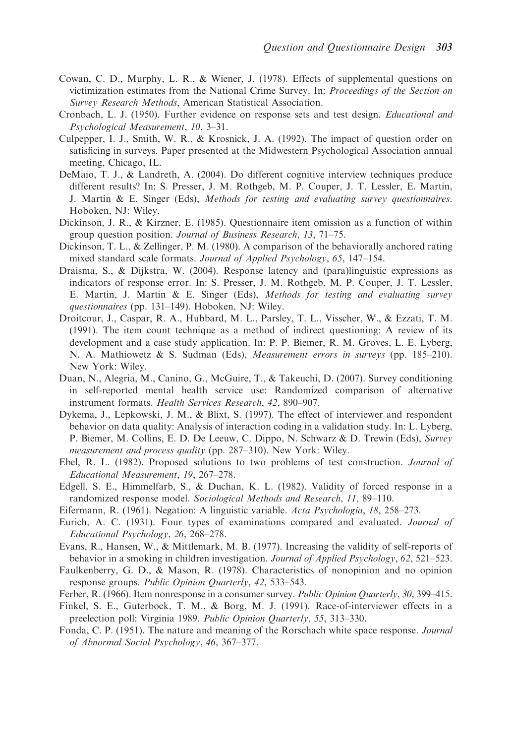Cowan, C. D., Murphy, L. R., & Wiener, J. (1978). Effects of supplemental questions on victimization estimates from the National Crime Survey. In: *Proceedings of the Section on Survey Research Methods*, American Statistical Association.

Cronbach, L. J. (1950). Further evidence on response sets and test design. *Educational and Psychological Measurement*, *10*, 3–31.

Culpepper, I. J., Smith, W. R., & Krosnick, J. A. (1992). The impact of question order on satisficing in surveys. Paper presented at the Midwestern Psychological Association annual meeting, Chicago, IL.

DeMaio, T. J., & Landreth, A. (2004). Do different cognitive interview techniques produce different results? In: S. Presser, J. M. Rothgeb, M. P. Couper, J. T. Lessler, E. Martin, J. Martin & E. Singer (Eds), *Methods for testing and evaluating survey questionnaires*. Hoboken, NJ: Wiley.

Dickinson, J. R., & Kirzner, E. (1985). Questionnaire item omission as a function of within group question position. *Journal of Business Research*, *13*, 71–75.

Dickinson, T. L., & Zellinger, P. M. (1980). A comparison of the behaviorally anchored rating mixed standard scale formats. *Journal of Applied Psychology*, *65*, 147–154.

Draisma, S., & Dijkstra, W. (2004). Response latency and (para)linguistic expressions as indicators of response error. In: S. Presser, J. M. Rothgeb, M. P. Couper, J. T. Lessler, E. Martin, J. Martin & E. Singer (Eds), *Methods for testing and evaluating survey questionnaires* (pp. 131–149). Hoboken, NJ: Wiley.

Droitcour, J., Caspar, R. A., Hubbard, M. L., Parsley, T. L., Visscher, W., & Ezzati, T. M. (1991). The item count technique as a method of indirect questioning: A review of its development and a case study application. In: P. P. Biemer, R. M. Groves, L. E. Lyberg, N. A. Mathiowetz & S. Sudman (Eds), *Measurement errors in surveys* (pp. 185–210). New York: Wiley.

Duan, N., Alegria, M., Canino, G., McGuire, T., & Takeuchi, D. (2007). Survey conditioning in self-reported mental health service use: Randomized comparison of alternative instrument formats. *Health Services Research*, *42*, 890–907.

Dykema, J., Lepkowski, J. M., & Blixt, S. (1997). The effect of interviewer and respondent behavior on data quality: Analysis of interaction coding in a validation study. In: L. Lyberg, P. Biemer, M. Collins, E. D. De Leeuw, C. Dippo, N. Schwarz & D. Trewin (Eds), *Survey measurement and process quality* (pp. 287–310). New York: Wiley.

Ebel, R. L. (1982). Proposed solutions to two problems of test construction. *Journal of Educational Measurement*, *19*, 267–278.

Edgell, S. E., Himmelfarb, S., & Duchan, K. L. (1982). Validity of forced response in a randomized response model. *Sociological Methods and Research*, *11*, 89–110.

Eifermann, R. (1961). Negation: A linguistic variable. *Acta Psychologia*, *18*, 258–273.

Eurich, A. C. (1931). Four types of examinations compared and evaluated. *Journal of Educational Psychology*, *26*, 268–278.

Evans, R., Hansen, W., & Mittlemark, M. B. (1977). Increasing the validity of self-reports of behavior in a smoking in children investigation. *Journal of Applied Psychology*, *62*, 521–523.

Faulkenberry, G. D., & Mason, R. (1978). Characteristics of nonopinion and no opinion response groups. *Public Opinion Quarterly*, *42*, 533–543.

Ferber, R. (1966). Item nonresponse in a consumer survey. *Public Opinion Quarterly*, *30*, 399–415.

Finkel, S. E., Guterbock, T. M., & Borg, M. J. (1991). Race-of-interviewer effects in a preelection poll: Virginia 1989. *Public Opinion Quarterly*, *55*, 313–330.

Fonda, C. P. (1951). The nature and meaning of the Rorschach white space response. *Journal of Abnormal Social Psychology*, *46*, 367–377.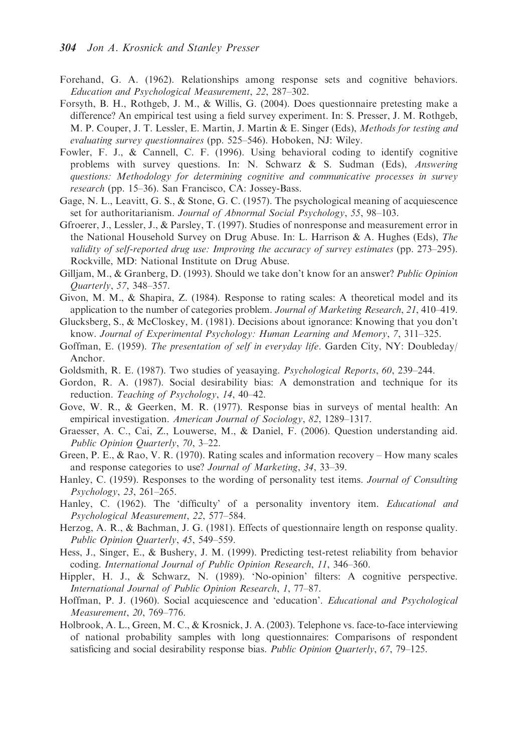Forehand, G. A. (1962). Relationships among response sets and cognitive behaviors. *Education and Psychological Measurement*, *22*, 287–302.

Forsyth, B. H., Rothgeb, J. M., & Willis, G. (2004). Does questionnaire pretesting make a difference? An empirical test using a field survey experiment. In: S. Presser, J. M. Rothgeb, M. P. Couper, J. T. Lessler, E. Martin, J. Martin & E. Singer (Eds), *Methods for testing and evaluating survey questionnaires* (pp. 525–546). Hoboken, NJ: Wiley.

Fowler, F. J., & Cannell, C. F. (1996). Using behavioral coding to identify cognitive problems with survey questions. In: N. Schwarz & S. Sudman (Eds), *Answering questions: Methodology for determining cognitive and communicative processes in survey research* (pp. 15–36). San Francisco, CA: Jossey-Bass.

Gage, N. L., Leavitt, G. S., & Stone, G. C. (1957). The psychological meaning of acquiescence set for authoritarianism. *Journal of Abnormal Social Psychology*, *55*, 98–103.

Gfroerer, J., Lessler, J., & Parsley, T. (1997). Studies of nonresponse and measurement error in the National Household Survey on Drug Abuse. In: L. Harrison & A. Hughes (Eds), *The validity of self-reported drug use: Improving the accuracy of survey estimates* (pp. 273–295). Rockville, MD: National Institute on Drug Abuse.

Gilljam, M., & Granberg, D. (1993). Should we take don't know for an answer? *Public Opinion Quarterly*, *57*, 348–357.

Givon, M. M., & Shapira, Z. (1984). Response to rating scales: A theoretical model and its application to the number of categories problem. *Journal of Marketing Research*, *21*, 410–419.

Glucksberg, S., & McCloskey, M. (1981). Decisions about ignorance: Knowing that you don't know. *Journal of Experimental Psychology: Human Learning and Memory*, *7*, 311–325.

Goffman, E. (1959). *The presentation of self in everyday life*. Garden City, NY: Doubleday/Anchor.

Goldsmith, R. E. (1987). Two studies of yeasaying. *Psychological Reports*, *60*, 239–244.

Gordon, R. A. (1987). Social desirability bias: A demonstration and technique for its reduction. *Teaching of Psychology*, *14*, 40–42.

Gove, W. R., & Geerken, M. R. (1977). Response bias in surveys of mental health: An empirical investigation. *American Journal of Sociology*, *82*, 1289–1317.

Graesser, A. C., Cai, Z., Louwerse, M., & Daniel, F. (2006). Question understanding aid. *Public Opinion Quarterly*, *70*, 3–22.

Green, P. E., & Rao, V. R. (1970). Rating scales and information recovery – How many scales and response categories to use? *Journal of Marketing*, *34*, 33–39.

Hanley, C. (1959). Responses to the wording of personality test items. *Journal of Consulting Psychology*, *23*, 261–265.

Hanley, C. (1962). The 'difficulty' of a personality inventory item. *Educational and Psychological Measurement*, *22*, 577–584.

Herzog, A. R., & Bachman, J. G. (1981). Effects of questionnaire length on response quality. *Public Opinion Quarterly*, *45*, 549–559.

Hess, J., Singer, E., & Bushery, J. M. (1999). Predicting test-retest reliability from behavior coding. *International Journal of Public Opinion Research*, *11*, 346–360.

Hippler, H. J., & Schwarz, N. (1989). 'No-opinion' filters: A cognitive perspective. *International Journal of Public Opinion Research*, *1*, 77–87.

Hoffman, P. J. (1960). Social acquiescence and 'education'. *Educational and Psychological Measurement*, *20*, 769–776.

Holbrook, A. L., Green, M. C., & Krosnick, J. A. (2003). Telephone vs. face-to-face interviewing of national probability samples with long questionnaires: Comparisons of respondent satisficing and social desirability response bias. *Public Opinion Quarterly*, *67*, 79–125.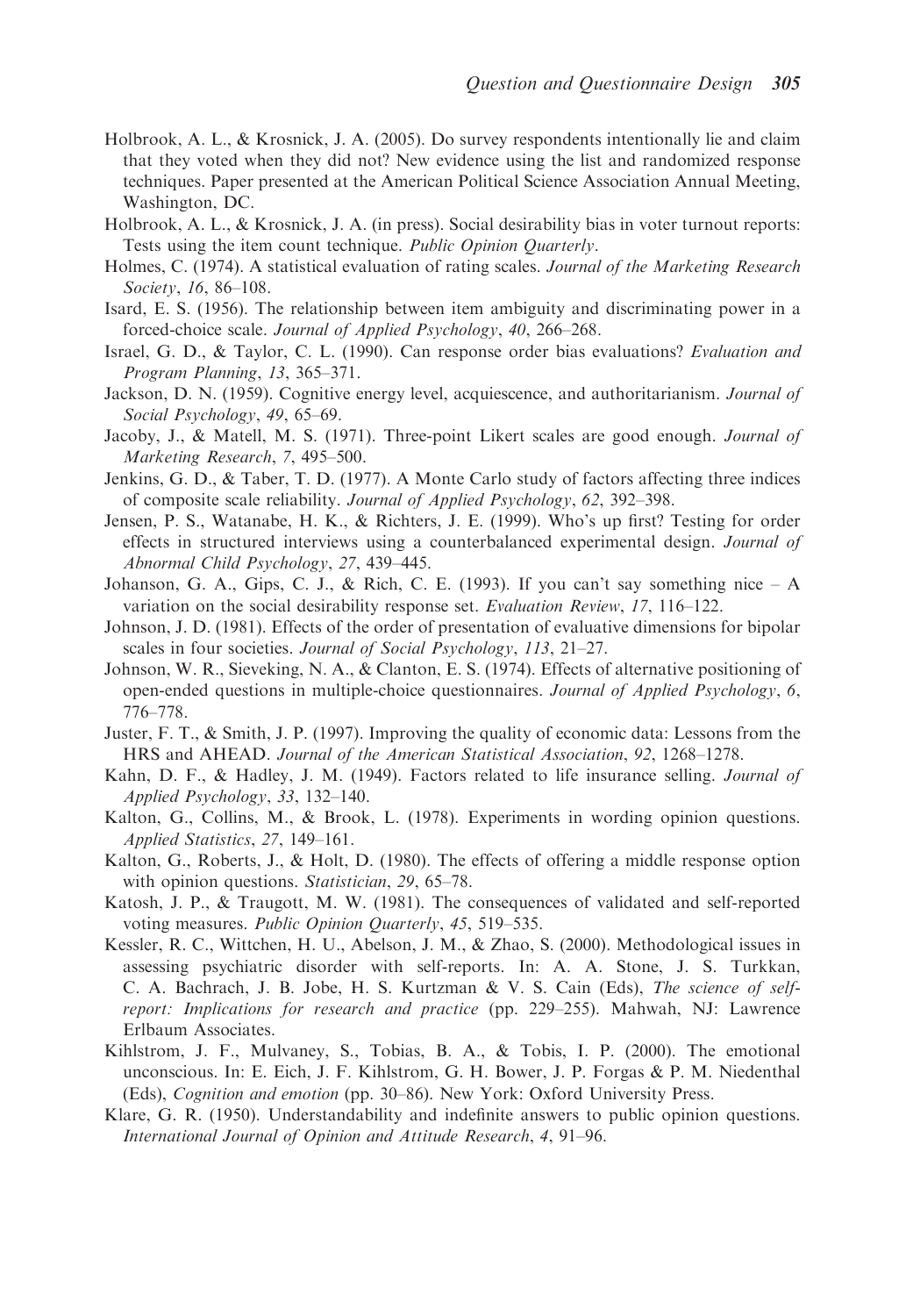Holbrook, A. L., & Krosnick, J. A. (2005). Do survey respondents intentionally lie and claim that they voted when they did not? New evidence using the list and randomized response techniques. Paper presented at the American Political Science Association Annual Meeting, Washington, DC.

Holbrook, A. L., & Krosnick, J. A. (in press). Social desirability bias in voter turnout reports: Tests using the item count technique. *Public Opinion Quarterly*.

Holmes, C. (1974). A statistical evaluation of rating scales. *Journal of the Marketing Research Society*, *16*, 86–108.

Isard, E. S. (1956). The relationship between item ambiguity and discriminating power in a forced-choice scale. *Journal of Applied Psychology*, *40*, 266–268.

Israel, G. D., & Taylor, C. L. (1990). Can response order bias evaluations? *Evaluation and Program Planning*, *13*, 365–371.

Jackson, D. N. (1959). Cognitive energy level, acquiescence, and authoritarianism. *Journal of Social Psychology*, *49*, 65–69.

Jacoby, J., & Matell, M. S. (1971). Three-point Likert scales are good enough. *Journal of Marketing Research*, *7*, 495–500.

Jenkins, G. D., & Taber, T. D. (1977). A Monte Carlo study of factors affecting three indices of composite scale reliability. *Journal of Applied Psychology*, *62*, 392–398.

Jensen, P. S., Watanabe, H. K., & Richters, J. E. (1999). Who's up first? Testing for order effects in structured interviews using a counterbalanced experimental design. *Journal of Abnormal Child Psychology*, *27*, 439–445.

Johanson, G. A., Gips, C. J., & Rich, C. E. (1993). If you can't say something nice – A variation on the social desirability response set. *Evaluation Review*, *17*, 116–122.

Johnson, J. D. (1981). Effects of the order of presentation of evaluative dimensions for bipolar scales in four societies. *Journal of Social Psychology*, *113*, 21–27.

Johnson, W. R., Sieveking, N. A., & Clanton, E. S. (1974). Effects of alternative positioning of open-ended questions in multiple-choice questionnaires. *Journal of Applied Psychology*, *6*, 776–778.

Juster, F. T., & Smith, J. P. (1997). Improving the quality of economic data: Lessons from the HRS and AHEAD. *Journal of the American Statistical Association*, *92*, 1268–1278.

Kahn, D. F., & Hadley, J. M. (1949). Factors related to life insurance selling. *Journal of Applied Psychology*, *33*, 132–140.

Kalton, G., Collins, M., & Brook, L. (1978). Experiments in wording opinion questions. *Applied Statistics*, *27*, 149–161.

Kalton, G., Roberts, J., & Holt, D. (1980). The effects of offering a middle response option with opinion questions. *Statistician*, *29*, 65–78.

Katosh, J. P., & Traugott, M. W. (1981). The consequences of validated and self-reported voting measures. *Public Opinion Quarterly*, *45*, 519–535.

Kessler, R. C., Wittchen, H. U., Abelson, J. M., & Zhao, S. (2000). Methodological issues in assessing psychiatric disorder with self-reports. In: A. A. Stone, J. S. Turkkan, C. A. Bachrach, J. B. Jobe, H. S. Kurtzman & V. S. Cain (Eds), *The science of self-report: Implications for research and practice* (pp. 229–255). Mahwah, NJ: Lawrence Erlbaum Associates.

Kihlstrom, J. F., Mulvaney, S., Tobias, B. A., & Tobis, I. P. (2000). The emotional unconscious. In: E. Eich, J. F. Kihlstrom, G. H. Bower, J. P. Forgas & P. M. Niedenthal (Eds), *Cognition and emotion* (pp. 30–86). New York: Oxford University Press.

Klare, G. R. (1950). Understandability and indefinite answers to public opinion questions. *International Journal of Opinion and Attitude Research*, *4*, 91–96.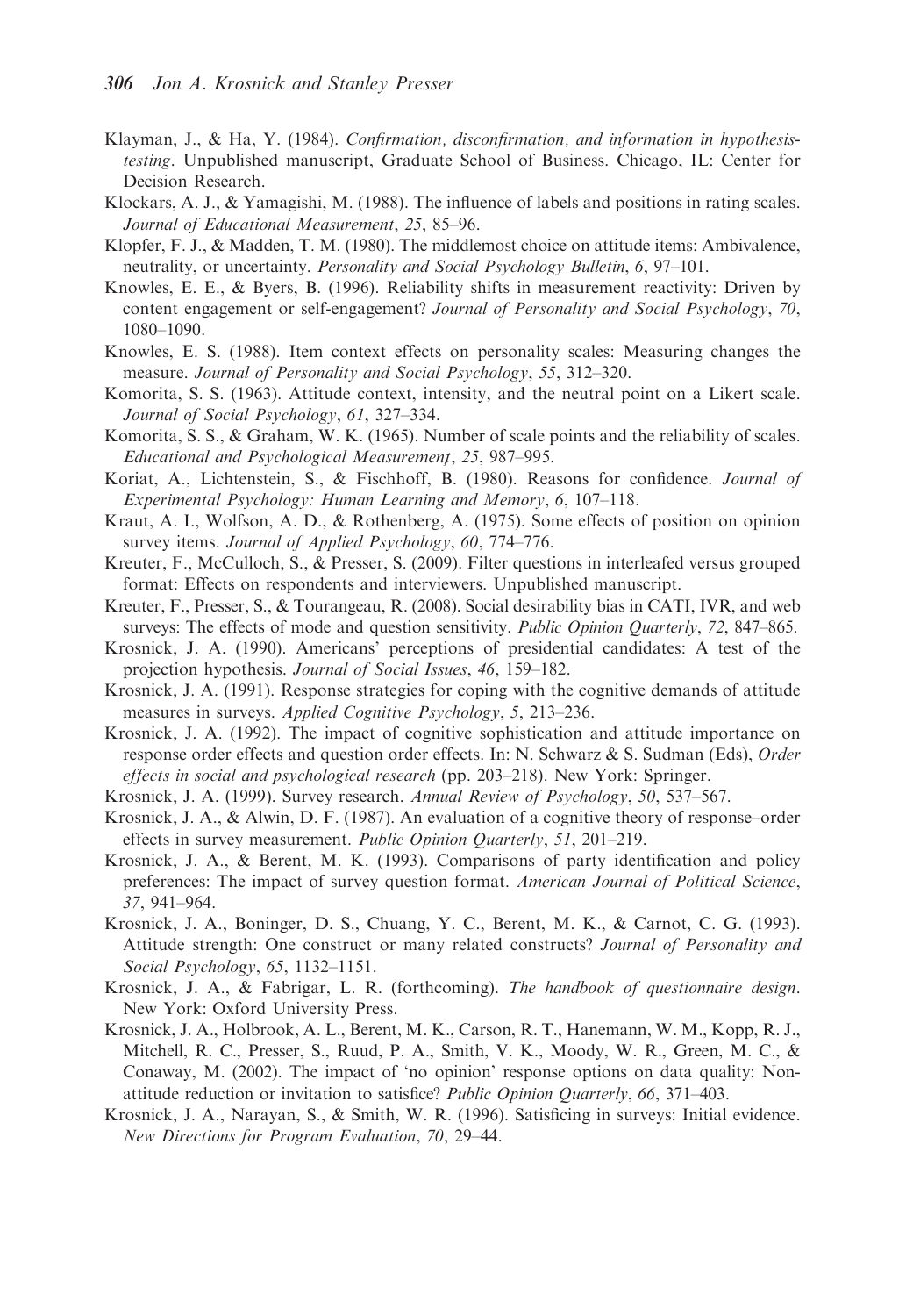Klayman, J., & Ha, Y. (1984). *Confirmation, disconfirmation, and information in hypothesis-testing*. Unpublished manuscript, Graduate School of Business. Chicago, IL: Center for Decision Research.

Klockars, A. J., & Yamagishi, M. (1988). The influence of labels and positions in rating scales. *Journal of Educational Measurement*, *25*, 85–96.

Klopfer, F. J., & Madden, T. M. (1980). The middlemost choice on attitude items: Ambivalence, neutrality, or uncertainty. *Personality and Social Psychology Bulletin*, *6*, 97–101.

Knowles, E. E., & Byers, B. (1996). Reliability shifts in measurement reactivity: Driven by content engagement or self-engagement? *Journal of Personality and Social Psychology*, *70*, 1080–1090.

Knowles, E. S. (1988). Item context effects on personality scales: Measuring changes the measure. *Journal of Personality and Social Psychology*, *55*, 312–320.

Komorita, S. S. (1963). Attitude context, intensity, and the neutral point on a Likert scale. *Journal of Social Psychology*, *61*, 327–334.

Komorita, S. S., & Graham, W. K. (1965). Number of scale points and the reliability of scales. *Educational and Psychological Measurement*, *25*, 987–995.

Koriat, A., Lichtenstein, S., & Fischhoff, B. (1980). Reasons for confidence. *Journal of Experimental Psychology: Human Learning and Memory*, *6*, 107–118.

Kraut, A. I., Wolfson, A. D., & Rothenberg, A. (1975). Some effects of position on opinion survey items. *Journal of Applied Psychology*, *60*, 774–776.

Kreuter, F., McCulloch, S., & Presser, S. (2009). Filter questions in interleafed versus grouped format: Effects on respondents and interviewers. Unpublished manuscript.

Kreuter, F., Presser, S., & Tourangeau, R. (2008). Social desirability bias in CATI, IVR, and web surveys: The effects of mode and question sensitivity. *Public Opinion Quarterly*, *72*, 847–865.

Krosnick, J. A. (1990). Americans' perceptions of presidential candidates: A test of the projection hypothesis. *Journal of Social Issues*, *46*, 159–182.

Krosnick, J. A. (1991). Response strategies for coping with the cognitive demands of attitude measures in surveys. *Applied Cognitive Psychology*, *5*, 213–236.

Krosnick, J. A. (1992). The impact of cognitive sophistication and attitude importance on response order effects and question order effects. In: N. Schwarz & S. Sudman (Eds), *Order effects in social and psychological research* (pp. 203–218). New York: Springer.

Krosnick, J. A. (1999). Survey research. *Annual Review of Psychology*, *50*, 537–567.

Krosnick, J. A., & Alwin, D. F. (1987). An evaluation of a cognitive theory of response–order effects in survey measurement. *Public Opinion Quarterly*, *51*, 201–219.

Krosnick, J. A., & Berent, M. K. (1993). Comparisons of party identification and policy preferences: The impact of survey question format. *American Journal of Political Science*, *37*, 941–964.

Krosnick, J. A., Boninger, D. S., Chuang, Y. C., Berent, M. K., & Carnot, C. G. (1993). Attitude strength: One construct or many related constructs? *Journal of Personality and Social Psychology*, *65*, 1132–1151.

Krosnick, J. A., & Fabrigar, L. R. (forthcoming). *The handbook of questionnaire design*. New York: Oxford University Press.

Krosnick, J. A., Holbrook, A. L., Berent, M. K., Carson, R. T., Hanemann, W. M., Kopp, R. J., Mitchell, R. C., Presser, S., Ruud, P. A., Smith, V. K., Moody, W. R., Green, M. C., & Conaway, M. (2002). The impact of 'no opinion' response options on data quality: Non-attitude reduction or invitation to satisfice? *Public Opinion Quarterly*, *66*, 371–403.

Krosnick, J. A., Narayan, S., & Smith, W. R. (1996). Satisficing in surveys: Initial evidence. *New Directions for Program Evaluation*, *70*, 29–44.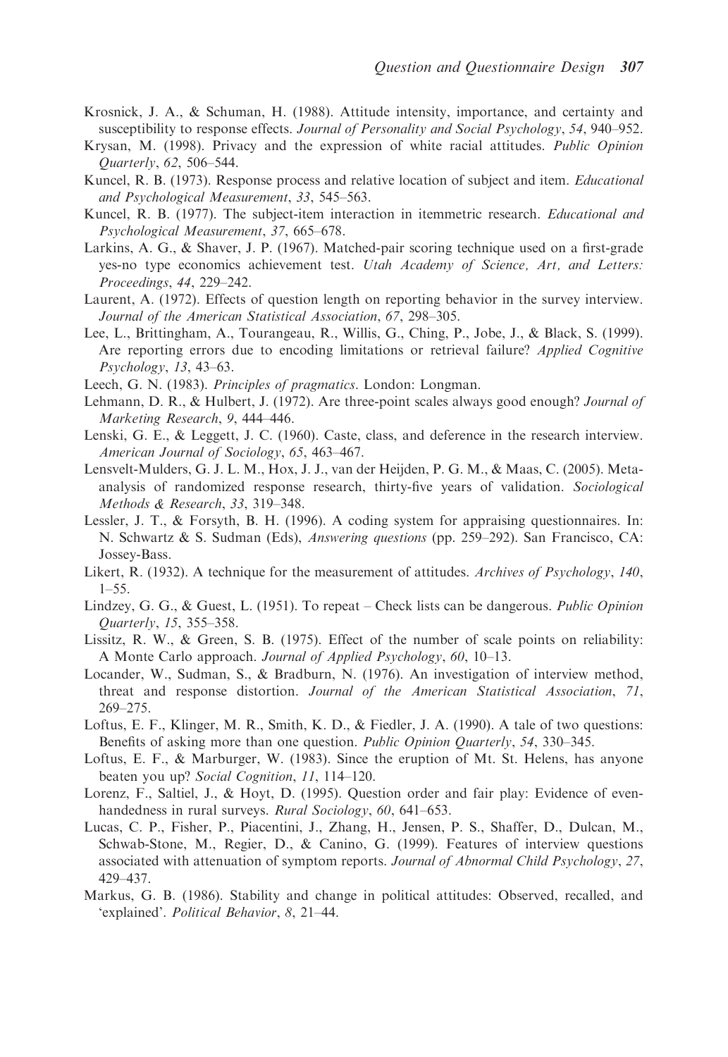Krosnick, J. A., & Schuman, H. (1988). Attitude intensity, importance, and certainty and susceptibility to response effects. *Journal of Personality and Social Psychology*, *54*, 940–952.

Krysan, M. (1998). Privacy and the expression of white racial attitudes. *Public Opinion Quarterly*, *62*, 506–544.

Kuncel, R. B. (1973). Response process and relative location of subject and item. *Educational and Psychological Measurement*, *33*, 545–563.

Kuncel, R. B. (1977). The subject-item interaction in itemmetric research. *Educational and Psychological Measurement*, *37*, 665–678.

Larkins, A. G., & Shaver, J. P. (1967). Matched-pair scoring technique used on a first-grade yes-no type economics achievement test. *Utah Academy of Science, Art, and Letters: Proceedings*, *44*, 229–242.

Laurent, A. (1972). Effects of question length on reporting behavior in the survey interview. *Journal of the American Statistical Association*, *67*, 298–305.

Lee, L., Brittingham, A., Tourangeau, R., Willis, G., Ching, P., Jobe, J., & Black, S. (1999). Are reporting errors due to encoding limitations or retrieval failure? *Applied Cognitive Psychology*, *13*, 43–63.

Leech, G. N. (1983). *Principles of pragmatics*. London: Longman.

Lehmann, D. R., & Hulbert, J. (1972). Are three-point scales always good enough? *Journal of Marketing Research*, *9*, 444–446.

Lenski, G. E., & Leggett, J. C. (1960). Caste, class, and deference in the research interview. *American Journal of Sociology*, *65*, 463–467.

Lensvelt-Mulders, G. J. L. M., Hox, J. J., van der Heijden, P. G. M., & Maas, C. (2005). Meta-analysis of randomized response research, thirty-five years of validation. *Sociological Methods & Research*, *33*, 319–348.

Lessler, J. T., & Forsyth, B. H. (1996). A coding system for appraising questionnaires. In: N. Schwartz & S. Sudman (Eds), *Answering questions* (pp. 259–292). San Francisco, CA: Jossey-Bass.

Likert, R. (1932). A technique for the measurement of attitudes. *Archives of Psychology*, *140*, 1–55.

Lindzey, G. G., & Guest, L. (1951). To repeat – Check lists can be dangerous. *Public Opinion Quarterly*, *15*, 355–358.

Lissitz, R. W., & Green, S. B. (1975). Effect of the number of scale points on reliability: A Monte Carlo approach. *Journal of Applied Psychology*, *60*, 10–13.

Locander, W., Sudman, S., & Bradburn, N. (1976). An investigation of interview method, threat and response distortion. *Journal of the American Statistical Association*, *71*, 269–275.

Loftus, E. F., Klinger, M. R., Smith, K. D., & Fiedler, J. A. (1990). A tale of two questions: Benefits of asking more than one question. *Public Opinion Quarterly*, *54*, 330–345.

Loftus, E. F., & Marburger, W. (1983). Since the eruption of Mt. St. Helens, has anyone beaten you up? *Social Cognition*, *11*, 114–120.

Lorenz, F., Saltiel, J., & Hoyt, D. (1995). Question order and fair play: Evidence of even-handedness in rural surveys. *Rural Sociology*, *60*, 641–653.

Lucas, C. P., Fisher, P., Piacentini, J., Zhang, H., Jensen, P. S., Shaffer, D., Dulcan, M., Schwab-Stone, M., Regier, D., & Canino, G. (1999). Features of interview questions associated with attenuation of symptom reports. *Journal of Abnormal Child Psychology*, *27*, 429–437.

Markus, G. B. (1986). Stability and change in political attitudes: Observed, recalled, and 'explained'. *Political Behavior*, *8*, 21–44.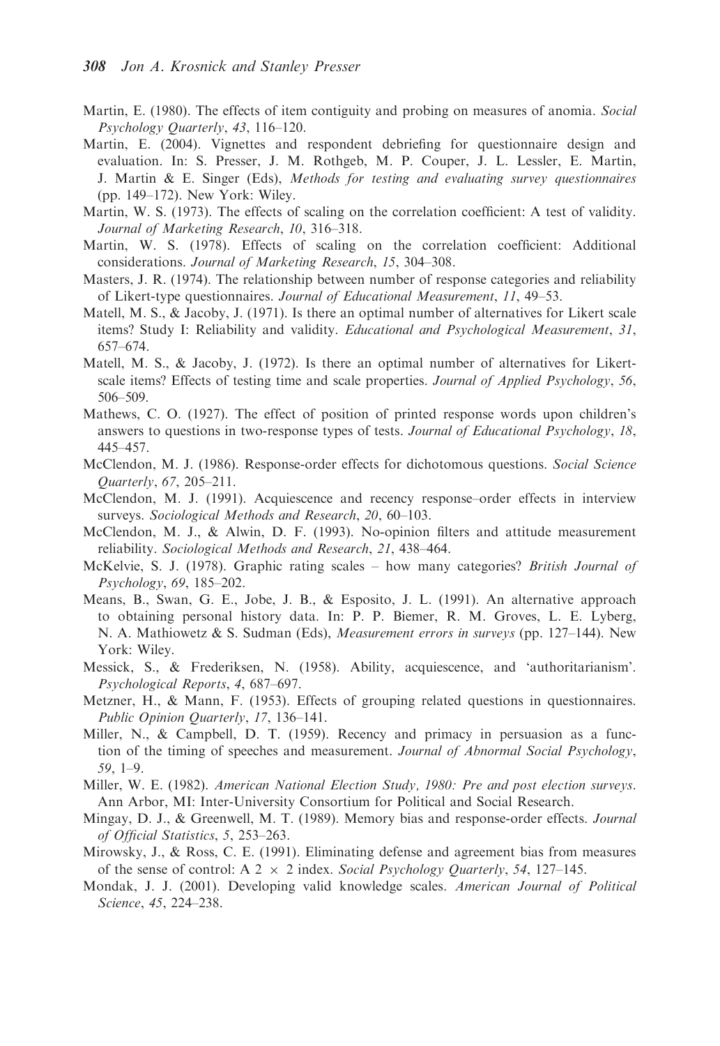Martin, E. (1980). The effects of item contiguity and probing on measures of anomia. *Social Psychology Quarterly*, *43*, 116–120.

Martin, E. (2004). Vignettes and respondent debriefing for questionnaire design and evaluation. In: S. Presser, J. M. Rothgeb, M. P. Couper, J. L. Lessler, E. Martin, J. Martin & E. Singer (Eds), *Methods for testing and evaluating survey questionnaires* (pp. 149–172). New York: Wiley.

Martin, W. S. (1973). The effects of scaling on the correlation coefficient: A test of validity. *Journal of Marketing Research*, *10*, 316–318.

Martin, W. S. (1978). Effects of scaling on the correlation coefficient: Additional considerations. *Journal of Marketing Research*, *15*, 304–308.

Masters, J. R. (1974). The relationship between number of response categories and reliability of Likert-type questionnaires. *Journal of Educational Measurement*, *11*, 49–53.

Matell, M. S., & Jacoby, J. (1971). Is there an optimal number of alternatives for Likert scale items? Study I: Reliability and validity. *Educational and Psychological Measurement*, *31*, 657–674.

Matell, M. S., & Jacoby, J. (1972). Is there an optimal number of alternatives for Likert-scale items? Effects of testing time and scale properties. *Journal of Applied Psychology*, *56*, 506–509.

Mathews, C. O. (1927). The effect of position of printed response words upon children's answers to questions in two-response types of tests. *Journal of Educational Psychology*, *18*, 445–457.

McClendon, M. J. (1986). Response-order effects for dichotomous questions. *Social Science Quarterly*, *67*, 205–211.

McClendon, M. J. (1991). Acquiescence and recency response–order effects in interview surveys. *Sociological Methods and Research*, *20*, 60–103.

McClendon, M. J., & Alwin, D. F. (1993). No-opinion filters and attitude measurement reliability. *Sociological Methods and Research*, *21*, 438–464.

McKelvie, S. J. (1978). Graphic rating scales – how many categories? *British Journal of Psychology*, *69*, 185–202.

Means, B., Swan, G. E., Jobe, J. B., & Esposito, J. L. (1991). An alternative approach to obtaining personal history data. In: P. P. Biemer, R. M. Groves, L. E. Lyberg, N. A. Mathiowetz & S. Sudman (Eds), *Measurement errors in surveys* (pp. 127–144). New York: Wiley.

Messick, S., & Frederiksen, N. (1958). Ability, acquiescence, and 'authoritarianism'. *Psychological Reports*, *4*, 687–697.

Metzner, H., & Mann, F. (1953). Effects of grouping related questions in questionnaires. *Public Opinion Quarterly*, *17*, 136–141.

Miller, N., & Campbell, D. T. (1959). Recency and primacy in persuasion as a function of the timing of speeches and measurement. *Journal of Abnormal Social Psychology*, *59*, 1–9.

Miller, W. E. (1982). *American National Election Study, 1980: Pre and post election surveys*. Ann Arbor, MI: Inter-University Consortium for Political and Social Research.

Mingay, D. J., & Greenwell, M. T. (1989). Memory bias and response-order effects. *Journal of Official Statistics*, *5*, 253–263.

Mirowsky, J., & Ross, C. E. (1991). Eliminating defense and agreement bias from measures of the sense of control: A $2 \times 2$ index. *Social Psychology Quarterly*, *54*, 127–145.

Mondak, J. J. (2001). Developing valid knowledge scales. *American Journal of Political Science*, *45*, 224–238.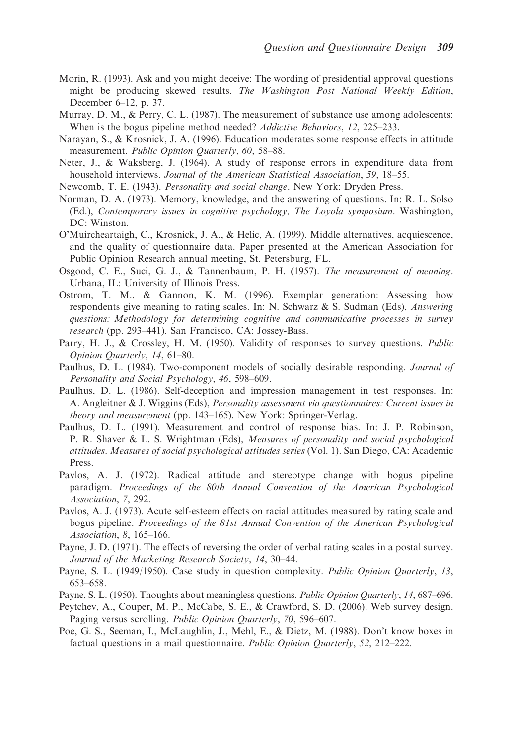Morin, R. (1993). Ask and you might deceive: The wording of presidential approval questions might be producing skewed results. *The Washington Post National Weekly Edition*, December 6–12, p. 37.

Murray, D. M., & Perry, C. L. (1987). The measurement of substance use among adolescents: When is the bogus pipeline method needed? *Addictive Behaviors*, *12*, 225–233.

Narayan, S., & Krosnick, J. A. (1996). Education moderates some response effects in attitude measurement. *Public Opinion Quarterly*, *60*, 58–88.

Neter, J., & Waksberg, J. (1964). A study of response errors in expenditure data from household interviews. *Journal of the American Statistical Association*, *59*, 18–55.

Newcomb, T. E. (1943). *Personality and social change*. New York: Dryden Press.

Norman, D. A. (1973). Memory, knowledge, and the answering of questions. In: R. L. Solso (Ed.), *Contemporary issues in cognitive psychology, The Loyola symposium*. Washington, DC: Winston.

O'Muircheartaigh, C., Krosnick, J. A., & Helic, A. (1999). Middle alternatives, acquiescence, and the quality of questionnaire data. Paper presented at the American Association for Public Opinion Research annual meeting, St. Petersburg, FL.

Osgood, C. E., Suci, G. J., & Tannenbaum, P. H. (1957). *The measurement of meaning*. Urbana, IL: University of Illinois Press.

Ostrom, T. M., & Gannon, K. M. (1996). Exemplar generation: Assessing how respondents give meaning to rating scales. In: N. Schwarz & S. Sudman (Eds), *Answering questions: Methodology for determining cognitive and communicative processes in survey research* (pp. 293–441). San Francisco, CA: Jossey-Bass.

Parry, H. J., & Crossley, H. M. (1950). Validity of responses to survey questions. *Public Opinion Quarterly*, *14*, 61–80.

Paulhus, D. L. (1984). Two-component models of socially desirable responding. *Journal of Personality and Social Psychology*, *46*, 598–609.

Paulhus, D. L. (1986). Self-deception and impression management in test responses. In: A. Angleitner & J. Wiggins (Eds), *Personality assessment via questionnaires: Current issues in theory and measurement* (pp. 143–165). New York: Springer-Verlag.

Paulhus, D. L. (1991). Measurement and control of response bias. In: J. P. Robinson, P. R. Shaver & L. S. Wrightman (Eds), *Measures of personality and social psychological attitudes*. *Measures of social psychological attitudes series* (Vol. 1). San Diego, CA: Academic Press.

Pavlos, A. J. (1972). Radical attitude and stereotype change with bogus pipeline paradigm. *Proceedings of the 80th Annual Convention of the American Psychological Association*, *7*, 292.

Pavlos, A. J. (1973). Acute self-esteem effects on racial attitudes measured by rating scale and bogus pipeline. *Proceedings of the 81st Annual Convention of the American Psychological Association*, *8*, 165–166.

Payne, J. D. (1971). The effects of reversing the order of verbal rating scales in a postal survey. *Journal of the Marketing Research Society*, *14*, 30–44.

Payne, S. L. (1949/1950). Case study in question complexity. *Public Opinion Quarterly*, *13*, 653–658.

Payne, S. L. (1950). Thoughts about meaningless questions. *Public Opinion Quarterly*, *14*, 687–696.

Peytchev, A., Couper, M. P., McCabe, S. E., & Crawford, S. D. (2006). Web survey design. Paging versus scrolling. *Public Opinion Quarterly*, *70*, 596–607.

Poe, G. S., Seeman, I., McLaughlin, J., Mehl, E., & Dietz, M. (1988). Don't know boxes in factual questions in a mail questionnaire. *Public Opinion Quarterly*, *52*, 212–222.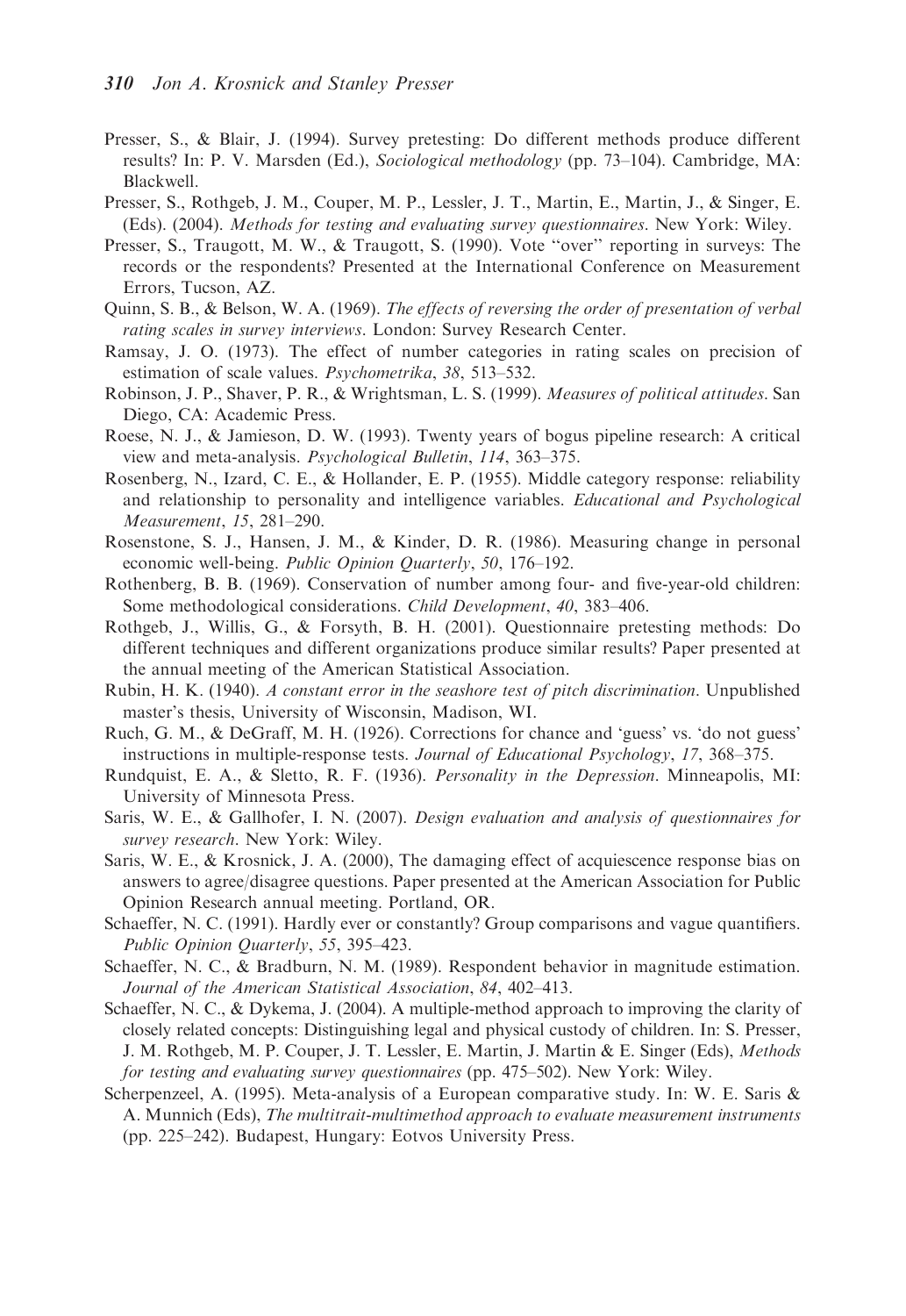Presser, S., & Blair, J. (1994). Survey pretesting: Do different methods produce different results? In: P. V. Marsden (Ed.), *Sociological methodology* (pp. 73–104). Cambridge, MA: Blackwell.

Presser, S., Rothgeb, J. M., Couper, M. P., Lessler, J. T., Martin, E., Martin, J., & Singer, E. (Eds). (2004). *Methods for testing and evaluating survey questionnaires*. New York: Wiley.

Presser, S., Traugott, M. W., & Traugott, S. (1990). Vote "over" reporting in surveys: The records or the respondents? Presented at the International Conference on Measurement Errors, Tucson, AZ.

Quinn, S. B., & Belson, W. A. (1969). *The effects of reversing the order of presentation of verbal rating scales in survey interviews*. London: Survey Research Center.

Ramsay, J. O. (1973). The effect of number categories in rating scales on precision of estimation of scale values. *Psychometrika*, *38*, 513–532.

Robinson, J. P., Shaver, P. R., & Wrightsman, L. S. (1999). *Measures of political attitudes*. San Diego, CA: Academic Press.

Roese, N. J., & Jamieson, D. W. (1993). Twenty years of bogus pipeline research: A critical view and meta-analysis. *Psychological Bulletin*, *114*, 363–375.

Rosenberg, N., Izard, C. E., & Hollander, E. P. (1955). Middle category response: reliability and relationship to personality and intelligence variables. *Educational and Psychological Measurement*, *15*, 281–290.

Rosenstone, S. J., Hansen, J. M., & Kinder, D. R. (1986). Measuring change in personal economic well-being. *Public Opinion Quarterly*, *50*, 176–192.

Rothenberg, B. B. (1969). Conservation of number among four- and five-year-old children: Some methodological considerations. *Child Development*, *40*, 383–406.

Rothgeb, J., Willis, G., & Forsyth, B. H. (2001). Questionnaire pretesting methods: Do different techniques and different organizations produce similar results? Paper presented at the annual meeting of the American Statistical Association.

Rubin, H. K. (1940). *A constant error in the seashore test of pitch discrimination*. Unpublished master's thesis, University of Wisconsin, Madison, WI.

Ruch, G. M., & DeGraff, M. H. (1926). Corrections for chance and 'guess' vs. 'do not guess' instructions in multiple-response tests. *Journal of Educational Psychology*, *17*, 368–375.

Rundquist, E. A., & Sletto, R. F. (1936). *Personality in the Depression*. Minneapolis, MI: University of Minnesota Press.

Saris, W. E., & Gallhofer, I. N. (2007). *Design evaluation and analysis of questionnaires for survey research*. New York: Wiley.

Saris, W. E., & Krosnick, J. A. (2000), The damaging effect of acquiescence response bias on answers to agree/disagree questions. Paper presented at the American Association for Public Opinion Research annual meeting. Portland, OR.

Schaeffer, N. C. (1991). Hardly ever or constantly? Group comparisons and vague quantifiers. *Public Opinion Quarterly*, *55*, 395–423.

Schaeffer, N. C., & Bradburn, N. M. (1989). Respondent behavior in magnitude estimation. *Journal of the American Statistical Association*, *84*, 402–413.

Schaeffer, N. C., & Dykema, J. (2004). A multiple-method approach to improving the clarity of closely related concepts: Distinguishing legal and physical custody of children. In: S. Presser, J. M. Rothgeb, M. P. Couper, J. T. Lessler, E. Martin, J. Martin & E. Singer (Eds), *Methods for testing and evaluating survey questionnaires* (pp. 475–502). New York: Wiley.

Scherpenzeel, A. (1995). Meta-analysis of a European comparative study. In: W. E. Saris & A. Munnich (Eds), *The multitrait-multimethod approach to evaluate measurement instruments* (pp. 225–242). Budapest, Hungary: Eotvos University Press.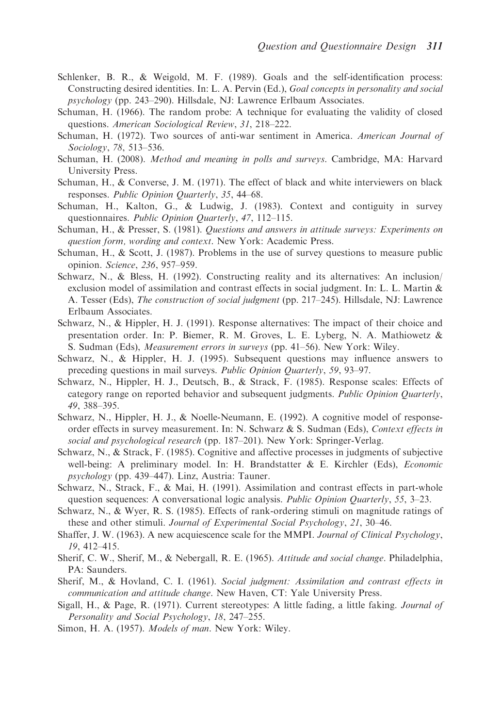Schlenker, B. R., & Weigold, M. F. (1989). Goals and the self-identification process: Constructing desired identities. In: L. A. Pervin (Ed.), *Goal concepts in personality and social psychology* (pp. 243–290). Hillsdale, NJ: Lawrence Erlbaum Associates.

Schuman, H. (1966). The random probe: A technique for evaluating the validity of closed questions. *American Sociological Review*, *31*, 218–222.

Schuman, H. (1972). Two sources of anti-war sentiment in America. *American Journal of Sociology*, *78*, 513–536.

Schuman, H. (2008). *Method and meaning in polls and surveys*. Cambridge, MA: Harvard University Press.

Schuman, H., & Converse, J. M. (1971). The effect of black and white interviewers on black responses. *Public Opinion Quarterly*, *35*, 44–68.

Schuman, H., Kalton, G., & Ludwig, J. (1983). Context and contiguity in survey questionnaires. *Public Opinion Quarterly*, *47*, 112–115.

Schuman, H., & Presser, S. (1981). *Questions and answers in attitude surveys: Experiments on question form, wording and context*. New York: Academic Press.

Schuman, H., & Scott, J. (1987). Problems in the use of survey questions to measure public opinion. *Science*, *236*, 957–959.

Schwarz, N., & Bless, H. (1992). Constructing reality and its alternatives: An inclusion/exclusion model of assimilation and contrast effects in social judgment. In: L. L. Martin & A. Tesser (Eds), *The construction of social judgment* (pp. 217–245). Hillsdale, NJ: Lawrence Erlbaum Associates.

Schwarz, N., & Hippler, H. J. (1991). Response alternatives: The impact of their choice and presentation order. In: P. Biemer, R. M. Groves, L. E. Lyberg, N. A. Mathiowetz & S. Sudman (Eds), *Measurement errors in surveys* (pp. 41–56). New York: Wiley.

Schwarz, N., & Hippler, H. J. (1995). Subsequent questions may influence answers to preceding questions in mail surveys. *Public Opinion Quarterly*, *59*, 93–97.

Schwarz, N., Hippler, H. J., Deutsch, B., & Strack, F. (1985). Response scales: Effects of category range on reported behavior and subsequent judgments. *Public Opinion Quarterly*, *49*, 388–395.

Schwarz, N., Hippler, H. J., & Noelle-Neumann, E. (1992). A cognitive model of response-order effects in survey measurement. In: N. Schwarz & S. Sudman (Eds), *Context effects in social and psychological research* (pp. 187–201). New York: Springer-Verlag.

Schwarz, N., & Strack, F. (1985). Cognitive and affective processes in judgments of subjective well-being: A preliminary model. In: H. Brandstatter & E. Kirchler (Eds), *Economic psychology* (pp. 439–447). Linz, Austria: Tauner.

Schwarz, N., Strack, F., & Mai, H. (1991). Assimilation and contrast effects in part-whole question sequences: A conversational logic analysis. *Public Opinion Quarterly*, *55*, 3–23.

Schwarz, N., & Wyer, R. S. (1985). Effects of rank-ordering stimuli on magnitude ratings of these and other stimuli. *Journal of Experimental Social Psychology*, *21*, 30–46.

Shaffer, J. W. (1963). A new acquiescence scale for the MMPI. *Journal of Clinical Psychology*, *19*, 412–415.

Sherif, C. W., Sherif, M., & Nebergall, R. E. (1965). *Attitude and social change*. Philadelphia, PA: Saunders.

Sherif, M., & Hovland, C. I. (1961). *Social judgment: Assimilation and contrast effects in communication and attitude change*. New Haven, CT: Yale University Press.

Sigall, H., & Page, R. (1971). Current stereotypes: A little fading, a little faking. *Journal of Personality and Social Psychology*, *18*, 247–255.

Simon, H. A. (1957). *Models of man*. New York: Wiley.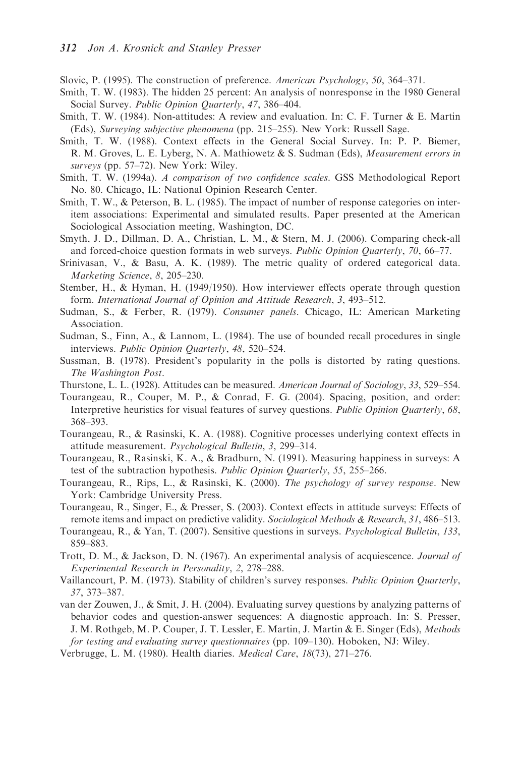Slovic, P. (1995). The construction of preference. *American Psychology*, *50*, 364–371.

Smith, T. W. (1983). The hidden 25 percent: An analysis of nonresponse in the 1980 General Social Survey. *Public Opinion Quarterly*, *47*, 386–404.

Smith, T. W. (1984). Non-attitudes: A review and evaluation. In: C. F. Turner & E. Martin (Eds), *Surveying subjective phenomena* (pp. 215–255). New York: Russell Sage.

Smith, T. W. (1988). Context effects in the General Social Survey. In: P. P. Biemer, R. M. Groves, L. E. Lyberg, N. A. Mathiowetz & S. Sudman (Eds), *Measurement errors in surveys* (pp. 57–72). New York: Wiley.

Smith, T. W. (1994a). *A comparison of two confidence scales*. GSS Methodological Report No. 80. Chicago, IL: National Opinion Research Center.

Smith, T. W., & Peterson, B. L. (1985). The impact of number of response categories on inter-item associations: Experimental and simulated results. Paper presented at the American Sociological Association meeting, Washington, DC.

Smyth, J. D., Dillman, D. A., Christian, L. M., & Stern, M. J. (2006). Comparing check-all and forced-choice question formats in web surveys. *Public Opinion Quarterly*, *70*, 66–77.

Srinivasan, V., & Basu, A. K. (1989). The metric quality of ordered categorical data. *Marketing Science*, *8*, 205–230.

Stember, H., & Hyman, H. (1949/1950). How interviewer effects operate through question form. *International Journal of Opinion and Attitude Research*, *3*, 493–512.

Sudman, S., & Ferber, R. (1979). *Consumer panels*. Chicago, IL: American Marketing Association.

Sudman, S., Finn, A., & Lannom, L. (1984). The use of bounded recall procedures in single interviews. *Public Opinion Quarterly*, *48*, 520–524.

Sussman, B. (1978). President's popularity in the polls is distorted by rating questions. *The Washington Post*.

Thurstone, L. L. (1928). Attitudes can be measured. *American Journal of Sociology*, *33*, 529–554.

Tourangeau, R., Couper, M. P., & Conrad, F. G. (2004). Spacing, position, and order: Interpretive heuristics for visual features of survey questions. *Public Opinion Quarterly*, *68*, 368–393.

Tourangeau, R., & Rasinski, K. A. (1988). Cognitive processes underlying context effects in attitude measurement. *Psychological Bulletin*, *3*, 299–314.

Tourangeau, R., Rasinski, K. A., & Bradburn, N. (1991). Measuring happiness in surveys: A test of the subtraction hypothesis. *Public Opinion Quarterly*, *55*, 255–266.

Tourangeau, R., Rips, L., & Rasinski, K. (2000). *The psychology of survey response*. New York: Cambridge University Press.

Tourangeau, R., Singer, E., & Presser, S. (2003). Context effects in attitude surveys: Effects of remote items and impact on predictive validity. *Sociological Methods & Research*, *31*, 486–513.

Tourangeau, R., & Yan, T. (2007). Sensitive questions in surveys. *Psychological Bulletin*, *133*, 859–883.

Trott, D. M., & Jackson, D. N. (1967). An experimental analysis of acquiescence. *Journal of Experimental Research in Personality*, *2*, 278–288.

Vaillancourt, P. M. (1973). Stability of children's survey responses. *Public Opinion Quarterly*, *37*, 373–387.

van der Zouwen, J., & Smit, J. H. (2004). Evaluating survey questions by analyzing patterns of behavior codes and question-answer sequences: A diagnostic approach. In: S. Presser, J. M. Rothgeb, M. P. Couper, J. T. Lessler, E. Martin, J. Martin & E. Singer (Eds), *Methods for testing and evaluating survey questionnaires* (pp. 109–130). Hoboken, NJ: Wiley.

Verbrugge, L. M. (1980). Health diaries. *Medical Care*, *18*(73), 271–276.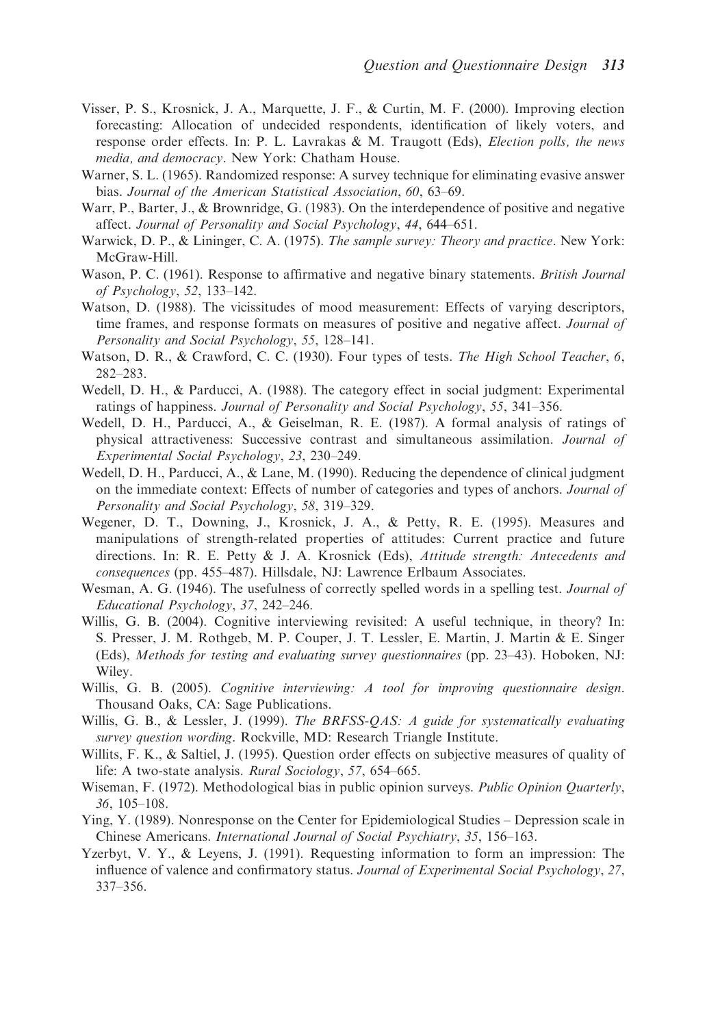Visser, P. S., Krosnick, J. A., Marquette, J. F., & Curtin, M. F. (2000). Improving election forecasting: Allocation of undecided respondents, identification of likely voters, and response order effects. In: P. L. Lavrakas & M. Traugott (Eds), *Election polls, the news media, and democracy*. New York: Chatham House.

Warner, S. L. (1965). Randomized response: A survey technique for eliminating evasive answer bias. *Journal of the American Statistical Association*, *60*, 63–69.

Warr, P., Barter, J., & Brownridge, G. (1983). On the interdependence of positive and negative affect. *Journal of Personality and Social Psychology*, *44*, 644–651.

Warwick, D. P., & Lininger, C. A. (1975). *The sample survey: Theory and practice*. New York: McGraw-Hill.

Wason, P. C. (1961). Response to affirmative and negative binary statements. *British Journal of Psychology*, *52*, 133–142.

Watson, D. (1988). The vicissitudes of mood measurement: Effects of varying descriptors, time frames, and response formats on measures of positive and negative affect. *Journal of Personality and Social Psychology*, *55*, 128–141.

Watson, D. R., & Crawford, C. C. (1930). Four types of tests. *The High School Teacher*, *6*, 282–283.

Wedell, D. H., & Parducci, A. (1988). The category effect in social judgment: Experimental ratings of happiness. *Journal of Personality and Social Psychology*, *55*, 341–356.

Wedell, D. H., Parducci, A., & Geiselman, R. E. (1987). A formal analysis of ratings of physical attractiveness: Successive contrast and simultaneous assimilation. *Journal of Experimental Social Psychology*, *23*, 230–249.

Wedell, D. H., Parducci, A., & Lane, M. (1990). Reducing the dependence of clinical judgment on the immediate context: Effects of number of categories and types of anchors. *Journal of Personality and Social Psychology*, *58*, 319–329.

Wegener, D. T., Downing, J., Krosnick, J. A., & Petty, R. E. (1995). Measures and manipulations of strength-related properties of attitudes: Current practice and future directions. In: R. E. Petty & J. A. Krosnick (Eds), *Attitude strength: Antecedents and consequences* (pp. 455–487). Hillsdale, NJ: Lawrence Erlbaum Associates.

Wesman, A. G. (1946). The usefulness of correctly spelled words in a spelling test. *Journal of Educational Psychology*, *37*, 242–246.

Willis, G. B. (2004). Cognitive interviewing revisited: A useful technique, in theory? In: S. Presser, J. M. Rothgeb, M. P. Couper, J. T. Lessler, E. Martin, J. Martin & E. Singer (Eds), *Methods for testing and evaluating survey questionnaires* (pp. 23–43). Hoboken, NJ: Wiley.

Willis, G. B. (2005). *Cognitive interviewing: A tool for improving questionnaire design*. Thousand Oaks, CA: Sage Publications.

Willis, G. B., & Lessler, J. (1999). *The BRFSS-QAS: A guide for systematically evaluating survey question wording*. Rockville, MD: Research Triangle Institute.

Willits, F. K., & Saltiel, J. (1995). Question order effects on subjective measures of quality of life: A two-state analysis. *Rural Sociology*, *57*, 654–665.

Wiseman, F. (1972). Methodological bias in public opinion surveys. *Public Opinion Quarterly*, *36*, 105–108.

Ying, Y. (1989). Nonresponse on the Center for Epidemiological Studies – Depression scale in Chinese Americans. *International Journal of Social Psychiatry*, *35*, 156–163.

Yzerbyt, V. Y., & Leyens, J. (1991). Requesting information to form an impression: The influence of valence and confirmatory status. *Journal of Experimental Social Psychology*, *27*, 337–356.